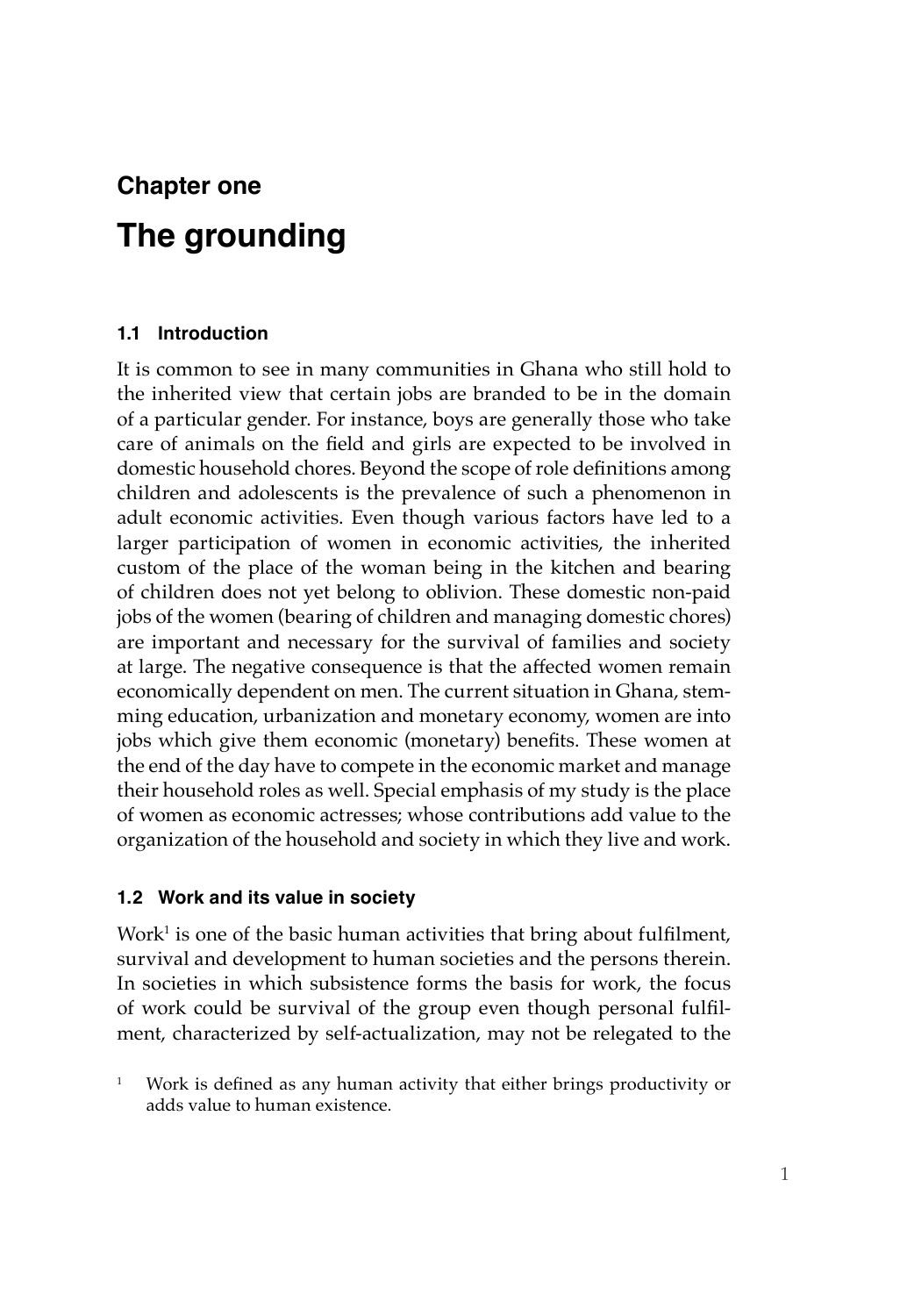# Chapter one

# The grounding

## 1.1 Introduction

It is common to see in many communities in Ghana who still hold to the inherited view that certain jobs are branded to be in the domain of a particular gender. For instance, boys are generally those who take care of animals on the field and girls are expected to be involved in domestic household chores. Beyond the scope of role definitions among children and adolescents is the prevalence of such a phenomenon in adult economic activities. Even though various factors have led to a larger participation of women in economic activities, the inherited custom of the place of the woman being in the kitchen and bearing of children does not yet belong to oblivion. These domestic non-paid jobs of the women (bearing of children and managing domestic chores) are important and necessary for the survival of families and society at large. The negative consequence is that the affected women remain economically dependent on men. The current situation in Ghana, stemming education, urbanization and monetary economy, women are into jobs which give them economic (monetary) benefits. These women at the end of the day have to compete in the economic market and manage their household roles as well. Special emphasis of my study is the place of women as economic actresses; whose contributions add value to the organization of the household and society in which they live and work.

## 1.2 Work and its value in society

Work[1] is one of the basic human activities that bring about fulfilment, survival and development to human societies and the persons therein. In societies in which subsistence forms the basis for work, the focus of work could be survival of the group even though personal fulfilment, characterized by self-actualization, may not be relegated to the

[1] Work is defined as any human activity that either brings productivity or adds value to human existence.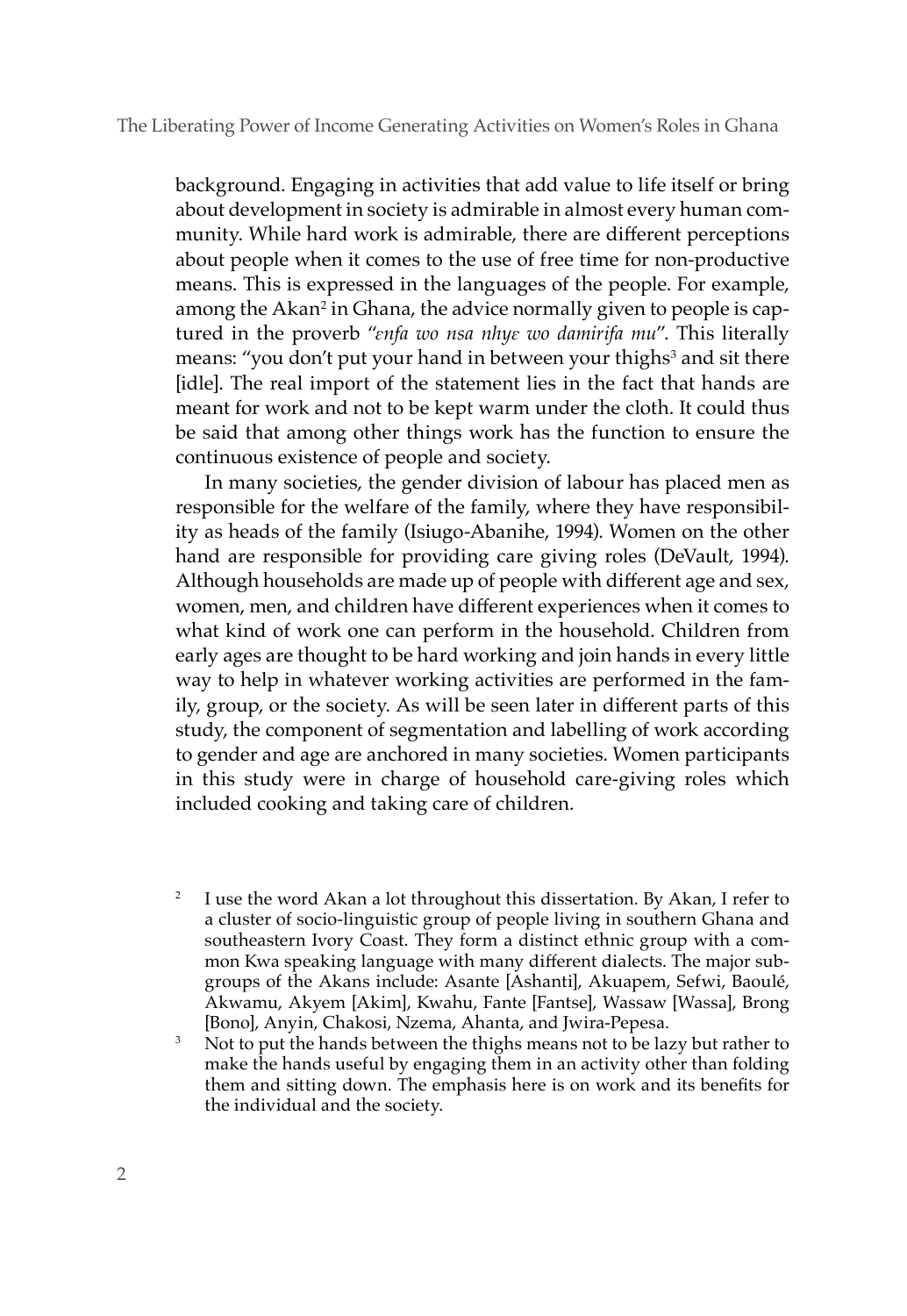background. Engaging in activities that add value to life itself or bring about development in society is admirable in almost every human community. While hard work is admirable, there are different perceptions about people when it comes to the use of free time for non-productive means. This is expressed in the languages of the people. For example, among the Akan[2] in Ghana, the advice normally given to people is captured in the proverb "*ɛnfa wo nsa nhyɛ wo damirifa mu*". This literally means: "you don't put your hand in between your thighs[3] and sit there [idle]. The real import of the statement lies in the fact that hands are meant for work and not to be kept warm under the cloth. It could thus be said that among other things work has the function to ensure the continuous existence of people and society.

In many societies, the gender division of labour has placed men as responsible for the welfare of the family, where they have responsibility as heads of the family (Isiugo-Abanihe, 1994). Women on the other hand are responsible for providing care giving roles (DeVault, 1994). Although households are made up of people with different age and sex, women, men, and children have different experiences when it comes to what kind of work one can perform in the household. Children from early ages are thought to be hard working and join hands in every little way to help in whatever working activities are performed in the family, group, or the society. As will be seen later in different parts of this study, the component of segmentation and labelling of work according to gender and age are anchored in many societies. Women participants in this study were in charge of household care-giving roles which included cooking and taking care of children.

[2] I use the word Akan a lot throughout this dissertation. By Akan, I refer to a cluster of socio-linguistic group of people living in southern Ghana and southeastern Ivory Coast. They form a distinct ethnic group with a common Kwa speaking language with many different dialects. The major subgroups of the Akans include: Asante [Ashanti], Akuapem, Sefwi, Baoulé, Akwamu, Akyem [Akim], Kwahu, Fante [Fantse], Wassaw [Wassa], Brong [Bono], Anyin, Chakosi, Nzema, Ahanta, and Jwira-Pepesa.

[3] Not to put the hands between the thighs means not to be lazy but rather to make the hands useful by engaging them in an activity other than folding them and sitting down. The emphasis here is on work and its benefits for the individual and the society.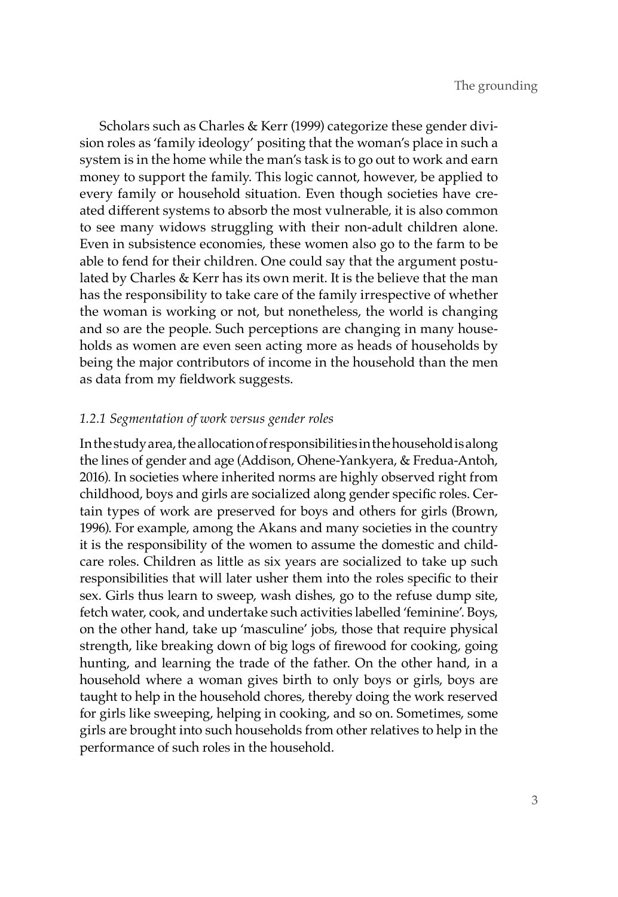Scholars such as Charles & Kerr (1999) categorize these gender division roles as 'family ideology' positing that the woman's place in such a system is in the home while the man's task is to go out to work and earn money to support the family. This logic cannot, however, be applied to every family or household situation. Even though societies have created different systems to absorb the most vulnerable, it is also common to see many widows struggling with their non-adult children alone. Even in subsistence economies, these women also go to the farm to be able to fend for their children. One could say that the argument postulated by Charles & Kerr has its own merit. It is the believe that the man has the responsibility to take care of the family irrespective of whether the woman is working or not, but nonetheless, the world is changing and so are the people. Such perceptions are changing in many households as women are even seen acting more as heads of households by being the major contributors of income in the household than the men as data from my fieldwork suggests.

### *1.2.1 Segmentation of work versus gender roles*

In the study area, the allocation of responsibilities in the household is along the lines of gender and age (Addison, Ohene-Yankyera, & Fredua-Antoh, 2016). In societies where inherited norms are highly observed right from childhood, boys and girls are socialized along gender specific roles. Certain types of work are preserved for boys and others for girls (Brown, 1996). For example, among the Akans and many societies in the country it is the responsibility of the women to assume the domestic and child-care roles. Children as little as six years are socialized to take up such responsibilities that will later usher them into the roles specific to their sex. Girls thus learn to sweep, wash dishes, go to the refuse dump site, fetch water, cook, and undertake such activities labelled 'feminine'. Boys, on the other hand, take up 'masculine' jobs, those that require physical strength, like breaking down of big logs of firewood for cooking, going hunting, and learning the trade of the father. On the other hand, in a household where a woman gives birth to only boys or girls, boys are taught to help in the household chores, thereby doing the work reserved for girls like sweeping, helping in cooking, and so on. Sometimes, some girls are brought into such households from other relatives to help in the performance of such roles in the household.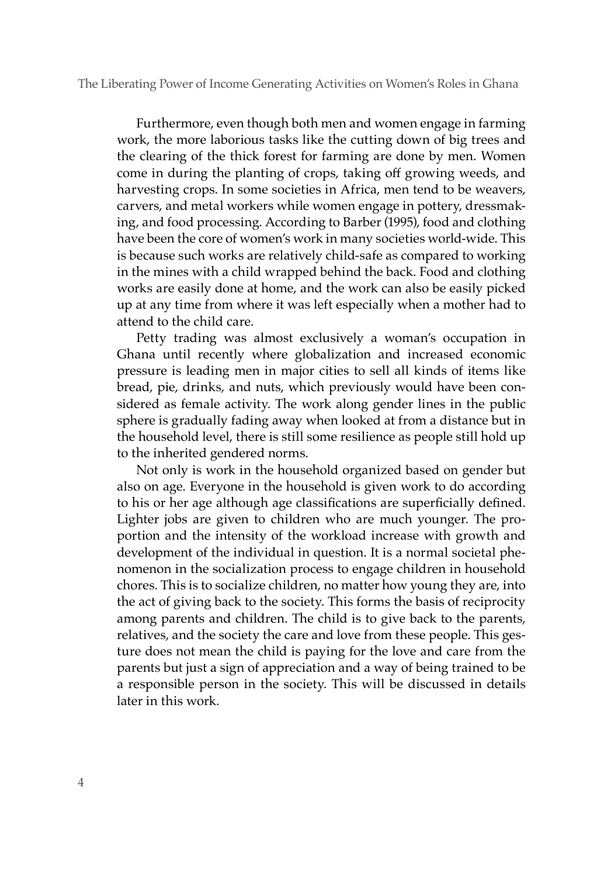Furthermore, even though both men and women engage in farming work, the more laborious tasks like the cutting down of big trees and the clearing of the thick forest for farming are done by men. Women come in during the planting of crops, taking off growing weeds, and harvesting crops. In some societies in Africa, men tend to be weavers, carvers, and metal workers while women engage in pottery, dressmaking, and food processing. According to Barber (1995), food and clothing have been the core of women's work in many societies world-wide. This is because such works are relatively child-safe as compared to working in the mines with a child wrapped behind the back. Food and clothing works are easily done at home, and the work can also be easily picked up at any time from where it was left especially when a mother had to attend to the child care.

Petty trading was almost exclusively a woman's occupation in Ghana until recently where globalization and increased economic pressure is leading men in major cities to sell all kinds of items like bread, pie, drinks, and nuts, which previously would have been considered as female activity. The work along gender lines in the public sphere is gradually fading away when looked at from a distance but in the household level, there is still some resilience as people still hold up to the inherited gendered norms.

Not only is work in the household organized based on gender but also on age. Everyone in the household is given work to do according to his or her age although age classifications are superficially defined. Lighter jobs are given to children who are much younger. The proportion and the intensity of the workload increase with growth and development of the individual in question. It is a normal societal phenomenon in the socialization process to engage children in household chores. This is to socialize children, no matter how young they are, into the act of giving back to the society. This forms the basis of reciprocity among parents and children. The child is to give back to the parents, relatives, and the society the care and love from these people. This gesture does not mean the child is paying for the love and care from the parents but just a sign of appreciation and a way of being trained to be a responsible person in the society. This will be discussed in details later in this work.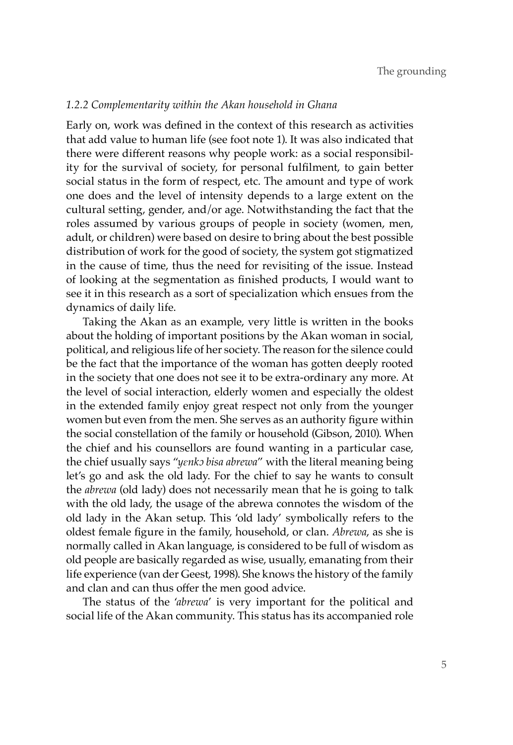### *1.2.2 Complementarity within the Akan household in Ghana*

Early on, work was defined in the context of this research as activities that add value to human life (see foot note 1). It was also indicated that there were different reasons why people work: as a social responsibility for the survival of society, for personal fulfilment, to gain better social status in the form of respect, etc. The amount and type of work one does and the level of intensity depends to a large extent on the cultural setting, gender, and/or age. Notwithstanding the fact that the roles assumed by various groups of people in society (women, men, adult, or children) were based on desire to bring about the best possible distribution of work for the good of society, the system got stigmatized in the cause of time, thus the need for revisiting of the issue. Instead of looking at the segmentation as finished products, I would want to see it in this research as a sort of specialization which ensues from the dynamics of daily life.

Taking the Akan as an example, very little is written in the books about the holding of important positions by the Akan woman in social, political, and religious life of her society. The reason for the silence could be the fact that the importance of the woman has gotten deeply rooted in the society that one does not see it to be extra-ordinary any more. At the level of social interaction, elderly women and especially the oldest in the extended family enjoy great respect not only from the younger women but even from the men. She serves as an authority figure within the social constellation of the family or household (Gibson, 2010). When the chief and his counsellors are found wanting in a particular case, the chief usually says "*yɛnkɔ bisa abrewa*" with the literal meaning being let's go and ask the old lady. For the chief to say he wants to consult the *abrewa* (old lady) does not necessarily mean that he is going to talk with the old lady, the usage of the abrewa connotes the wisdom of the old lady in the Akan setup. This 'old lady' symbolically refers to the oldest female figure in the family, household, or clan. *Abrewa*, as she is normally called in Akan language, is considered to be full of wisdom as old people are basically regarded as wise, usually, emanating from their life experience (van der Geest, 1998). She knows the history of the family and clan and can thus offer the men good advice.

The status of the '*abrewa*' is very important for the political and social life of the Akan community. This status has its accompanied role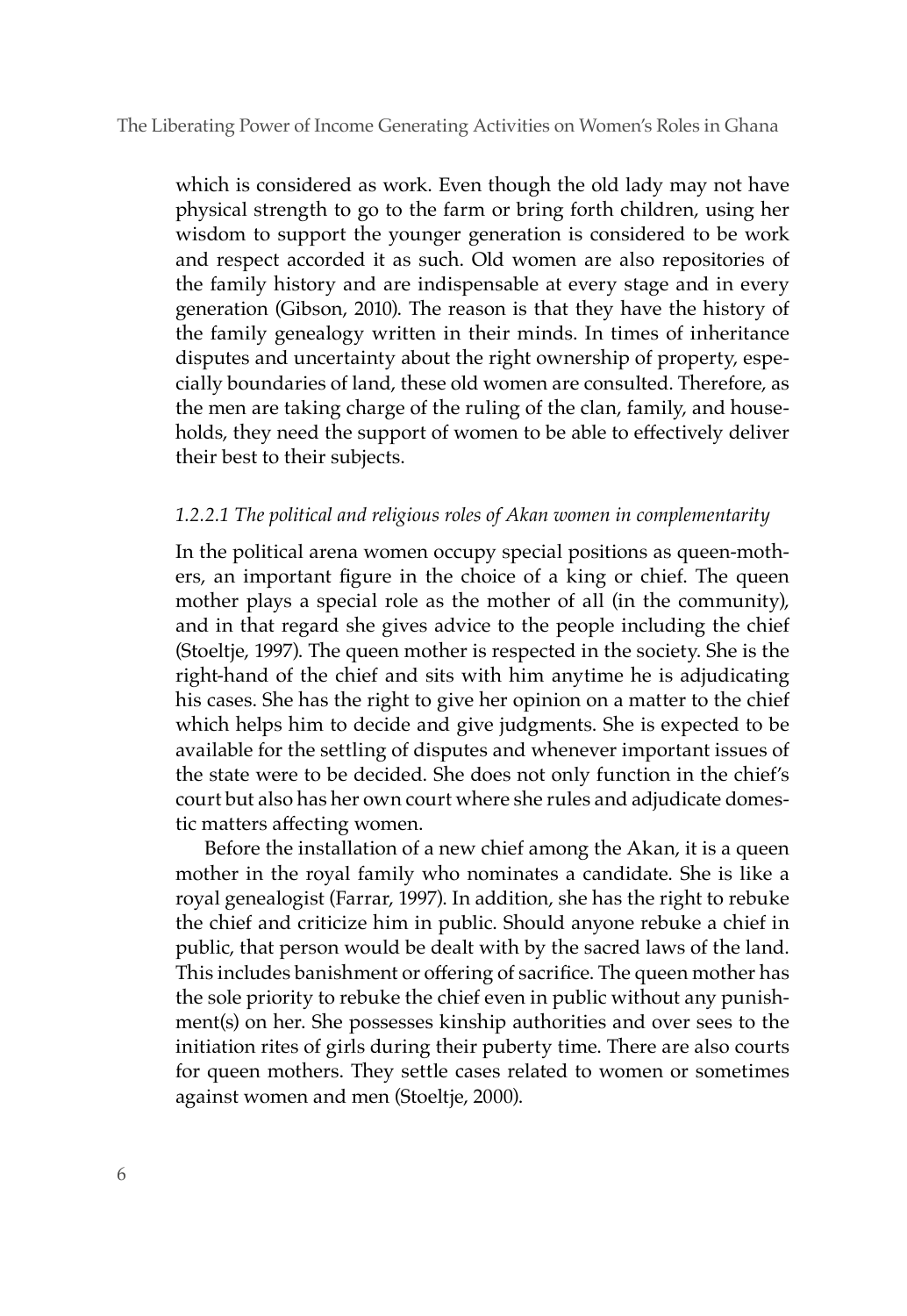which is considered as work. Even though the old lady may not have physical strength to go to the farm or bring forth children, using her wisdom to support the younger generation is considered to be work and respect accorded it as such. Old women are also repositories of the family history and are indispensable at every stage and in every generation (Gibson, 2010). The reason is that they have the history of the family genealogy written in their minds. In times of inheritance disputes and uncertainty about the right ownership of property, especially boundaries of land, these old women are consulted. Therefore, as the men are taking charge of the ruling of the clan, family, and households, they need the support of women to be able to effectively deliver their best to their subjects.

#### *1.2.2.1 The political and religious roles of Akan women in complementarity*

In the political arena women occupy special positions as queen-mothers, an important figure in the choice of a king or chief. The queen mother plays a special role as the mother of all (in the community), and in that regard she gives advice to the people including the chief (Stoeltje, 1997). The queen mother is respected in the society. She is the right-hand of the chief and sits with him anytime he is adjudicating his cases. She has the right to give her opinion on a matter to the chief which helps him to decide and give judgments. She is expected to be available for the settling of disputes and whenever important issues of the state were to be decided. She does not only function in the chief's court but also has her own court where she rules and adjudicate domestic matters affecting women.

Before the installation of a new chief among the Akan, it is a queen mother in the royal family who nominates a candidate. She is like a royal genealogist (Farrar, 1997). In addition, she has the right to rebuke the chief and criticize him in public. Should anyone rebuke a chief in public, that person would be dealt with by the sacred laws of the land. This includes banishment or offering of sacrifice. The queen mother has the sole priority to rebuke the chief even in public without any punishment(s) on her. She possesses kinship authorities and over sees to the initiation rites of girls during their puberty time. There are also courts for queen mothers. They settle cases related to women or sometimes against women and men (Stoeltje, 2000).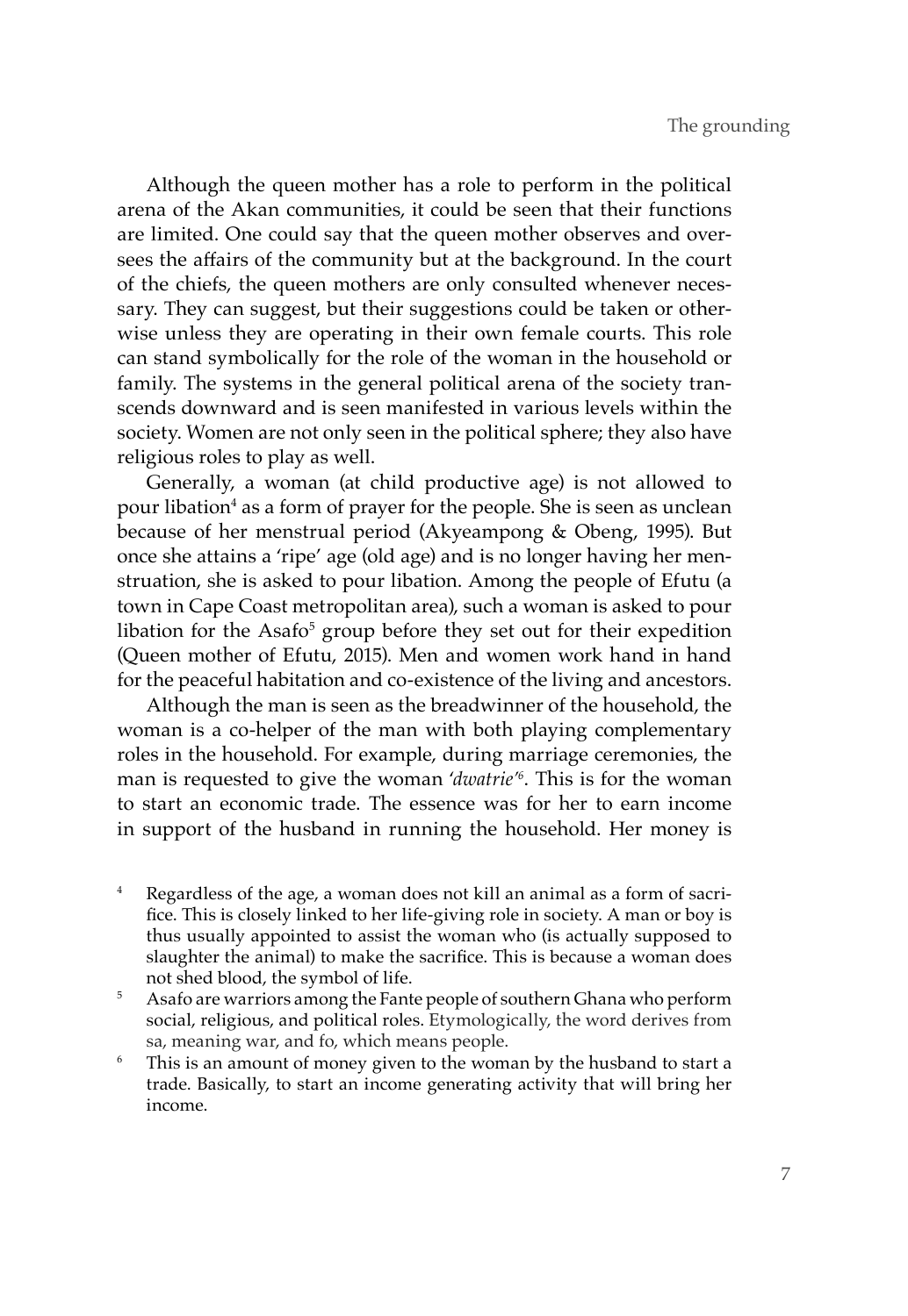Although the queen mother has a role to perform in the political arena of the Akan communities, it could be seen that their functions are limited. One could say that the queen mother observes and oversees the affairs of the community but at the background. In the court of the chiefs, the queen mothers are only consulted whenever necessary. They can suggest, but their suggestions could be taken or otherwise unless they are operating in their own female courts. This role can stand symbolically for the role of the woman in the household or family. The systems in the general political arena of the society transcends downward and is seen manifested in various levels within the society. Women are not only seen in the political sphere; they also have religious roles to play as well.

Generally, a woman (at child productive age) is not allowed to pour libation[4] as a form of prayer for the people. She is seen as unclean because of her menstrual period (Akyeampong & Obeng, 1995). But once she attains a 'ripe' age (old age) and is no longer having her menstruation, she is asked to pour libation. Among the people of Efutu (a town in Cape Coast metropolitan area), such a woman is asked to pour libation for the Asafo[5] group before they set out for their expedition (Queen mother of Efutu, 2015). Men and women work hand in hand for the peaceful habitation and co-existence of the living and ancestors.

Although the man is seen as the breadwinner of the household, the woman is a co-helper of the man with both playing complementary roles in the household. For example, during marriage ceremonies, the man is requested to give the woman '*dwatrie*'[6]. This is for the woman to start an economic trade. The essence was for her to earn income in support of the husband in running the household. Her money is

[4] Regardless of the age, a woman does not kill an animal as a form of sacrifice. This is closely linked to her life-giving role in society. A man or boy is thus usually appointed to assist the woman who (is actually supposed to slaughter the animal) to make the sacrifice. This is because a woman does not shed blood, the symbol of life.

[5] Asafo are warriors among the Fante people of southern Ghana who perform social, religious, and political roles. Etymologically, the word derives from sa, meaning war, and fo, which means people.

[6] This is an amount of money given to the woman by the husband to start a trade. Basically, to start an income generating activity that will bring her income.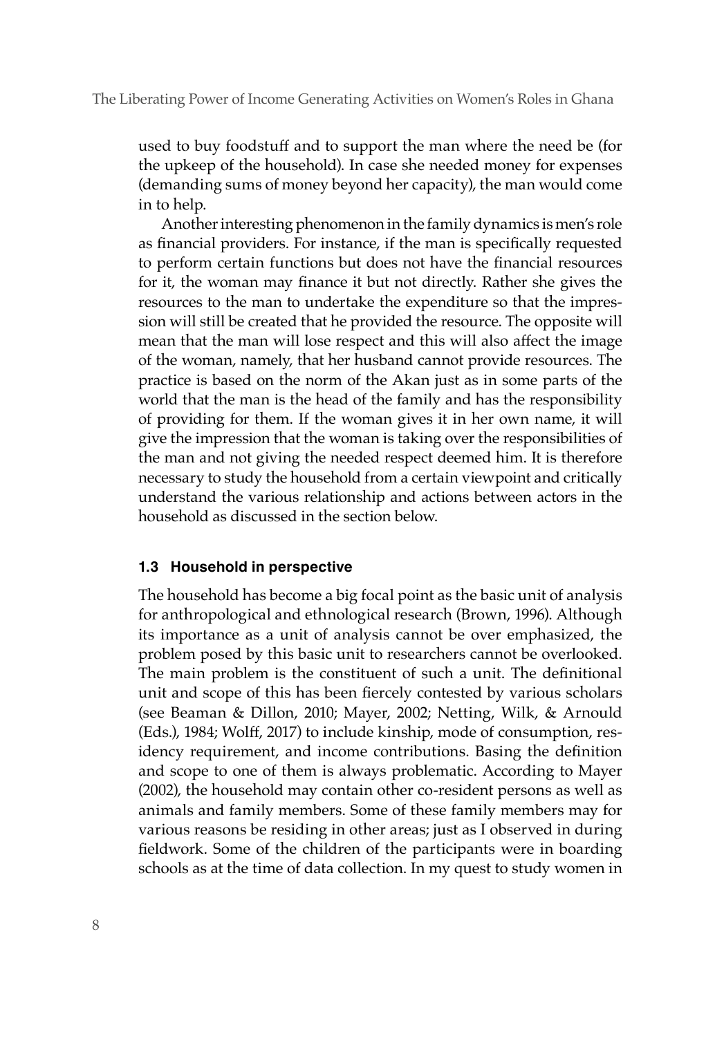used to buy foodstuff and to support the man where the need be (for the upkeep of the household). In case she needed money for expenses (demanding sums of money beyond her capacity), the man would come in to help.

Another interesting phenomenon in the family dynamics is men's role as financial providers. For instance, if the man is specifically requested to perform certain functions but does not have the financial resources for it, the woman may finance it but not directly. Rather she gives the resources to the man to undertake the expenditure so that the impression will still be created that he provided the resource. The opposite will mean that the man will lose respect and this will also affect the image of the woman, namely, that her husband cannot provide resources. The practice is based on the norm of the Akan just as in some parts of the world that the man is the head of the family and has the responsibility of providing for them. If the woman gives it in her own name, it will give the impression that the woman is taking over the responsibilities of the man and not giving the needed respect deemed him. It is therefore necessary to study the household from a certain viewpoint and critically understand the various relationship and actions between actors in the household as discussed in the section below.

### 1.3 Household in perspective

The household has become a big focal point as the basic unit of analysis for anthropological and ethnological research (Brown, 1996). Although its importance as a unit of analysis cannot be over emphasized, the problem posed by this basic unit to researchers cannot be overlooked. The main problem is the constituent of such a unit. The definitional unit and scope of this has been fiercely contested by various scholars (see Beaman & Dillon, 2010; Mayer, 2002; Netting, Wilk, & Arnould (Eds.), 1984; Wolff, 2017) to include kinship, mode of consumption, residency requirement, and income contributions. Basing the definition and scope to one of them is always problematic. According to Mayer (2002), the household may contain other co-resident persons as well as animals and family members. Some of these family members may for various reasons be residing in other areas; just as I observed in during fieldwork. Some of the children of the participants were in boarding schools as at the time of data collection. In my quest to study women in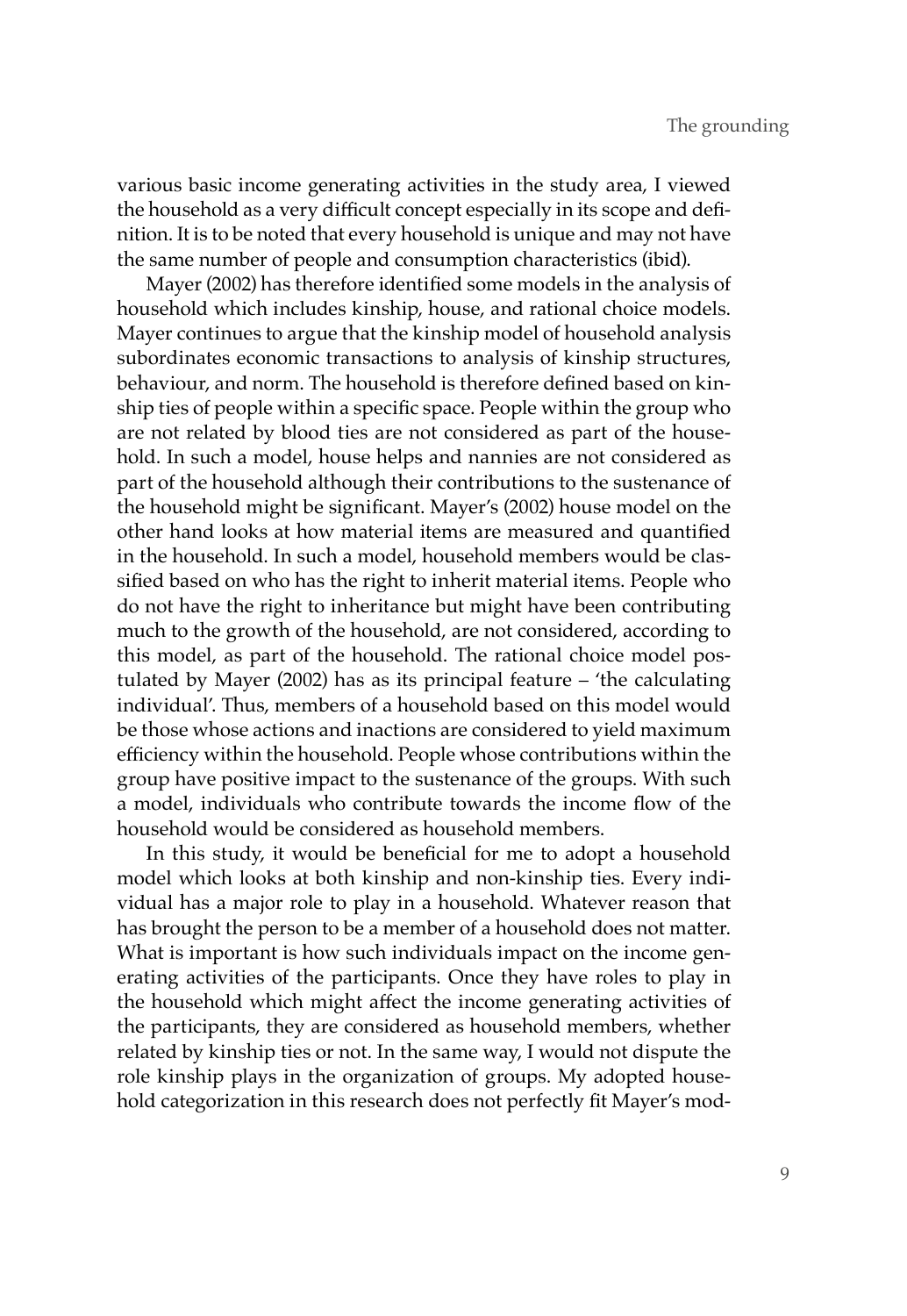various basic income generating activities in the study area, I viewed the household as a very difficult concept especially in its scope and definition. It is to be noted that every household is unique and may not have the same number of people and consumption characteristics (ibid).

Mayer (2002) has therefore identified some models in the analysis of household which includes kinship, house, and rational choice models. Mayer continues to argue that the kinship model of household analysis subordinates economic transactions to analysis of kinship structures, behaviour, and norm. The household is therefore defined based on kinship ties of people within a specific space. People within the group who are not related by blood ties are not considered as part of the household. In such a model, house helps and nannies are not considered as part of the household although their contributions to the sustenance of the household might be significant. Mayer's (2002) house model on the other hand looks at how material items are measured and quantified in the household. In such a model, household members would be classified based on who has the right to inherit material items. People who do not have the right to inheritance but might have been contributing much to the growth of the household, are not considered, according to this model, as part of the household. The rational choice model postulated by Mayer (2002) has as its principal feature – 'the calculating individual'. Thus, members of a household based on this model would be those whose actions and inactions are considered to yield maximum efficiency within the household. People whose contributions within the group have positive impact to the sustenance of the groups. With such a model, individuals who contribute towards the income flow of the household would be considered as household members.

In this study, it would be beneficial for me to adopt a household model which looks at both kinship and non-kinship ties. Every individual has a major role to play in a household. Whatever reason that has brought the person to be a member of a household does not matter. What is important is how such individuals impact on the income generating activities of the participants. Once they have roles to play in the household which might affect the income generating activities of the participants, they are considered as household members, whether related by kinship ties or not. In the same way, I would not dispute the role kinship plays in the organization of groups. My adopted household categorization in this research does not perfectly fit Mayer's mod-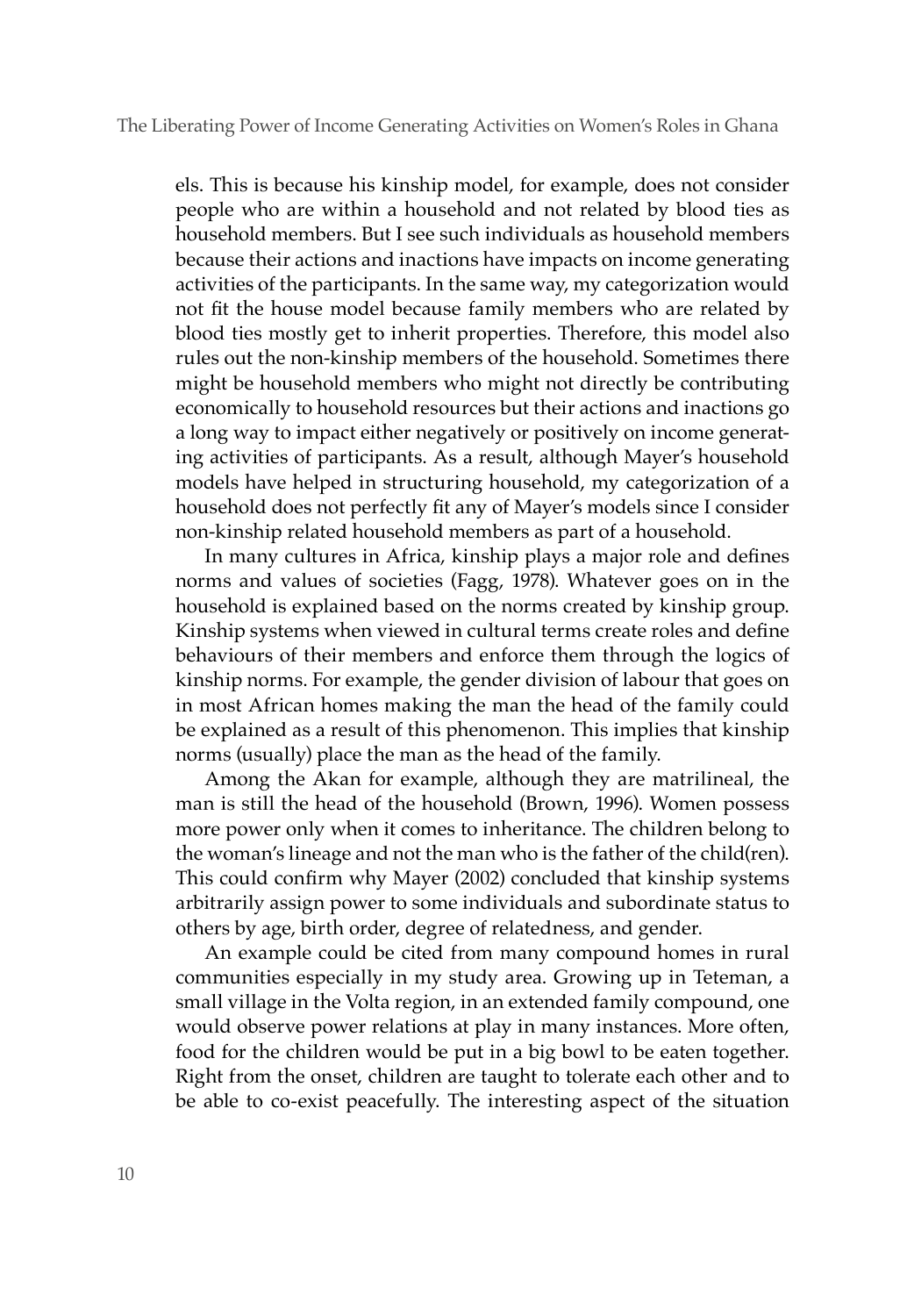els. This is because his kinship model, for example, does not consider people who are within a household and not related by blood ties as household members. But I see such individuals as household members because their actions and inactions have impacts on income generating activities of the participants. In the same way, my categorization would not fit the house model because family members who are related by blood ties mostly get to inherit properties. Therefore, this model also rules out the non-kinship members of the household. Sometimes there might be household members who might not directly be contributing economically to household resources but their actions and inactions go a long way to impact either negatively or positively on income generating activities of participants. As a result, although Mayer's household models have helped in structuring household, my categorization of a household does not perfectly fit any of Mayer's models since I consider non-kinship related household members as part of a household.

In many cultures in Africa, kinship plays a major role and defines norms and values of societies (Fagg, 1978). Whatever goes on in the household is explained based on the norms created by kinship group. Kinship systems when viewed in cultural terms create roles and define behaviours of their members and enforce them through the logics of kinship norms. For example, the gender division of labour that goes on in most African homes making the man the head of the family could be explained as a result of this phenomenon. This implies that kinship norms (usually) place the man as the head of the family.

Among the Akan for example, although they are matrilineal, the man is still the head of the household (Brown, 1996). Women possess more power only when it comes to inheritance. The children belong to the woman's lineage and not the man who is the father of the child(ren). This could confirm why Mayer (2002) concluded that kinship systems arbitrarily assign power to some individuals and subordinate status to others by age, birth order, degree of relatedness, and gender.

An example could be cited from many compound homes in rural communities especially in my study area. Growing up in Teteman, a small village in the Volta region, in an extended family compound, one would observe power relations at play in many instances. More often, food for the children would be put in a big bowl to be eaten together. Right from the onset, children are taught to tolerate each other and to be able to co-exist peacefully. The interesting aspect of the situation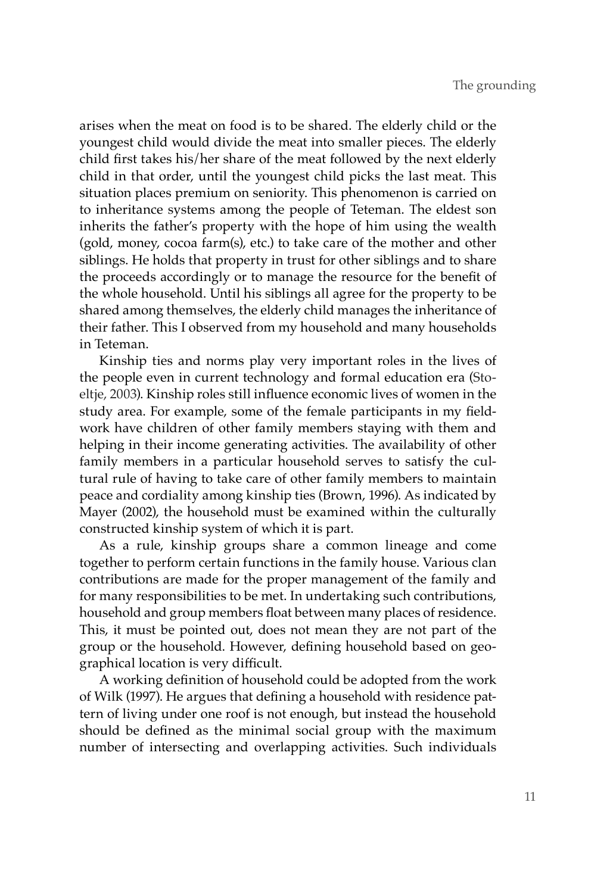arises when the meat on food is to be shared. The elderly child or the youngest child would divide the meat into smaller pieces. The elderly child first takes his/her share of the meat followed by the next elderly child in that order, until the youngest child picks the last meat. This situation places premium on seniority. This phenomenon is carried on to inheritance systems among the people of Teteman. The eldest son inherits the father's property with the hope of him using the wealth (gold, money, cocoa farm(s), etc.) to take care of the mother and other siblings. He holds that property in trust for other siblings and to share the proceeds accordingly or to manage the resource for the benefit of the whole household. Until his siblings all agree for the property to be shared among themselves, the elderly child manages the inheritance of their father. This I observed from my household and many households in Teteman.

Kinship ties and norms play very important roles in the lives of the people even in current technology and formal education era (Stoeltje, 2003). Kinship roles still influence economic lives of women in the study area. For example, some of the female participants in my fieldwork have children of other family members staying with them and helping in their income generating activities. The availability of other family members in a particular household serves to satisfy the cultural rule of having to take care of other family members to maintain peace and cordiality among kinship ties (Brown, 1996). As indicated by Mayer (2002), the household must be examined within the culturally constructed kinship system of which it is part.

As a rule, kinship groups share a common lineage and come together to perform certain functions in the family house. Various clan contributions are made for the proper management of the family and for many responsibilities to be met. In undertaking such contributions, household and group members float between many places of residence. This, it must be pointed out, does not mean they are not part of the group or the household. However, defining household based on geographical location is very difficult.

A working definition of household could be adopted from the work of Wilk (1997). He argues that defining a household with residence pattern of living under one roof is not enough, but instead the household should be defined as the minimal social group with the maximum number of intersecting and overlapping activities. Such individuals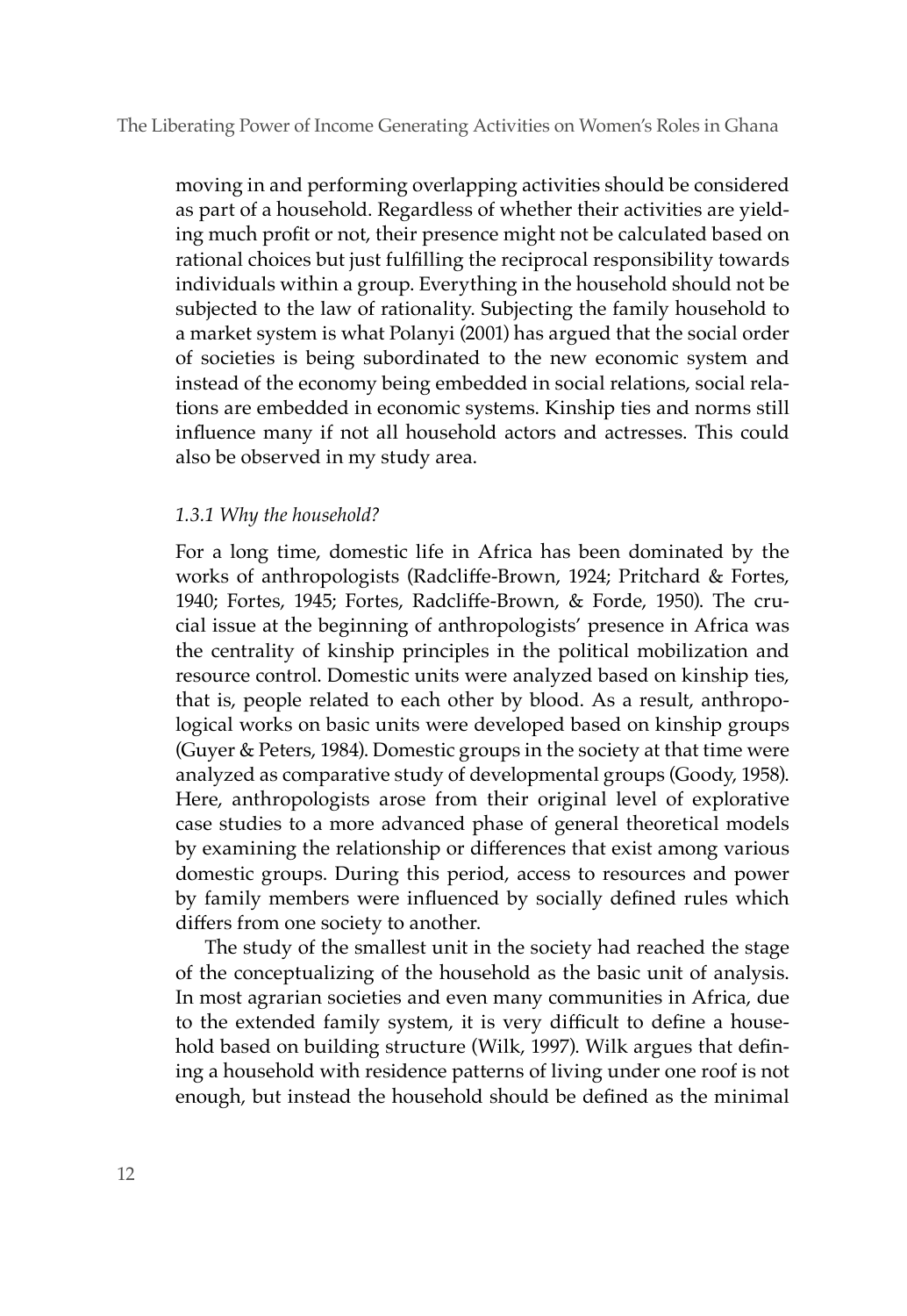moving in and performing overlapping activities should be considered as part of a household. Regardless of whether their activities are yielding much profit or not, their presence might not be calculated based on rational choices but just fulfilling the reciprocal responsibility towards individuals within a group. Everything in the household should not be subjected to the law of rationality. Subjecting the family household to a market system is what Polanyi (2001) has argued that the social order of societies is being subordinated to the new economic system and instead of the economy being embedded in social relations, social relations are embedded in economic systems. Kinship ties and norms still influence many if not all household actors and actresses. This could also be observed in my study area.

### *1.3.1 Why the household?*

For a long time, domestic life in Africa has been dominated by the works of anthropologists (Radcliffe-Brown, 1924; Pritchard & Fortes, 1940; Fortes, 1945; Fortes, Radcliffe-Brown, & Forde, 1950). The crucial issue at the beginning of anthropologists' presence in Africa was the centrality of kinship principles in the political mobilization and resource control. Domestic units were analyzed based on kinship ties, that is, people related to each other by blood. As a result, anthropological works on basic units were developed based on kinship groups (Guyer & Peters, 1984). Domestic groups in the society at that time were analyzed as comparative study of developmental groups (Goody, 1958). Here, anthropologists arose from their original level of explorative case studies to a more advanced phase of general theoretical models by examining the relationship or differences that exist among various domestic groups. During this period, access to resources and power by family members were influenced by socially defined rules which differs from one society to another.

The study of the smallest unit in the society had reached the stage of the conceptualizing of the household as the basic unit of analysis. In most agrarian societies and even many communities in Africa, due to the extended family system, it is very difficult to define a household based on building structure (Wilk, 1997). Wilk argues that defining a household with residence patterns of living under one roof is not enough, but instead the household should be defined as the minimal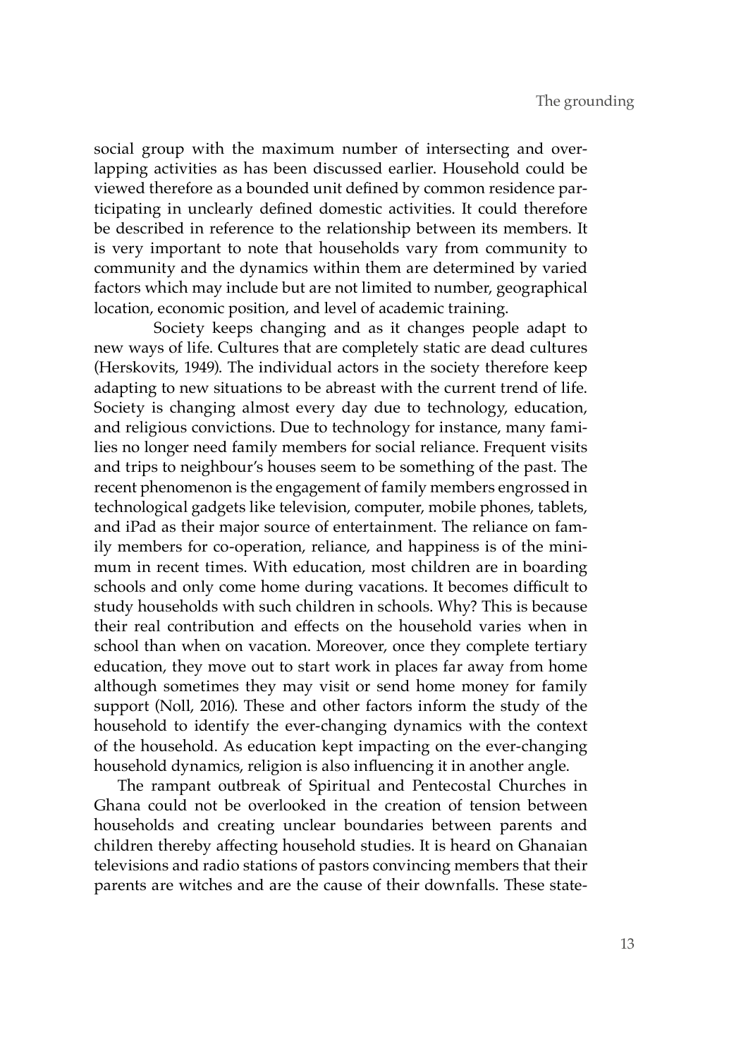social group with the maximum number of intersecting and overlapping activities as has been discussed earlier. Household could be viewed therefore as a bounded unit defined by common residence participating in unclearly defined domestic activities. It could therefore be described in reference to the relationship between its members. It is very important to note that households vary from community to community and the dynamics within them are determined by varied factors which may include but are not limited to number, geographical location, economic position, and level of academic training.

Society keeps changing and as it changes people adapt to new ways of life. Cultures that are completely static are dead cultures (Herskovits, 1949). The individual actors in the society therefore keep adapting to new situations to be abreast with the current trend of life. Society is changing almost every day due to technology, education, and religious convictions. Due to technology for instance, many families no longer need family members for social reliance. Frequent visits and trips to neighbour's houses seem to be something of the past. The recent phenomenon is the engagement of family members engrossed in technological gadgets like television, computer, mobile phones, tablets, and iPad as their major source of entertainment. The reliance on family members for co-operation, reliance, and happiness is of the minimum in recent times. With education, most children are in boarding schools and only come home during vacations. It becomes difficult to study households with such children in schools. Why? This is because their real contribution and effects on the household varies when in school than when on vacation. Moreover, once they complete tertiary education, they move out to start work in places far away from home although sometimes they may visit or send home money for family support (Noll, 2016). These and other factors inform the study of the household to identify the ever-changing dynamics with the context of the household. As education kept impacting on the ever-changing household dynamics, religion is also influencing it in another angle.

The rampant outbreak of Spiritual and Pentecostal Churches in Ghana could not be overlooked in the creation of tension between households and creating unclear boundaries between parents and children thereby affecting household studies. It is heard on Ghanaian televisions and radio stations of pastors convincing members that their parents are witches and are the cause of their downfalls. These state-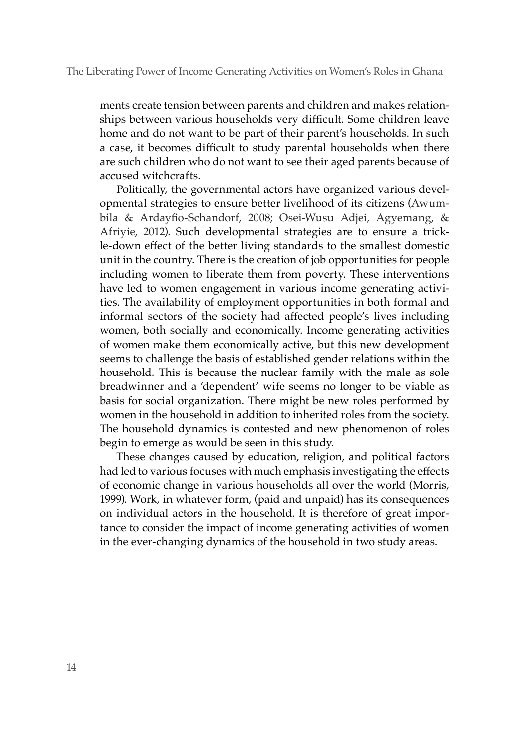ments create tension between parents and children and makes relationships between various households very difficult. Some children leave home and do not want to be part of their parent's households. In such a case, it becomes difficult to study parental households when there are such children who do not want to see their aged parents because of accused witchcrafts.

Politically, the governmental actors have organized various developmental strategies to ensure better livelihood of its citizens (Awumbila & Ardayfio-Schandorf, 2008; Osei-Wusu Adjei, Agyemang, & Afriyie, 2012). Such developmental strategies are to ensure a trickle-down effect of the better living standards to the smallest domestic unit in the country. There is the creation of job opportunities for people including women to liberate them from poverty. These interventions have led to women engagement in various income generating activities. The availability of employment opportunities in both formal and informal sectors of the society had affected people's lives including women, both socially and economically. Income generating activities of women make them economically active, but this new development seems to challenge the basis of established gender relations within the household. This is because the nuclear family with the male as sole breadwinner and a 'dependent' wife seems no longer to be viable as basis for social organization. There might be new roles performed by women in the household in addition to inherited roles from the society. The household dynamics is contested and new phenomenon of roles begin to emerge as would be seen in this study.

These changes caused by education, religion, and political factors had led to various focuses with much emphasis investigating the effects of economic change in various households all over the world (Morris, 1999). Work, in whatever form, (paid and unpaid) has its consequences on individual actors in the household. It is therefore of great importance to consider the impact of income generating activities of women in the ever-changing dynamics of the household in two study areas.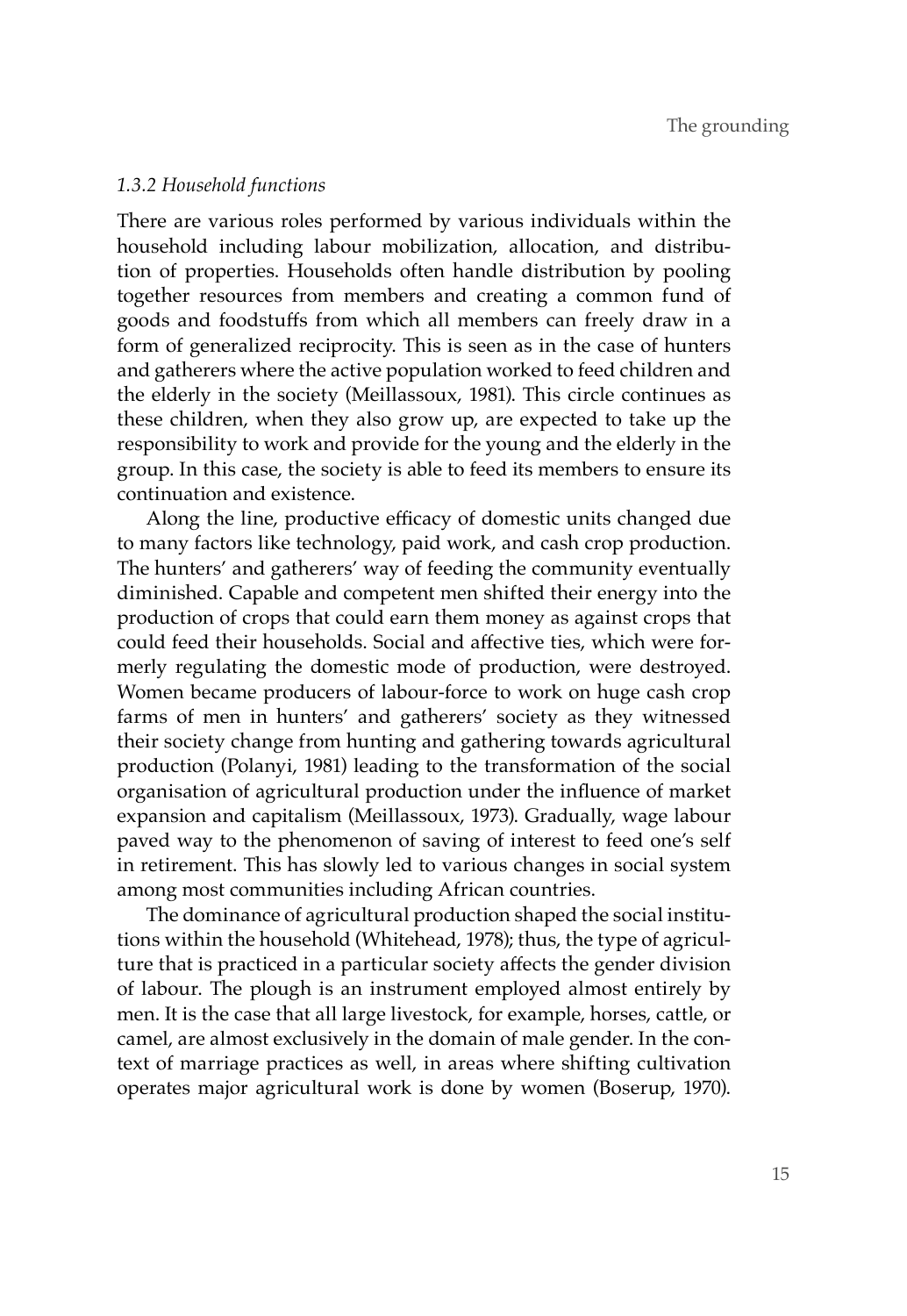### *1.3.2 Household functions*

There are various roles performed by various individuals within the household including labour mobilization, allocation, and distribution of properties. Households often handle distribution by pooling together resources from members and creating a common fund of goods and foodstuffs from which all members can freely draw in a form of generalized reciprocity. This is seen as in the case of hunters and gatherers where the active population worked to feed children and the elderly in the society (Meillassoux, 1981). This circle continues as these children, when they also grow up, are expected to take up the responsibility to work and provide for the young and the elderly in the group. In this case, the society is able to feed its members to ensure its continuation and existence.

Along the line, productive efficacy of domestic units changed due to many factors like technology, paid work, and cash crop production. The hunters' and gatherers' way of feeding the community eventually diminished. Capable and competent men shifted their energy into the production of crops that could earn them money as against crops that could feed their households. Social and affective ties, which were formerly regulating the domestic mode of production, were destroyed. Women became producers of labour-force to work on huge cash crop farms of men in hunters' and gatherers' society as they witnessed their society change from hunting and gathering towards agricultural production (Polanyi, 1981) leading to the transformation of the social organisation of agricultural production under the influence of market expansion and capitalism (Meillassoux, 1973). Gradually, wage labour paved way to the phenomenon of saving of interest to feed one's self in retirement. This has slowly led to various changes in social system among most communities including African countries.

The dominance of agricultural production shaped the social institutions within the household (Whitehead, 1978); thus, the type of agriculture that is practiced in a particular society affects the gender division of labour. The plough is an instrument employed almost entirely by men. It is the case that all large livestock, for example, horses, cattle, or camel, are almost exclusively in the domain of male gender. In the context of marriage practices as well, in areas where shifting cultivation operates major agricultural work is done by women (Boserup, 1970).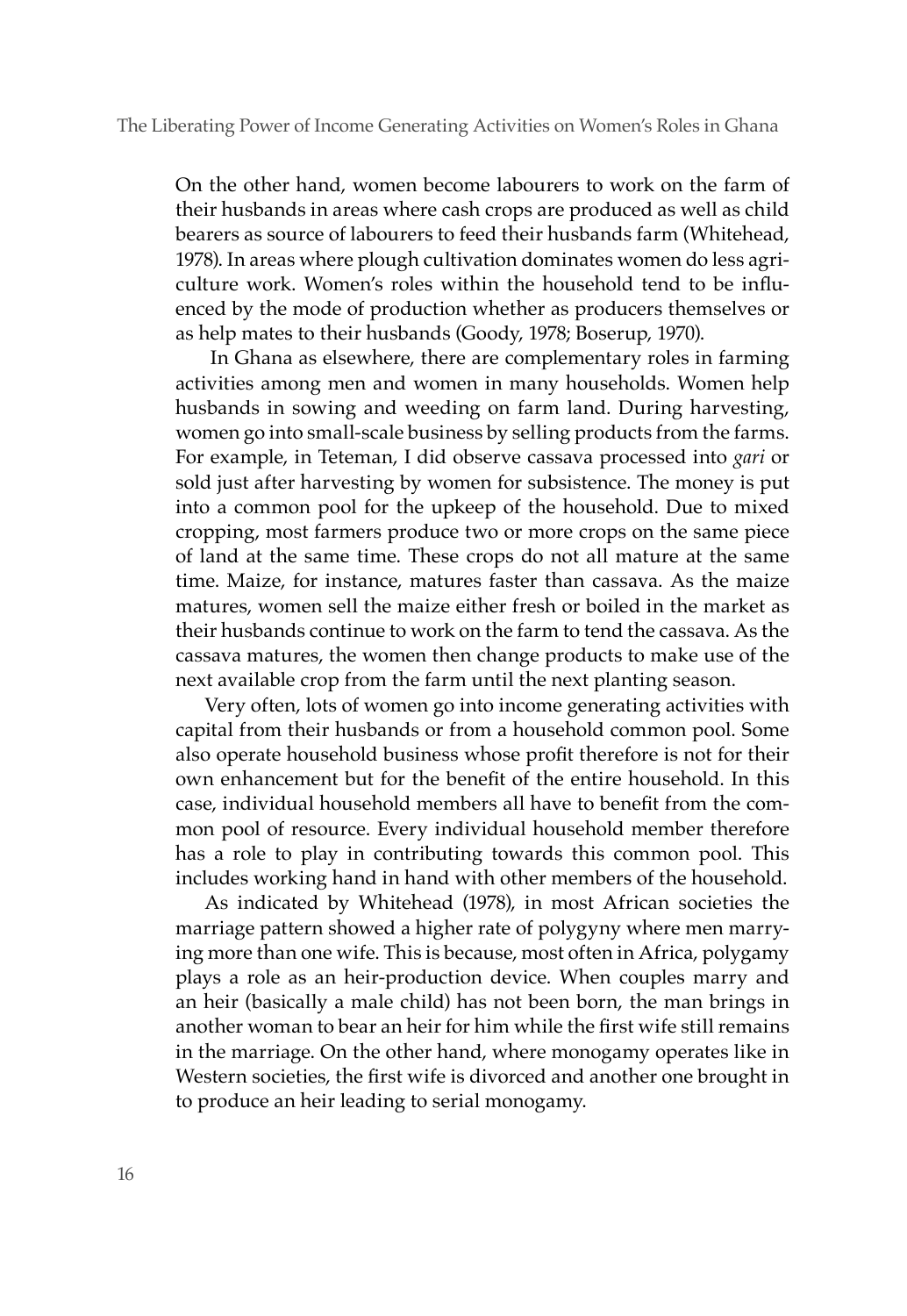On the other hand, women become labourers to work on the farm of their husbands in areas where cash crops are produced as well as child bearers as source of labourers to feed their husbands farm (Whitehead, 1978). In areas where plough cultivation dominates women do less agriculture work. Women's roles within the household tend to be influenced by the mode of production whether as producers themselves or as help mates to their husbands (Goody, 1978; Boserup, 1970).

In Ghana as elsewhere, there are complementary roles in farming activities among men and women in many households. Women help husbands in sowing and weeding on farm land. During harvesting, women go into small-scale business by selling products from the farms. For example, in Teteman, I did observe cassava processed into *gari* or sold just after harvesting by women for subsistence. The money is put into a common pool for the upkeep of the household. Due to mixed cropping, most farmers produce two or more crops on the same piece of land at the same time. These crops do not all mature at the same time. Maize, for instance, matures faster than cassava. As the maize matures, women sell the maize either fresh or boiled in the market as their husbands continue to work on the farm to tend the cassava. As the cassava matures, the women then change products to make use of the next available crop from the farm until the next planting season.

Very often, lots of women go into income generating activities with capital from their husbands or from a household common pool. Some also operate household business whose profit therefore is not for their own enhancement but for the benefit of the entire household. In this case, individual household members all have to benefit from the common pool of resource. Every individual household member therefore has a role to play in contributing towards this common pool. This includes working hand in hand with other members of the household.

As indicated by Whitehead (1978), in most African societies the marriage pattern showed a higher rate of polygyny where men marrying more than one wife. This is because, most often in Africa, polygamy plays a role as an heir-production device. When couples marry and an heir (basically a male child) has not been born, the man brings in another woman to bear an heir for him while the first wife still remains in the marriage. On the other hand, where monogamy operates like in Western societies, the first wife is divorced and another one brought in to produce an heir leading to serial monogamy.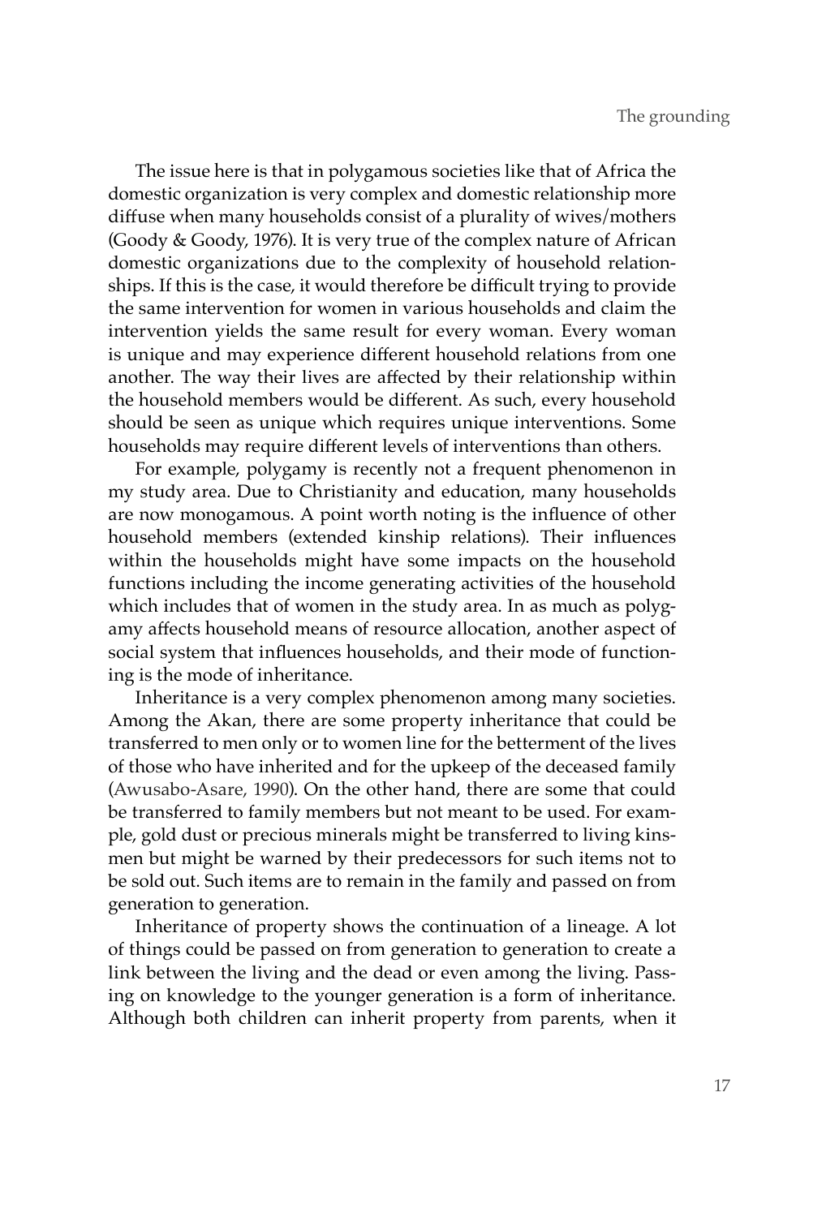The issue here is that in polygamous societies like that of Africa the domestic organization is very complex and domestic relationship more diffuse when many households consist of a plurality of wives/mothers (Goody & Goody, 1976). It is very true of the complex nature of African domestic organizations due to the complexity of household relationships. If this is the case, it would therefore be difficult trying to provide the same intervention for women in various households and claim the intervention yields the same result for every woman. Every woman is unique and may experience different household relations from one another. The way their lives are affected by their relationship within the household members would be different. As such, every household should be seen as unique which requires unique interventions. Some households may require different levels of interventions than others.

For example, polygamy is recently not a frequent phenomenon in my study area. Due to Christianity and education, many households are now monogamous. A point worth noting is the influence of other household members (extended kinship relations). Their influences within the households might have some impacts on the household functions including the income generating activities of the household which includes that of women in the study area. In as much as polygamy affects household means of resource allocation, another aspect of social system that influences households, and their mode of functioning is the mode of inheritance.

Inheritance is a very complex phenomenon among many societies. Among the Akan, there are some property inheritance that could be transferred to men only or to women line for the betterment of the lives of those who have inherited and for the upkeep of the deceased family (Awusabo-Asare, 1990). On the other hand, there are some that could be transferred to family members but not meant to be used. For example, gold dust or precious minerals might be transferred to living kinsmen but might be warned by their predecessors for such items not to be sold out. Such items are to remain in the family and passed on from generation to generation.

Inheritance of property shows the continuation of a lineage. A lot of things could be passed on from generation to generation to create a link between the living and the dead or even among the living. Passing on knowledge to the younger generation is a form of inheritance. Although both children can inherit property from parents, when it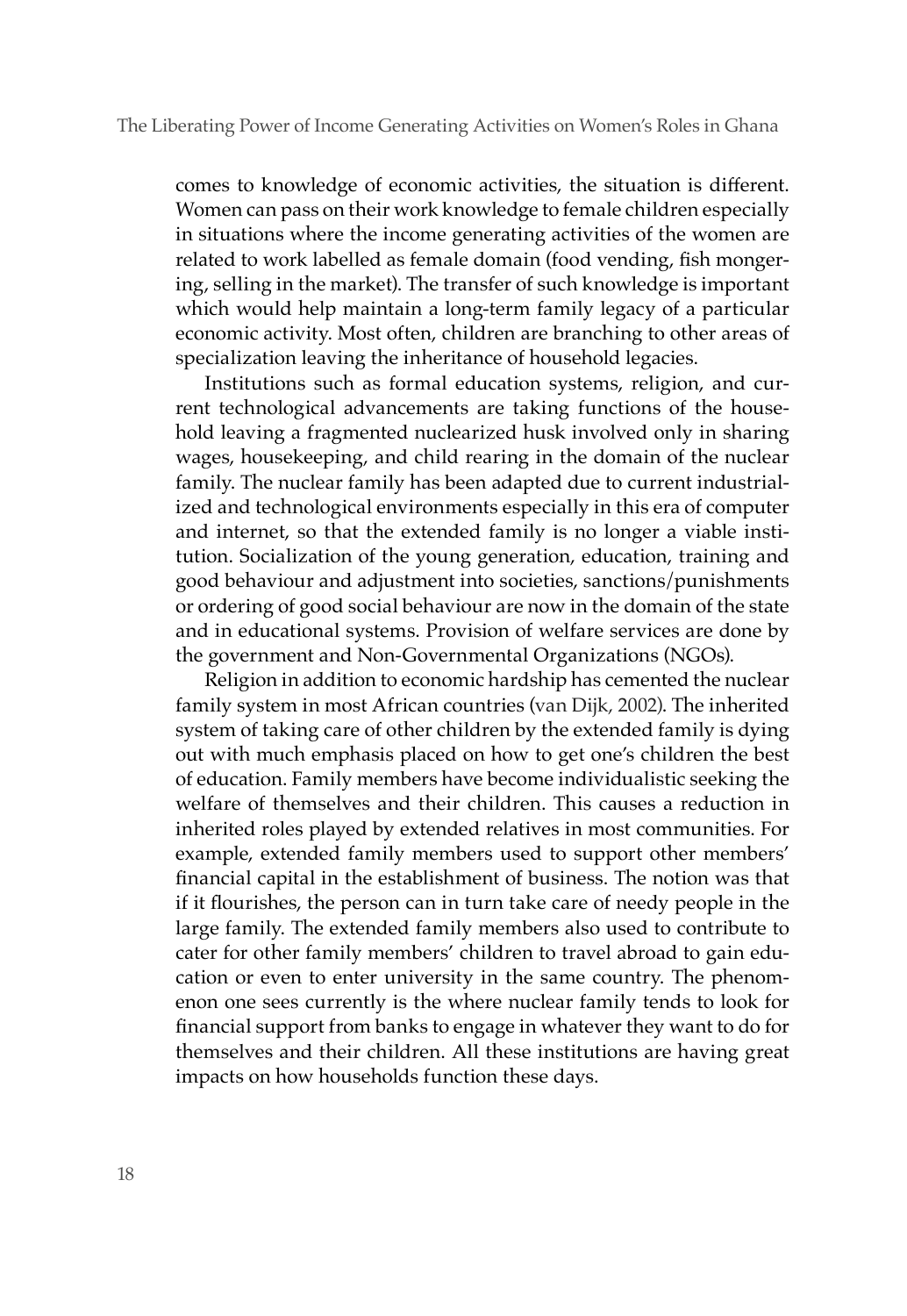comes to knowledge of economic activities, the situation is different. Women can pass on their work knowledge to female children especially in situations where the income generating activities of the women are related to work labelled as female domain (food vending, fish mongering, selling in the market). The transfer of such knowledge is important which would help maintain a long-term family legacy of a particular economic activity. Most often, children are branching to other areas of specialization leaving the inheritance of household legacies.

Institutions such as formal education systems, religion, and current technological advancements are taking functions of the household leaving a fragmented nuclearized husk involved only in sharing wages, housekeeping, and child rearing in the domain of the nuclear family. The nuclear family has been adapted due to current industrialized and technological environments especially in this era of computer and internet, so that the extended family is no longer a viable institution. Socialization of the young generation, education, training and good behaviour and adjustment into societies, sanctions/punishments or ordering of good social behaviour are now in the domain of the state and in educational systems. Provision of welfare services are done by the government and Non-Governmental Organizations (NGOs).

Religion in addition to economic hardship has cemented the nuclear family system in most African countries (van Dijk, 2002). The inherited system of taking care of other children by the extended family is dying out with much emphasis placed on how to get one's children the best of education. Family members have become individualistic seeking the welfare of themselves and their children. This causes a reduction in inherited roles played by extended relatives in most communities. For example, extended family members used to support other members' financial capital in the establishment of business. The notion was that if it flourishes, the person can in turn take care of needy people in the large family. The extended family members also used to contribute to cater for other family members' children to travel abroad to gain education or even to enter university in the same country. The phenomenon one sees currently is the where nuclear family tends to look for financial support from banks to engage in whatever they want to do for themselves and their children. All these institutions are having great impacts on how households function these days.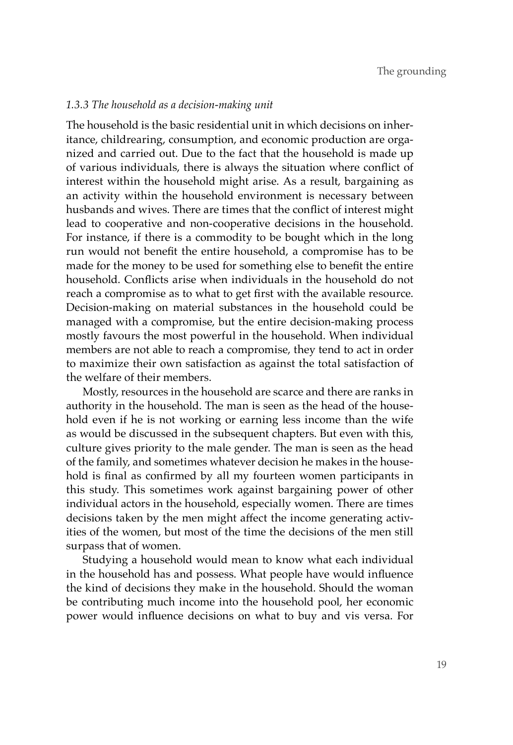### *1.3.3 The household as a decision-making unit*

The household is the basic residential unit in which decisions on inheritance, childrearing, consumption, and economic production are organized and carried out. Due to the fact that the household is made up of various individuals, there is always the situation where conflict of interest within the household might arise. As a result, bargaining as an activity within the household environment is necessary between husbands and wives. There are times that the conflict of interest might lead to cooperative and non-cooperative decisions in the household. For instance, if there is a commodity to be bought which in the long run would not benefit the entire household, a compromise has to be made for the money to be used for something else to benefit the entire household. Conflicts arise when individuals in the household do not reach a compromise as to what to get first with the available resource. Decision-making on material substances in the household could be managed with a compromise, but the entire decision-making process mostly favours the most powerful in the household. When individual members are not able to reach a compromise, they tend to act in order to maximize their own satisfaction as against the total satisfaction of the welfare of their members.

Mostly, resources in the household are scarce and there are ranks in authority in the household. The man is seen as the head of the household even if he is not working or earning less income than the wife as would be discussed in the subsequent chapters. But even with this, culture gives priority to the male gender. The man is seen as the head of the family, and sometimes whatever decision he makes in the household is final as confirmed by all my fourteen women participants in this study. This sometimes work against bargaining power of other individual actors in the household, especially women. There are times decisions taken by the men might affect the income generating activities of the women, but most of the time the decisions of the men still surpass that of women.

Studying a household would mean to know what each individual in the household has and possess. What people have would influence the kind of decisions they make in the household. Should the woman be contributing much income into the household pool, her economic power would influence decisions on what to buy and vis versa. For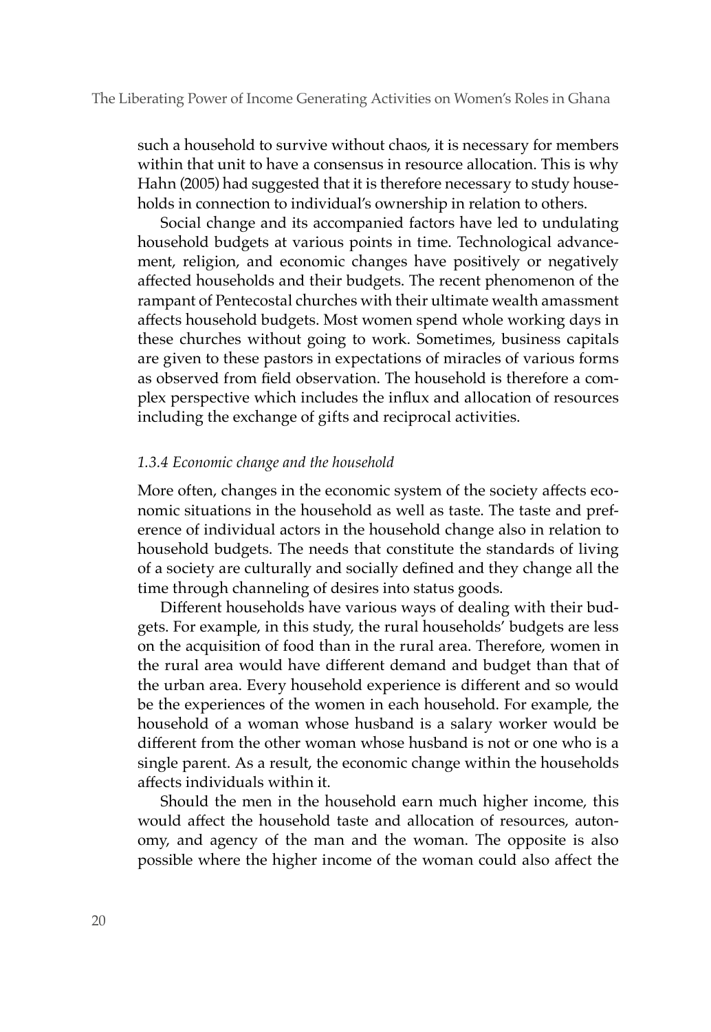such a household to survive without chaos, it is necessary for members within that unit to have a consensus in resource allocation. This is why Hahn (2005) had suggested that it is therefore necessary to study households in connection to individual's ownership in relation to others.

Social change and its accompanied factors have led to undulating household budgets at various points in time. Technological advancement, religion, and economic changes have positively or negatively affected households and their budgets. The recent phenomenon of the rampant of Pentecostal churches with their ultimate wealth amassment affects household budgets. Most women spend whole working days in these churches without going to work. Sometimes, business capitals are given to these pastors in expectations of miracles of various forms as observed from field observation. The household is therefore a complex perspective which includes the influx and allocation of resources including the exchange of gifts and reciprocal activities.

#### *1.3.4 Economic change and the household*

More often, changes in the economic system of the society affects economic situations in the household as well as taste. The taste and preference of individual actors in the household change also in relation to household budgets. The needs that constitute the standards of living of a society are culturally and socially defined and they change all the time through channeling of desires into status goods.

Different households have various ways of dealing with their budgets. For example, in this study, the rural households' budgets are less on the acquisition of food than in the rural area. Therefore, women in the rural area would have different demand and budget than that of the urban area. Every household experience is different and so would be the experiences of the women in each household. For example, the household of a woman whose husband is a salary worker would be different from the other woman whose husband is not or one who is a single parent. As a result, the economic change within the households affects individuals within it.

Should the men in the household earn much higher income, this would affect the household taste and allocation of resources, autonomy, and agency of the man and the woman. The opposite is also possible where the higher income of the woman could also affect the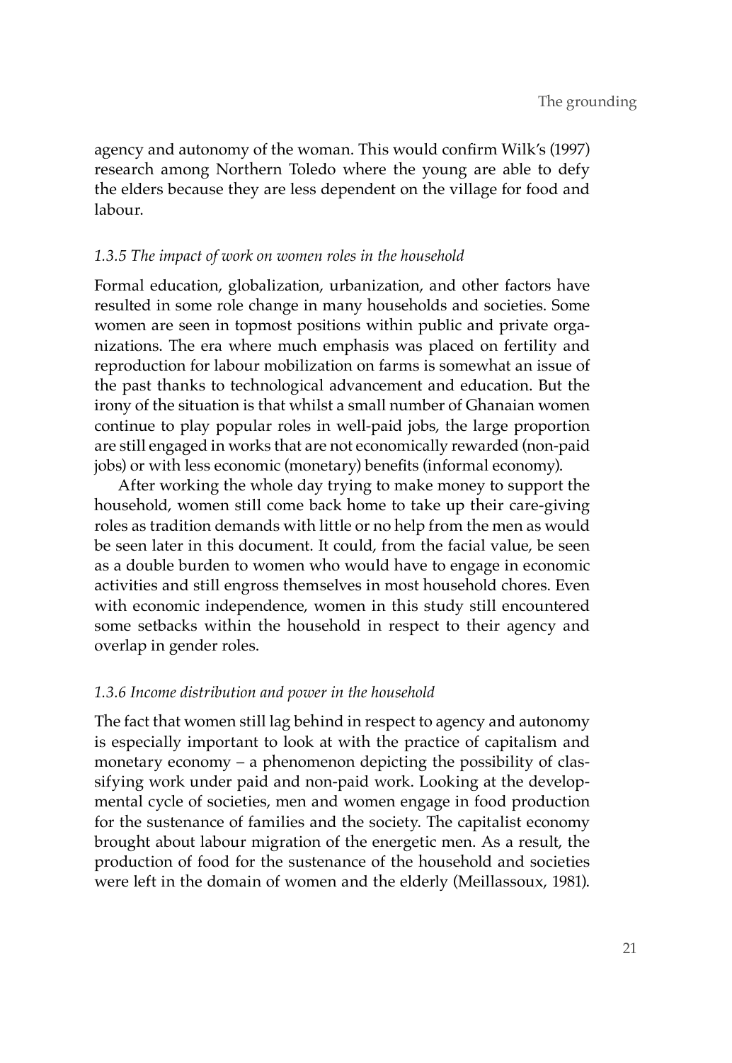agency and autonomy of the woman. This would confirm Wilk's (1997) research among Northern Toledo where the young are able to defy the elders because they are less dependent on the village for food and labour.

### *1.3.5 The impact of work on women roles in the household*

Formal education, globalization, urbanization, and other factors have resulted in some role change in many households and societies. Some women are seen in topmost positions within public and private organizations. The era where much emphasis was placed on fertility and reproduction for labour mobilization on farms is somewhat an issue of the past thanks to technological advancement and education. But the irony of the situation is that whilst a small number of Ghanaian women continue to play popular roles in well-paid jobs, the large proportion are still engaged in works that are not economically rewarded (non-paid jobs) or with less economic (monetary) benefits (informal economy).

After working the whole day trying to make money to support the household, women still come back home to take up their care-giving roles as tradition demands with little or no help from the men as would be seen later in this document. It could, from the facial value, be seen as a double burden to women who would have to engage in economic activities and still engross themselves in most household chores. Even with economic independence, women in this study still encountered some setbacks within the household in respect to their agency and overlap in gender roles.

### *1.3.6 Income distribution and power in the household*

The fact that women still lag behind in respect to agency and autonomy is especially important to look at with the practice of capitalism and monetary economy – a phenomenon depicting the possibility of classifying work under paid and non-paid work. Looking at the developmental cycle of societies, men and women engage in food production for the sustenance of families and the society. The capitalist economy brought about labour migration of the energetic men. As a result, the production of food for the sustenance of the household and societies were left in the domain of women and the elderly (Meillassoux, 1981).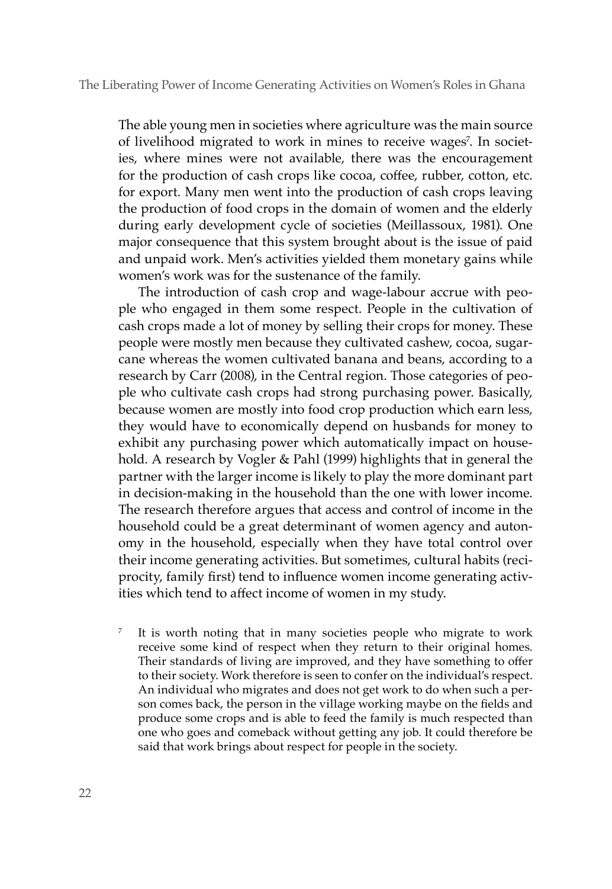The able young men in societies where agriculture was the main source of livelihood migrated to work in mines to receive wages[7]. In societies, where mines were not available, there was the encouragement for the production of cash crops like cocoa, coffee, rubber, cotton, etc. for export. Many men went into the production of cash crops leaving the production of food crops in the domain of women and the elderly during early development cycle of societies (Meillassoux, 1981). One major consequence that this system brought about is the issue of paid and unpaid work. Men's activities yielded them monetary gains while women's work was for the sustenance of the family.

The introduction of cash crop and wage-labour accrue with people who engaged in them some respect. People in the cultivation of cash crops made a lot of money by selling their crops for money. These people were mostly men because they cultivated cashew, cocoa, sugarcane whereas the women cultivated banana and beans, according to a research by Carr (2008), in the Central region. Those categories of people who cultivate cash crops had strong purchasing power. Basically, because women are mostly into food crop production which earn less, they would have to economically depend on husbands for money to exhibit any purchasing power which automatically impact on household. A research by Vogler & Pahl (1999) highlights that in general the partner with the larger income is likely to play the more dominant part in decision-making in the household than the one with lower income. The research therefore argues that access and control of income in the household could be a great determinant of women agency and autonomy in the household, especially when they have total control over their income generating activities. But sometimes, cultural habits (reciprocity, family first) tend to influence women income generating activities which tend to affect income of women in my study.

[7] It is worth noting that in many societies people who migrate to work receive some kind of respect when they return to their original homes. Their standards of living are improved, and they have something to offer to their society. Work therefore is seen to confer on the individual's respect. An individual who migrates and does not get work to do when such a person comes back, the person in the village working maybe on the fields and produce some crops and is able to feed the family is much respected than one who goes and comeback without getting any job. It could therefore be said that work brings about respect for people in the society.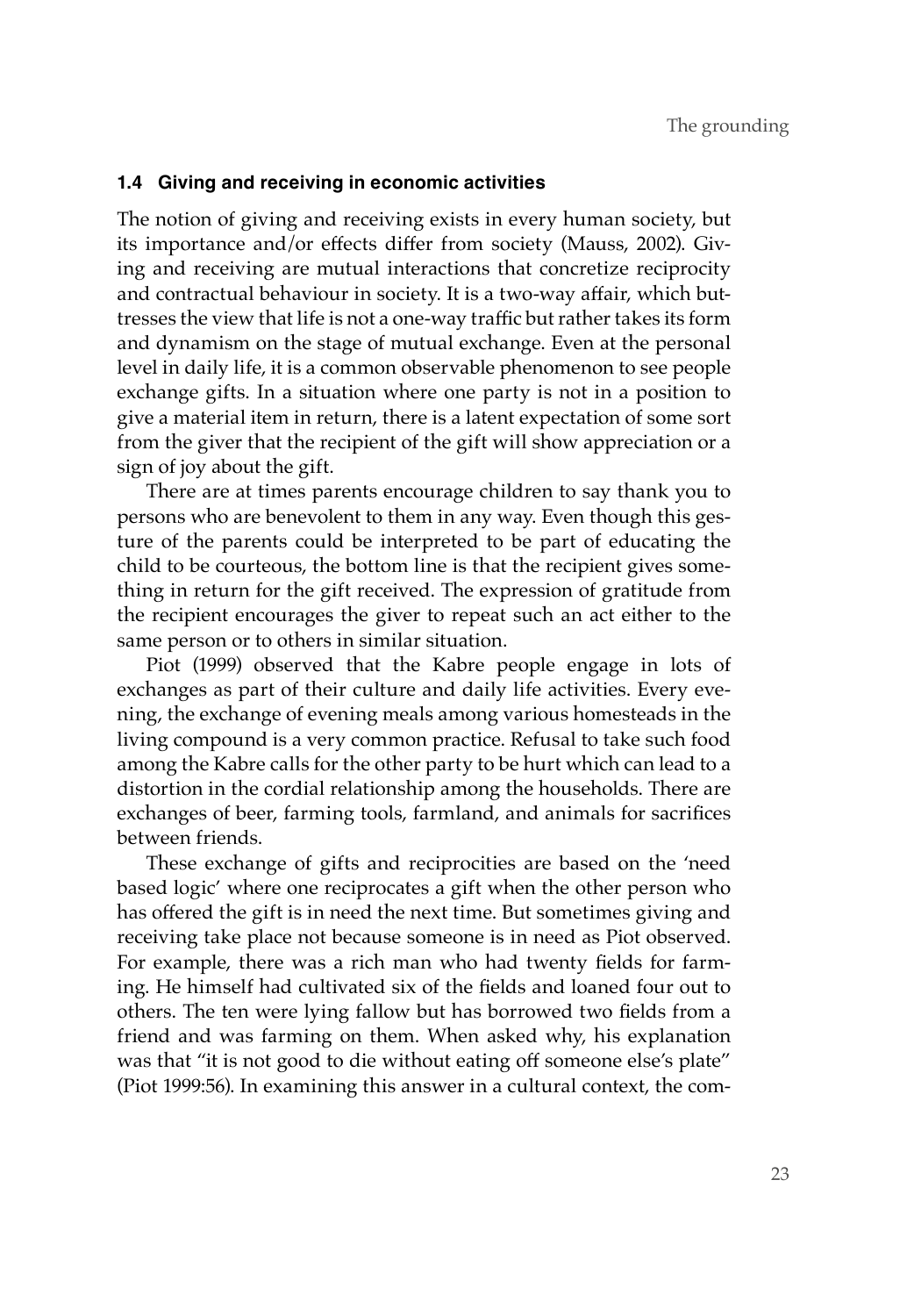### 1.4 Giving and receiving in economic activities

The notion of giving and receiving exists in every human society, but its importance and/or effects differ from society (Mauss, 2002). Giving and receiving are mutual interactions that concretize reciprocity and contractual behaviour in society. It is a two-way affair, which buttresses the view that life is not a one-way traffic but rather takes its form and dynamism on the stage of mutual exchange. Even at the personal level in daily life, it is a common observable phenomenon to see people exchange gifts. In a situation where one party is not in a position to give a material item in return, there is a latent expectation of some sort from the giver that the recipient of the gift will show appreciation or a sign of joy about the gift.

There are at times parents encourage children to say thank you to persons who are benevolent to them in any way. Even though this gesture of the parents could be interpreted to be part of educating the child to be courteous, the bottom line is that the recipient gives something in return for the gift received. The expression of gratitude from the recipient encourages the giver to repeat such an act either to the same person or to others in similar situation.

Piot (1999) observed that the Kabre people engage in lots of exchanges as part of their culture and daily life activities. Every evening, the exchange of evening meals among various homesteads in the living compound is a very common practice. Refusal to take such food among the Kabre calls for the other party to be hurt which can lead to a distortion in the cordial relationship among the households. There are exchanges of beer, farming tools, farmland, and animals for sacrifices between friends.

These exchange of gifts and reciprocities are based on the 'need based logic' where one reciprocates a gift when the other person who has offered the gift is in need the next time. But sometimes giving and receiving take place not because someone is in need as Piot observed. For example, there was a rich man who had twenty fields for farming. He himself had cultivated six of the fields and loaned four out to others. The ten were lying fallow but has borrowed two fields from a friend and was farming on them. When asked why, his explanation was that "it is not good to die without eating off someone else's plate" (Piot 1999:56). In examining this answer in a cultural context, the com-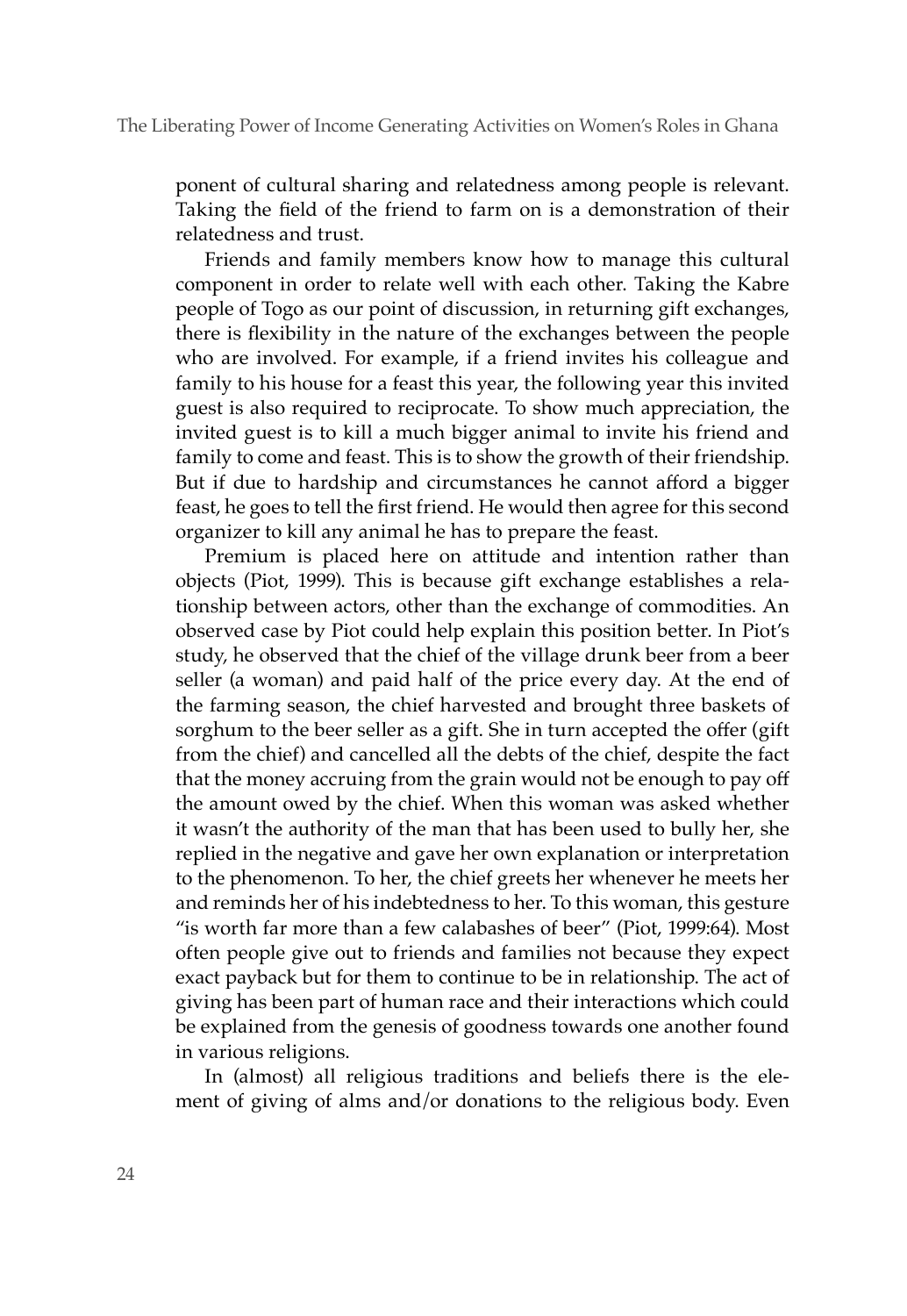ponent of cultural sharing and relatedness among people is relevant. Taking the field of the friend to farm on is a demonstration of their relatedness and trust.

Friends and family members know how to manage this cultural component in order to relate well with each other. Taking the Kabre people of Togo as our point of discussion, in returning gift exchanges, there is flexibility in the nature of the exchanges between the people who are involved. For example, if a friend invites his colleague and family to his house for a feast this year, the following year this invited guest is also required to reciprocate. To show much appreciation, the invited guest is to kill a much bigger animal to invite his friend and family to come and feast. This is to show the growth of their friendship. But if due to hardship and circumstances he cannot afford a bigger feast, he goes to tell the first friend. He would then agree for this second organizer to kill any animal he has to prepare the feast.

Premium is placed here on attitude and intention rather than objects (Piot, 1999). This is because gift exchange establishes a relationship between actors, other than the exchange of commodities. An observed case by Piot could help explain this position better. In Piot's study, he observed that the chief of the village drunk beer from a beer seller (a woman) and paid half of the price every day. At the end of the farming season, the chief harvested and brought three baskets of sorghum to the beer seller as a gift. She in turn accepted the offer (gift from the chief) and cancelled all the debts of the chief, despite the fact that the money accruing from the grain would not be enough to pay off the amount owed by the chief. When this woman was asked whether it wasn't the authority of the man that has been used to bully her, she replied in the negative and gave her own explanation or interpretation to the phenomenon. To her, the chief greets her whenever he meets her and reminds her of his indebtedness to her. To this woman, this gesture "is worth far more than a few calabashes of beer" (Piot, 1999:64). Most often people give out to friends and families not because they expect exact payback but for them to continue to be in relationship. The act of giving has been part of human race and their interactions which could be explained from the genesis of goodness towards one another found in various religions.

In (almost) all religious traditions and beliefs there is the element of giving of alms and/or donations to the religious body. Even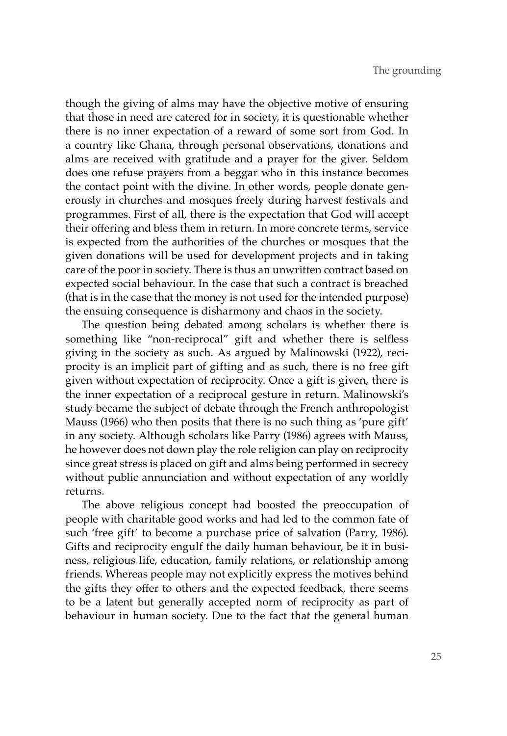though the giving of alms may have the objective motive of ensuring that those in need are catered for in society, it is questionable whether there is no inner expectation of a reward of some sort from God. In a country like Ghana, through personal observations, donations and alms are received with gratitude and a prayer for the giver. Seldom does one refuse prayers from a beggar who in this instance becomes the contact point with the divine. In other words, people donate generously in churches and mosques freely during harvest festivals and programmes. First of all, there is the expectation that God will accept their offering and bless them in return. In more concrete terms, service is expected from the authorities of the churches or mosques that the given donations will be used for development projects and in taking care of the poor in society. There is thus an unwritten contract based on expected social behaviour. In the case that such a contract is breached (that is in the case that the money is not used for the intended purpose) the ensuing consequence is disharmony and chaos in the society.

The question being debated among scholars is whether there is something like "non-reciprocal" gift and whether there is selfless giving in the society as such. As argued by Malinowski (1922), reciprocity is an implicit part of gifting and as such, there is no free gift given without expectation of reciprocity. Once a gift is given, there is the inner expectation of a reciprocal gesture in return. Malinowski's study became the subject of debate through the French anthropologist Mauss (1966) who then posits that there is no such thing as 'pure gift' in any society. Although scholars like Parry (1986) agrees with Mauss, he however does not down play the role religion can play on reciprocity since great stress is placed on gift and alms being performed in secrecy without public annunciation and without expectation of any worldly returns.

The above religious concept had boosted the preoccupation of people with charitable good works and had led to the common fate of such 'free gift' to become a purchase price of salvation (Parry, 1986). Gifts and reciprocity engulf the daily human behaviour, be it in business, religious life, education, family relations, or relationship among friends. Whereas people may not explicitly express the motives behind the gifts they offer to others and the expected feedback, there seems to be a latent but generally accepted norm of reciprocity as part of behaviour in human society. Due to the fact that the general human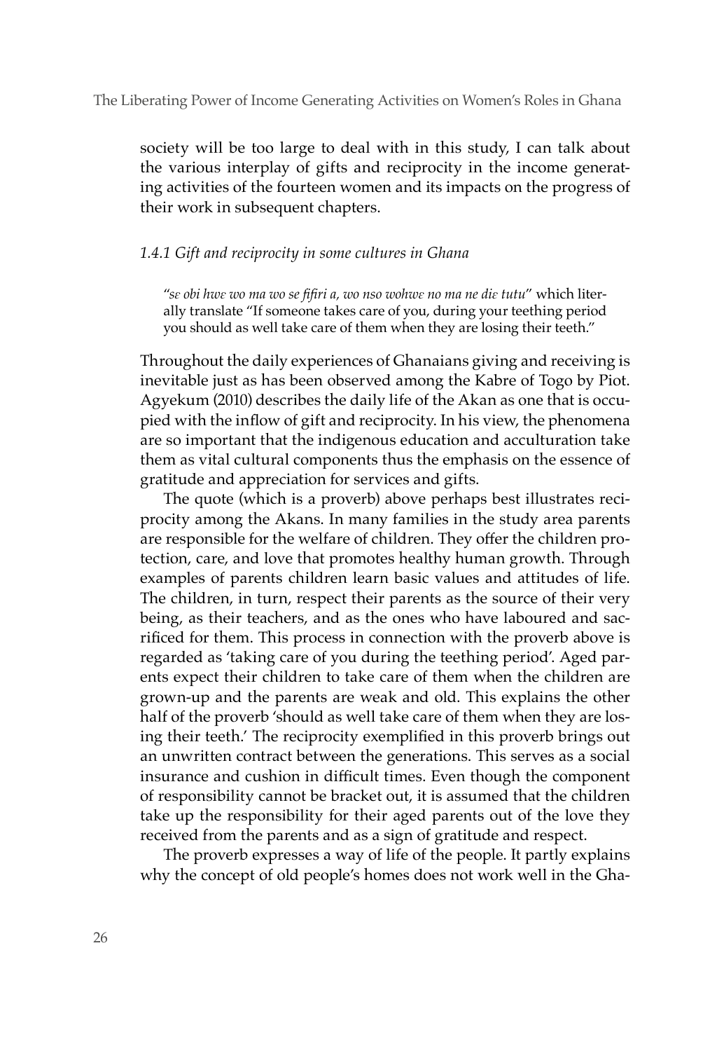society will be too large to deal with in this study, I can talk about the various interplay of gifts and reciprocity in the income generating activities of the fourteen women and its impacts on the progress of their work in subsequent chapters.

### *1.4.1 Gift and reciprocity in some cultures in Ghana*

> "*sɛ obi hwɛ wo ma wo se fifiri a, wo nso wohwɛ no ma ne diɛ tutu*" which literally translate "If someone takes care of you, during your teething period you should as well take care of them when they are losing their teeth."

Throughout the daily experiences of Ghanaians giving and receiving is inevitable just as has been observed among the Kabre of Togo by Piot. Agyekum (2010) describes the daily life of the Akan as one that is occupied with the inflow of gift and reciprocity. In his view, the phenomena are so important that the indigenous education and acculturation take them as vital cultural components thus the emphasis on the essence of gratitude and appreciation for services and gifts.

The quote (which is a proverb) above perhaps best illustrates reciprocity among the Akans. In many families in the study area parents are responsible for the welfare of children. They offer the children protection, care, and love that promotes healthy human growth. Through examples of parents children learn basic values and attitudes of life. The children, in turn, respect their parents as the source of their very being, as their teachers, and as the ones who have laboured and sacrificed for them. This process in connection with the proverb above is regarded as 'taking care of you during the teething period'. Aged parents expect their children to take care of them when the children are grown-up and the parents are weak and old. This explains the other half of the proverb 'should as well take care of them when they are losing their teeth.' The reciprocity exemplified in this proverb brings out an unwritten contract between the generations. This serves as a social insurance and cushion in difficult times. Even though the component of responsibility cannot be bracket out, it is assumed that the children take up the responsibility for their aged parents out of the love they received from the parents and as a sign of gratitude and respect.

The proverb expresses a way of life of the people. It partly explains why the concept of old people's homes does not work well in the Gha-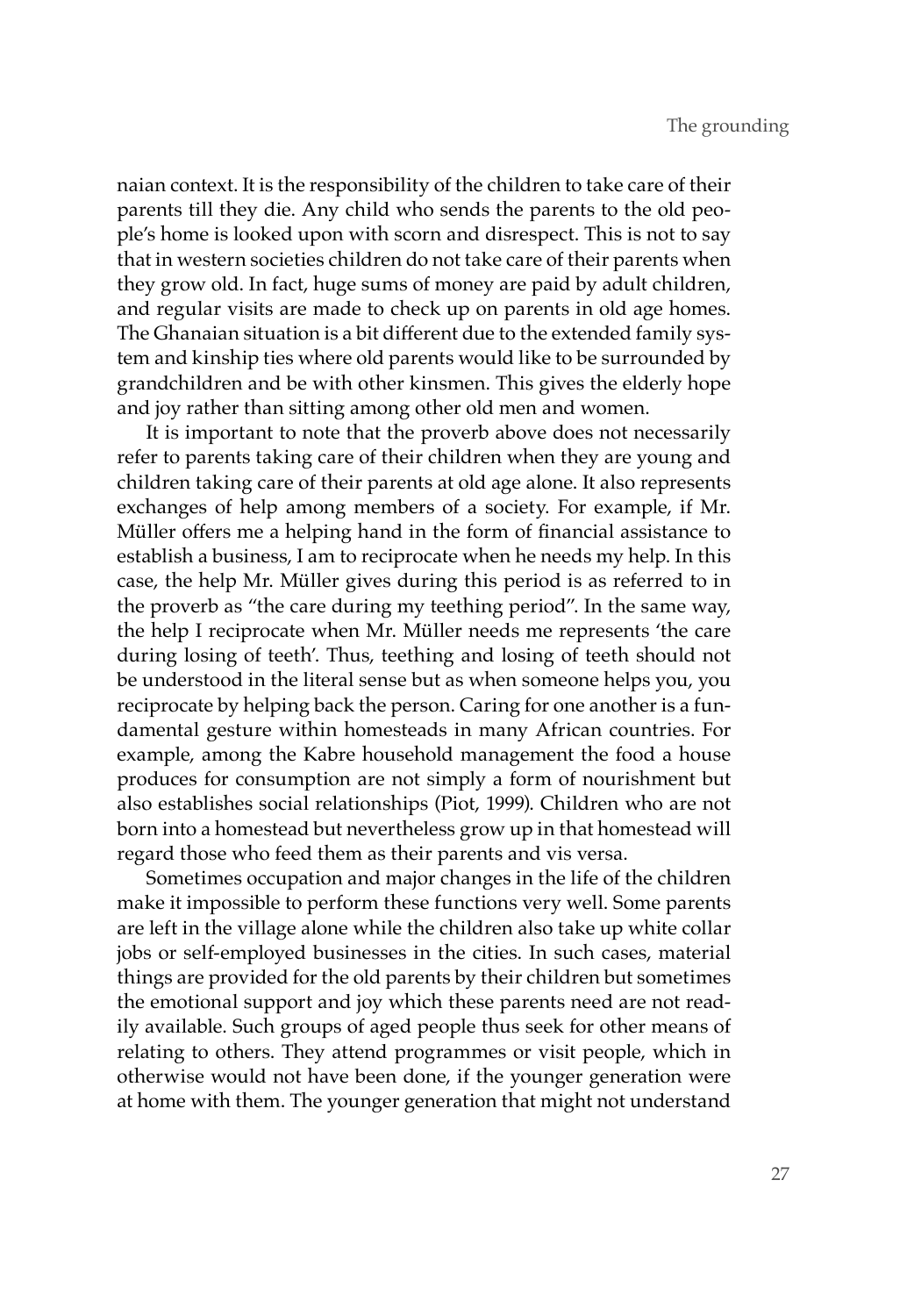naian context. It is the responsibility of the children to take care of their parents till they die. Any child who sends the parents to the old people's home is looked upon with scorn and disrespect. This is not to say that in western societies children do not take care of their parents when they grow old. In fact, huge sums of money are paid by adult children, and regular visits are made to check up on parents in old age homes. The Ghanaian situation is a bit different due to the extended family system and kinship ties where old parents would like to be surrounded by grandchildren and be with other kinsmen. This gives the elderly hope and joy rather than sitting among other old men and women.

It is important to note that the proverb above does not necessarily refer to parents taking care of their children when they are young and children taking care of their parents at old age alone. It also represents exchanges of help among members of a society. For example, if Mr. Müller offers me a helping hand in the form of financial assistance to establish a business, I am to reciprocate when he needs my help. In this case, the help Mr. Müller gives during this period is as referred to in the proverb as "the care during my teething period". In the same way, the help I reciprocate when Mr. Müller needs me represents 'the care during losing of teeth'. Thus, teething and losing of teeth should not be understood in the literal sense but as when someone helps you, you reciprocate by helping back the person. Caring for one another is a fundamental gesture within homesteads in many African countries. For example, among the Kabre household management the food a house produces for consumption are not simply a form of nourishment but also establishes social relationships (Piot, 1999). Children who are not born into a homestead but nevertheless grow up in that homestead will regard those who feed them as their parents and vis versa.

Sometimes occupation and major changes in the life of the children make it impossible to perform these functions very well. Some parents are left in the village alone while the children also take up white collar jobs or self-employed businesses in the cities. In such cases, material things are provided for the old parents by their children but sometimes the emotional support and joy which these parents need are not readily available. Such groups of aged people thus seek for other means of relating to others. They attend programmes or visit people, which in otherwise would not have been done, if the younger generation were at home with them. The younger generation that might not understand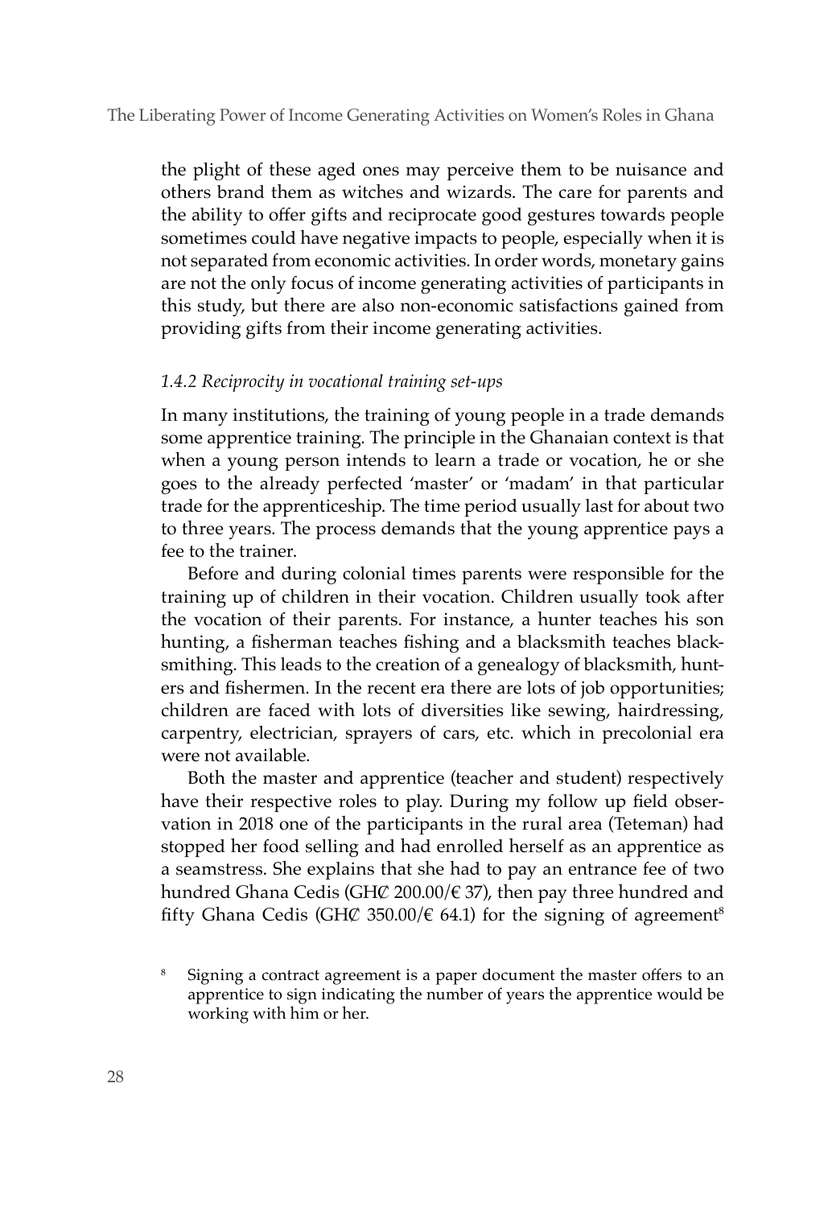the plight of these aged ones may perceive them to be nuisance and others brand them as witches and wizards. The care for parents and the ability to offer gifts and reciprocate good gestures towards people sometimes could have negative impacts to people, especially when it is not separated from economic activities. In order words, monetary gains are not the only focus of income generating activities of participants in this study, but there are also non-economic satisfactions gained from providing gifts from their income generating activities.

### *1.4.2 Reciprocity in vocational training set-ups*

In many institutions, the training of young people in a trade demands some apprentice training. The principle in the Ghanaian context is that when a young person intends to learn a trade or vocation, he or she goes to the already perfected 'master' or 'madam' in that particular trade for the apprenticeship. The time period usually last for about two to three years. The process demands that the young apprentice pays a fee to the trainer.

Before and during colonial times parents were responsible for the training up of children in their vocation. Children usually took after the vocation of their parents. For instance, a hunter teaches his son hunting, a fisherman teaches fishing and a blacksmith teaches blacksmithing. This leads to the creation of a genealogy of blacksmith, hunters and fishermen. In the recent era there are lots of job opportunities; children are faced with lots of diversities like sewing, hairdressing, carpentry, electrician, sprayers of cars, etc. which in precolonial era were not available.

Both the master and apprentice (teacher and student) respectively have their respective roles to play. During my follow up field observation in 2018 one of the participants in the rural area (Teteman) had stopped her food selling and had enrolled herself as an apprentice as a seamstress. She explains that she had to pay an entrance fee of two hundred Ghana Cedis (GH₵ 200.00/€ 37), then pay three hundred and fifty Ghana Cedis (GH₵ 350.00/€ 64.1) for the signing of agreement[8]

[8] Signing a contract agreement is a paper document the master offers to an apprentice to sign indicating the number of years the apprentice would be working with him or her.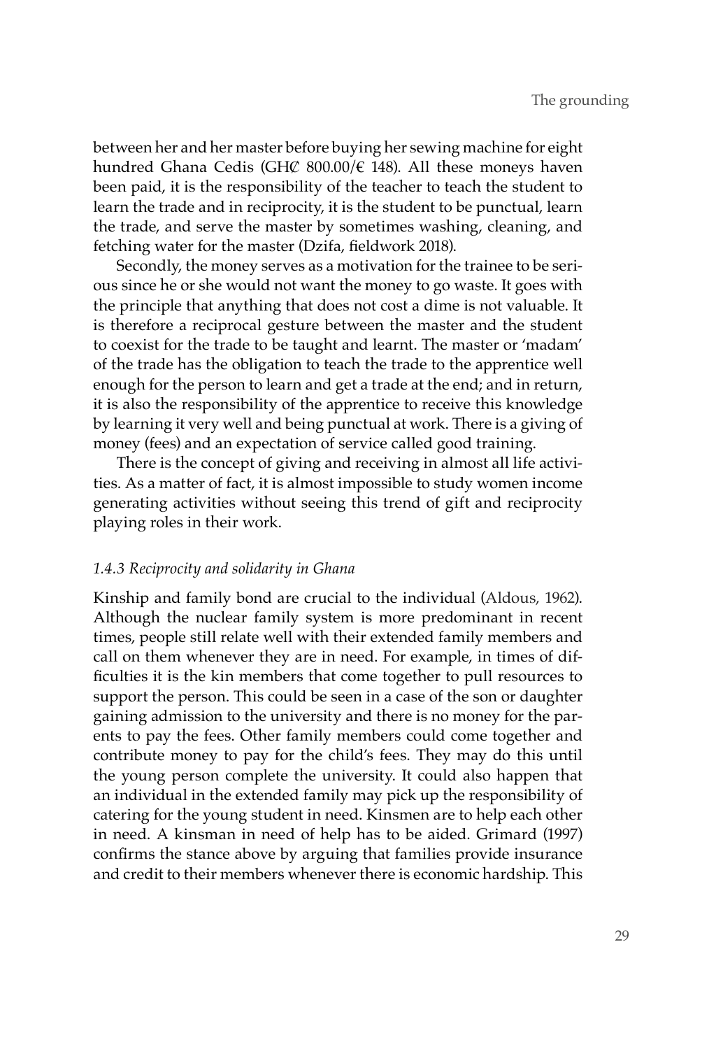between her and her master before buying her sewing machine for eight hundred Ghana Cedis (GH₵ 800.00/€ 148). All these moneys haven been paid, it is the responsibility of the teacher to teach the student to learn the trade and in reciprocity, it is the student to be punctual, learn the trade, and serve the master by sometimes washing, cleaning, and fetching water for the master (Dzifa, fieldwork 2018).

Secondly, the money serves as a motivation for the trainee to be serious since he or she would not want the money to go waste. It goes with the principle that anything that does not cost a dime is not valuable. It is therefore a reciprocal gesture between the master and the student to coexist for the trade to be taught and learnt. The master or 'madam' of the trade has the obligation to teach the trade to the apprentice well enough for the person to learn and get a trade at the end; and in return, it is also the responsibility of the apprentice to receive this knowledge by learning it very well and being punctual at work. There is a giving of money (fees) and an expectation of service called good training.

There is the concept of giving and receiving in almost all life activities. As a matter of fact, it is almost impossible to study women income generating activities without seeing this trend of gift and reciprocity playing roles in their work.

### *1.4.3 Reciprocity and solidarity in Ghana*

Kinship and family bond are crucial to the individual (Aldous, 1962). Although the nuclear family system is more predominant in recent times, people still relate well with their extended family members and call on them whenever they are in need. For example, in times of difficulties it is the kin members that come together to pull resources to support the person. This could be seen in a case of the son or daughter gaining admission to the university and there is no money for the parents to pay the fees. Other family members could come together and contribute money to pay for the child's fees. They may do this until the young person complete the university. It could also happen that an individual in the extended family may pick up the responsibility of catering for the young student in need. Kinsmen are to help each other in need. A kinsman in need of help has to be aided. Grimard (1997) confirms the stance above by arguing that families provide insurance and credit to their members whenever there is economic hardship. This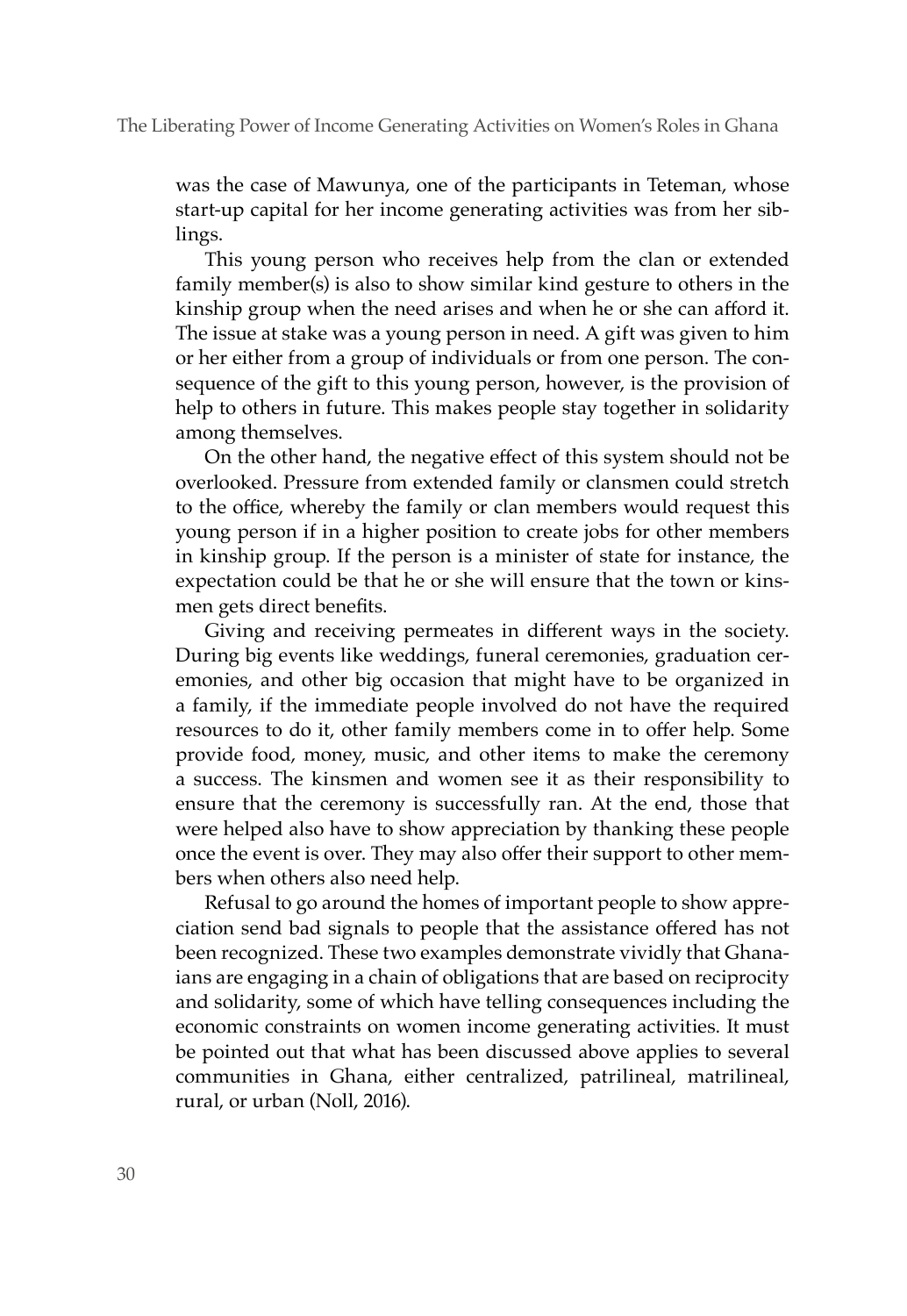was the case of Mawunya, one of the participants in Teteman, whose start-up capital for her income generating activities was from her siblings.

This young person who receives help from the clan or extended family member(s) is also to show similar kind gesture to others in the kinship group when the need arises and when he or she can afford it. The issue at stake was a young person in need. A gift was given to him or her either from a group of individuals or from one person. The consequence of the gift to this young person, however, is the provision of help to others in future. This makes people stay together in solidarity among themselves.

On the other hand, the negative effect of this system should not be overlooked. Pressure from extended family or clansmen could stretch to the office, whereby the family or clan members would request this young person if in a higher position to create jobs for other members in kinship group. If the person is a minister of state for instance, the expectation could be that he or she will ensure that the town or kinsmen gets direct benefits.

Giving and receiving permeates in different ways in the society. During big events like weddings, funeral ceremonies, graduation ceremonies, and other big occasion that might have to be organized in a family, if the immediate people involved do not have the required resources to do it, other family members come in to offer help. Some provide food, money, music, and other items to make the ceremony a success. The kinsmen and women see it as their responsibility to ensure that the ceremony is successfully ran. At the end, those that were helped also have to show appreciation by thanking these people once the event is over. They may also offer their support to other members when others also need help.

Refusal to go around the homes of important people to show appreciation send bad signals to people that the assistance offered has not been recognized. These two examples demonstrate vividly that Ghanaians are engaging in a chain of obligations that are based on reciprocity and solidarity, some of which have telling consequences including the economic constraints on women income generating activities. It must be pointed out that what has been discussed above applies to several communities in Ghana, either centralized, patrilineal, matrilineal, rural, or urban (Noll, 2016).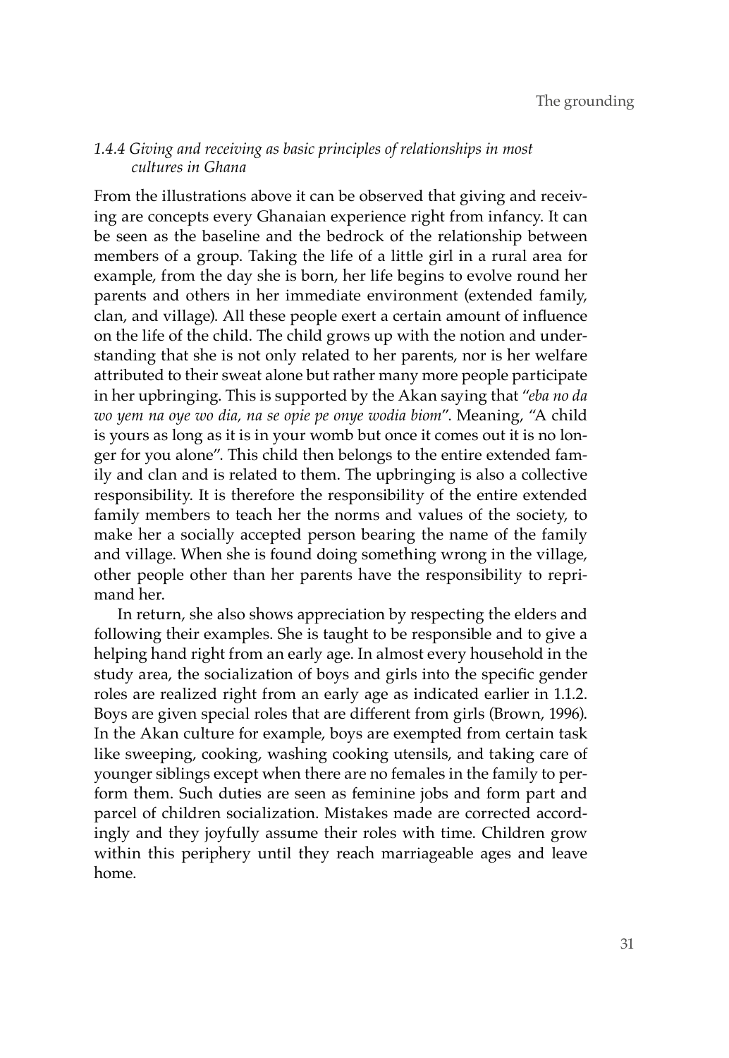### *1.4.4 Giving and receiving as basic principles of relationships in most cultures in Ghana*

From the illustrations above it can be observed that giving and receiving are concepts every Ghanaian experience right from infancy. It can be seen as the baseline and the bedrock of the relationship between members of a group. Taking the life of a little girl in a rural area for example, from the day she is born, her life begins to evolve round her parents and others in her immediate environment (extended family, clan, and village). All these people exert a certain amount of influence on the life of the child. The child grows up with the notion and understanding that she is not only related to her parents, nor is her welfare attributed to their sweat alone but rather many more people participate in her upbringing. This is supported by the Akan saying that "*eba no da wo yem na oye wo dia, na se opie pe onye wodia biom*". Meaning, "A child is yours as long as it is in your womb but once it comes out it is no longer for you alone". This child then belongs to the entire extended family and clan and is related to them. The upbringing is also a collective responsibility. It is therefore the responsibility of the entire extended family members to teach her the norms and values of the society, to make her a socially accepted person bearing the name of the family and village. When she is found doing something wrong in the village, other people other than her parents have the responsibility to reprimand her.

In return, she also shows appreciation by respecting the elders and following their examples. She is taught to be responsible and to give a helping hand right from an early age. In almost every household in the study area, the socialization of boys and girls into the specific gender roles are realized right from an early age as indicated earlier in 1.1.2. Boys are given special roles that are different from girls (Brown, 1996). In the Akan culture for example, boys are exempted from certain task like sweeping, cooking, washing cooking utensils, and taking care of younger siblings except when there are no females in the family to perform them. Such duties are seen as feminine jobs and form part and parcel of children socialization. Mistakes made are corrected accordingly and they joyfully assume their roles with time. Children grow within this periphery until they reach marriageable ages and leave home.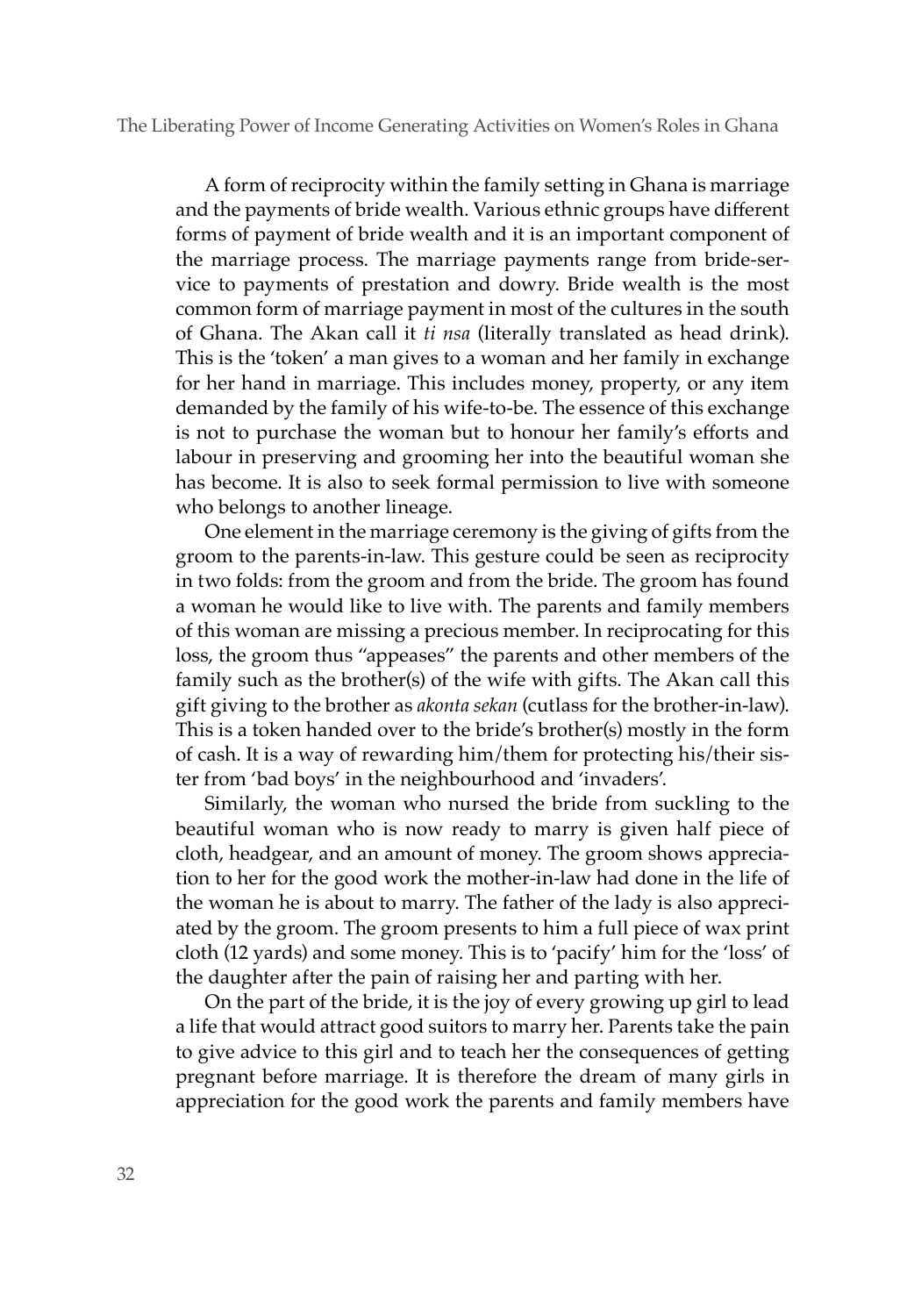A form of reciprocity within the family setting in Ghana is marriage and the payments of bride wealth. Various ethnic groups have different forms of payment of bride wealth and it is an important component of the marriage process. The marriage payments range from bride-service to payments of prestation and dowry. Bride wealth is the most common form of marriage payment in most of the cultures in the south of Ghana. The Akan call it *ti nsa* (literally translated as head drink). This is the 'token' a man gives to a woman and her family in exchange for her hand in marriage. This includes money, property, or any item demanded by the family of his wife-to-be. The essence of this exchange is not to purchase the woman but to honour her family's efforts and labour in preserving and grooming her into the beautiful woman she has become. It is also to seek formal permission to live with someone who belongs to another lineage.

One element in the marriage ceremony is the giving of gifts from the groom to the parents-in-law. This gesture could be seen as reciprocity in two folds: from the groom and from the bride. The groom has found a woman he would like to live with. The parents and family members of this woman are missing a precious member. In reciprocating for this loss, the groom thus "appeases" the parents and other members of the family such as the brother(s) of the wife with gifts. The Akan call this gift giving to the brother as *akonta sekan* (cutlass for the brother-in-law). This is a token handed over to the bride's brother(s) mostly in the form of cash. It is a way of rewarding him/them for protecting his/their sister from 'bad boys' in the neighbourhood and 'invaders'.

Similarly, the woman who nursed the bride from suckling to the beautiful woman who is now ready to marry is given half piece of cloth, headgear, and an amount of money. The groom shows appreciation to her for the good work the mother-in-law had done in the life of the woman he is about to marry. The father of the lady is also appreciated by the groom. The groom presents to him a full piece of wax print cloth (12 yards) and some money. This is to 'pacify' him for the 'loss' of the daughter after the pain of raising her and parting with her.

On the part of the bride, it is the joy of every growing up girl to lead a life that would attract good suitors to marry her. Parents take the pain to give advice to this girl and to teach her the consequences of getting pregnant before marriage. It is therefore the dream of many girls in appreciation for the good work the parents and family members have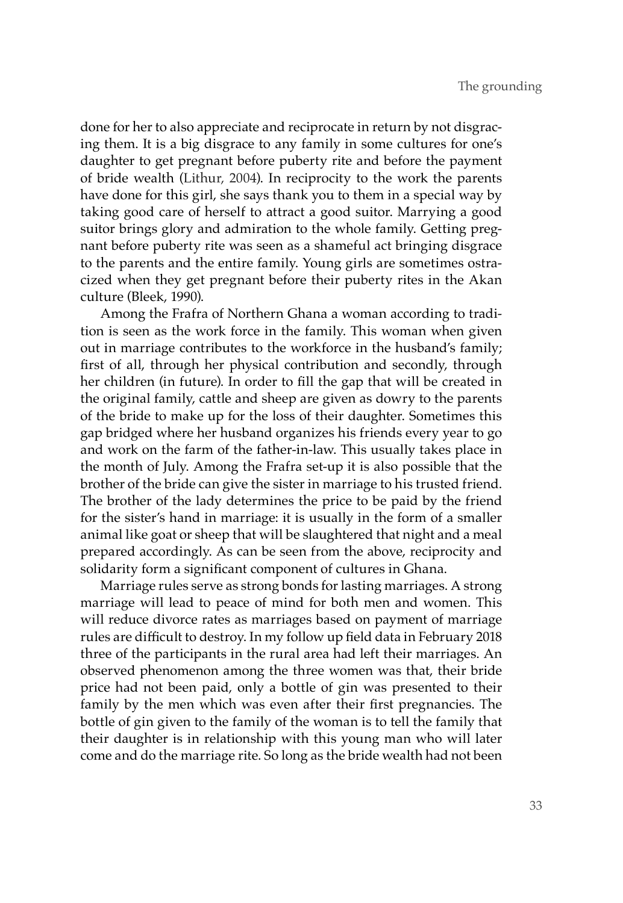done for her to also appreciate and reciprocate in return by not disgracing them. It is a big disgrace to any family in some cultures for one's daughter to get pregnant before puberty rite and before the payment of bride wealth (Lithur, 2004). In reciprocity to the work the parents have done for this girl, she says thank you to them in a special way by taking good care of herself to attract a good suitor. Marrying a good suitor brings glory and admiration to the whole family. Getting pregnant before puberty rite was seen as a shameful act bringing disgrace to the parents and the entire family. Young girls are sometimes ostracized when they get pregnant before their puberty rites in the Akan culture (Bleek, 1990).

Among the Frafra of Northern Ghana a woman according to tradition is seen as the work force in the family. This woman when given out in marriage contributes to the workforce in the husband's family; first of all, through her physical contribution and secondly, through her children (in future). In order to fill the gap that will be created in the original family, cattle and sheep are given as dowry to the parents of the bride to make up for the loss of their daughter. Sometimes this gap bridged where her husband organizes his friends every year to go and work on the farm of the father-in-law. This usually takes place in the month of July. Among the Frafra set-up it is also possible that the brother of the bride can give the sister in marriage to his trusted friend. The brother of the lady determines the price to be paid by the friend for the sister's hand in marriage: it is usually in the form of a smaller animal like goat or sheep that will be slaughtered that night and a meal prepared accordingly. As can be seen from the above, reciprocity and solidarity form a significant component of cultures in Ghana.

Marriage rules serve as strong bonds for lasting marriages. A strong marriage will lead to peace of mind for both men and women. This will reduce divorce rates as marriages based on payment of marriage rules are difficult to destroy. In my follow up field data in February 2018 three of the participants in the rural area had left their marriages. An observed phenomenon among the three women was that, their bride price had not been paid, only a bottle of gin was presented to their family by the men which was even after their first pregnancies. The bottle of gin given to the family of the woman is to tell the family that their daughter is in relationship with this young man who will later come and do the marriage rite. So long as the bride wealth had not been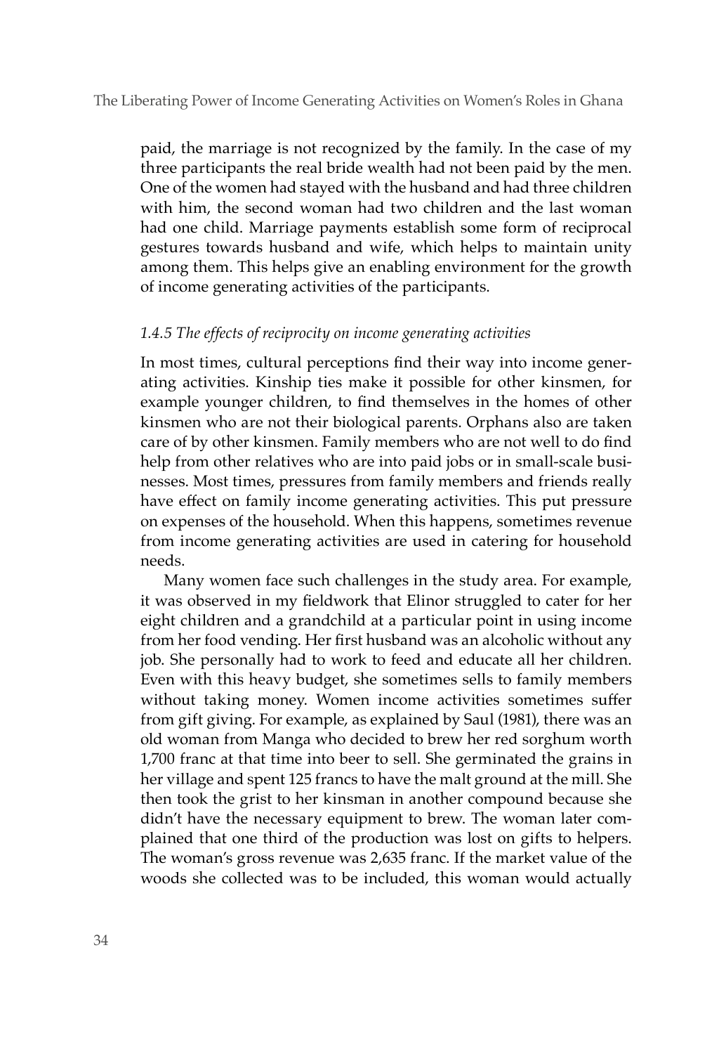paid, the marriage is not recognized by the family. In the case of my three participants the real bride wealth had not been paid by the men. One of the women had stayed with the husband and had three children with him, the second woman had two children and the last woman had one child. Marriage payments establish some form of reciprocal gestures towards husband and wife, which helps to maintain unity among them. This helps give an enabling environment for the growth of income generating activities of the participants.

### *1.4.5 The effects of reciprocity on income generating activities*

In most times, cultural perceptions find their way into income generating activities. Kinship ties make it possible for other kinsmen, for example younger children, to find themselves in the homes of other kinsmen who are not their biological parents. Orphans also are taken care of by other kinsmen. Family members who are not well to do find help from other relatives who are into paid jobs or in small-scale businesses. Most times, pressures from family members and friends really have effect on family income generating activities. This put pressure on expenses of the household. When this happens, sometimes revenue from income generating activities are used in catering for household needs.

Many women face such challenges in the study area. For example, it was observed in my fieldwork that Elinor struggled to cater for her eight children and a grandchild at a particular point in using income from her food vending. Her first husband was an alcoholic without any job. She personally had to work to feed and educate all her children. Even with this heavy budget, she sometimes sells to family members without taking money. Women income activities sometimes suffer from gift giving. For example, as explained by Saul (1981), there was an old woman from Manga who decided to brew her red sorghum worth 1,700 franc at that time into beer to sell. She germinated the grains in her village and spent 125 francs to have the malt ground at the mill. She then took the grist to her kinsman in another compound because she didn't have the necessary equipment to brew. The woman later complained that one third of the production was lost on gifts to helpers. The woman's gross revenue was 2,635 franc. If the market value of the woods she collected was to be included, this woman would actually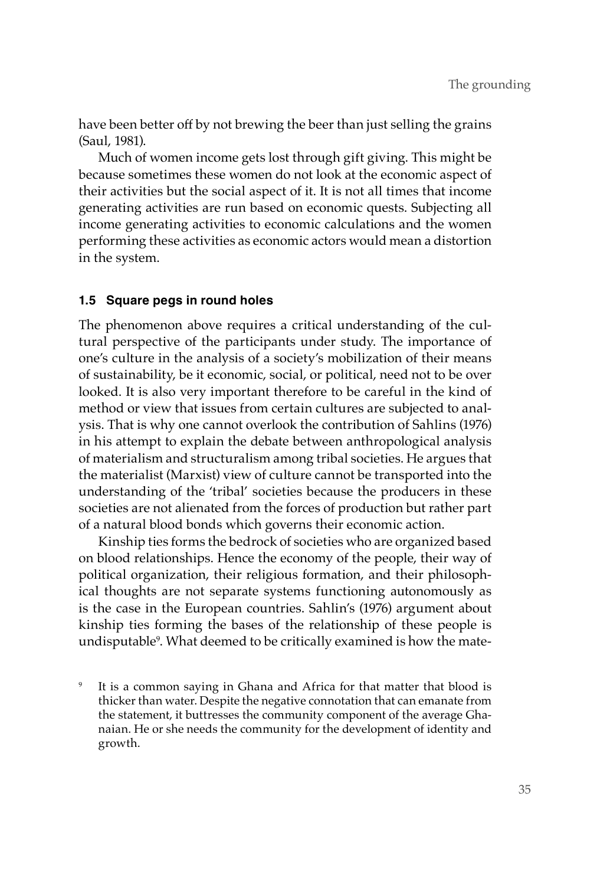have been better off by not brewing the beer than just selling the grains (Saul, 1981).

Much of women income gets lost through gift giving. This might be because sometimes these women do not look at the economic aspect of their activities but the social aspect of it. It is not all times that income generating activities are run based on economic quests. Subjecting all income generating activities to economic calculations and the women performing these activities as economic actors would mean a distortion in the system.

### 1.5 Square pegs in round holes

The phenomenon above requires a critical understanding of the cultural perspective of the participants under study. The importance of one's culture in the analysis of a society's mobilization of their means of sustainability, be it economic, social, or political, need not to be over looked. It is also very important therefore to be careful in the kind of method or view that issues from certain cultures are subjected to analysis. That is why one cannot overlook the contribution of Sahlins (1976) in his attempt to explain the debate between anthropological analysis of materialism and structuralism among tribal societies. He argues that the materialist (Marxist) view of culture cannot be transported into the understanding of the 'tribal' societies because the producers in these societies are not alienated from the forces of production but rather part of a natural blood bonds which governs their economic action.

Kinship ties forms the bedrock of societies who are organized based on blood relationships. Hence the economy of the people, their way of political organization, their religious formation, and their philosophical thoughts are not separate systems functioning autonomously as is the case in the European countries. Sahlin's (1976) argument about kinship ties forming the bases of the relationship of these people is undisputable[9]. What deemed to be critically examined is how the mate-

[9] It is a common saying in Ghana and Africa for that matter that blood is thicker than water. Despite the negative connotation that can emanate from the statement, it buttresses the community component of the average Ghanaian. He or she needs the community for the development of identity and growth.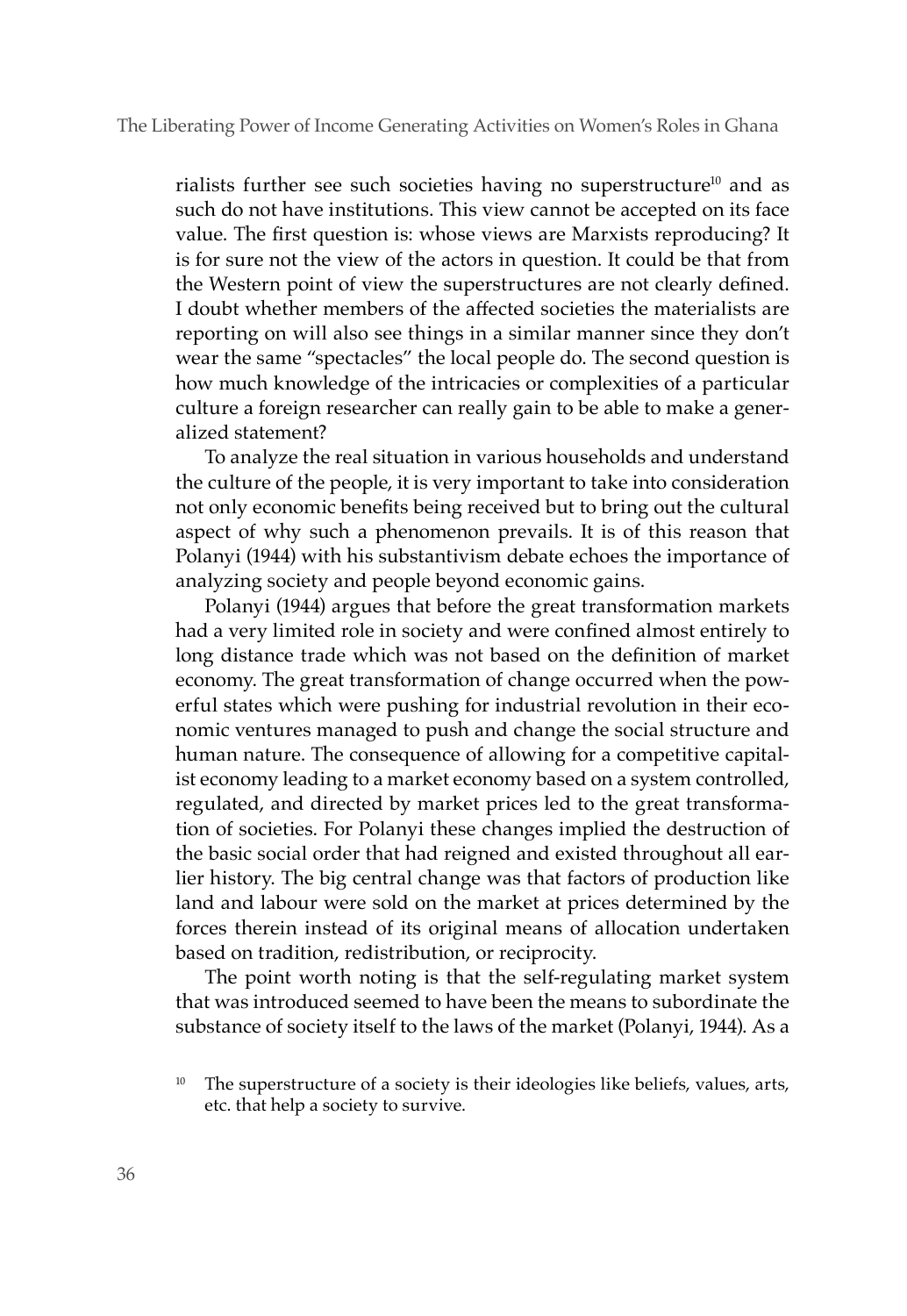rialists further see such societies having no superstructure[10] and as such do not have institutions. This view cannot be accepted on its face value. The first question is: whose views are Marxists reproducing? It is for sure not the view of the actors in question. It could be that from the Western point of view the superstructures are not clearly defined. I doubt whether members of the affected societies the materialists are reporting on will also see things in a similar manner since they don't wear the same "spectacles" the local people do. The second question is how much knowledge of the intricacies or complexities of a particular culture a foreign researcher can really gain to be able to make a generalized statement?

To analyze the real situation in various households and understand the culture of the people, it is very important to take into consideration not only economic benefits being received but to bring out the cultural aspect of why such a phenomenon prevails. It is of this reason that Polanyi (1944) with his substantivism debate echoes the importance of analyzing society and people beyond economic gains.

Polanyi (1944) argues that before the great transformation markets had a very limited role in society and were confined almost entirely to long distance trade which was not based on the definition of market economy. The great transformation of change occurred when the powerful states which were pushing for industrial revolution in their economic ventures managed to push and change the social structure and human nature. The consequence of allowing for a competitive capitalist economy leading to a market economy based on a system controlled, regulated, and directed by market prices led to the great transformation of societies. For Polanyi these changes implied the destruction of the basic social order that had reigned and existed throughout all earlier history. The big central change was that factors of production like land and labour were sold on the market at prices determined by the forces therein instead of its original means of allocation undertaken based on tradition, redistribution, or reciprocity.

The point worth noting is that the self-regulating market system that was introduced seemed to have been the means to subordinate the substance of society itself to the laws of the market (Polanyi, 1944). As a

[10] The superstructure of a society is their ideologies like beliefs, values, arts, etc. that help a society to survive.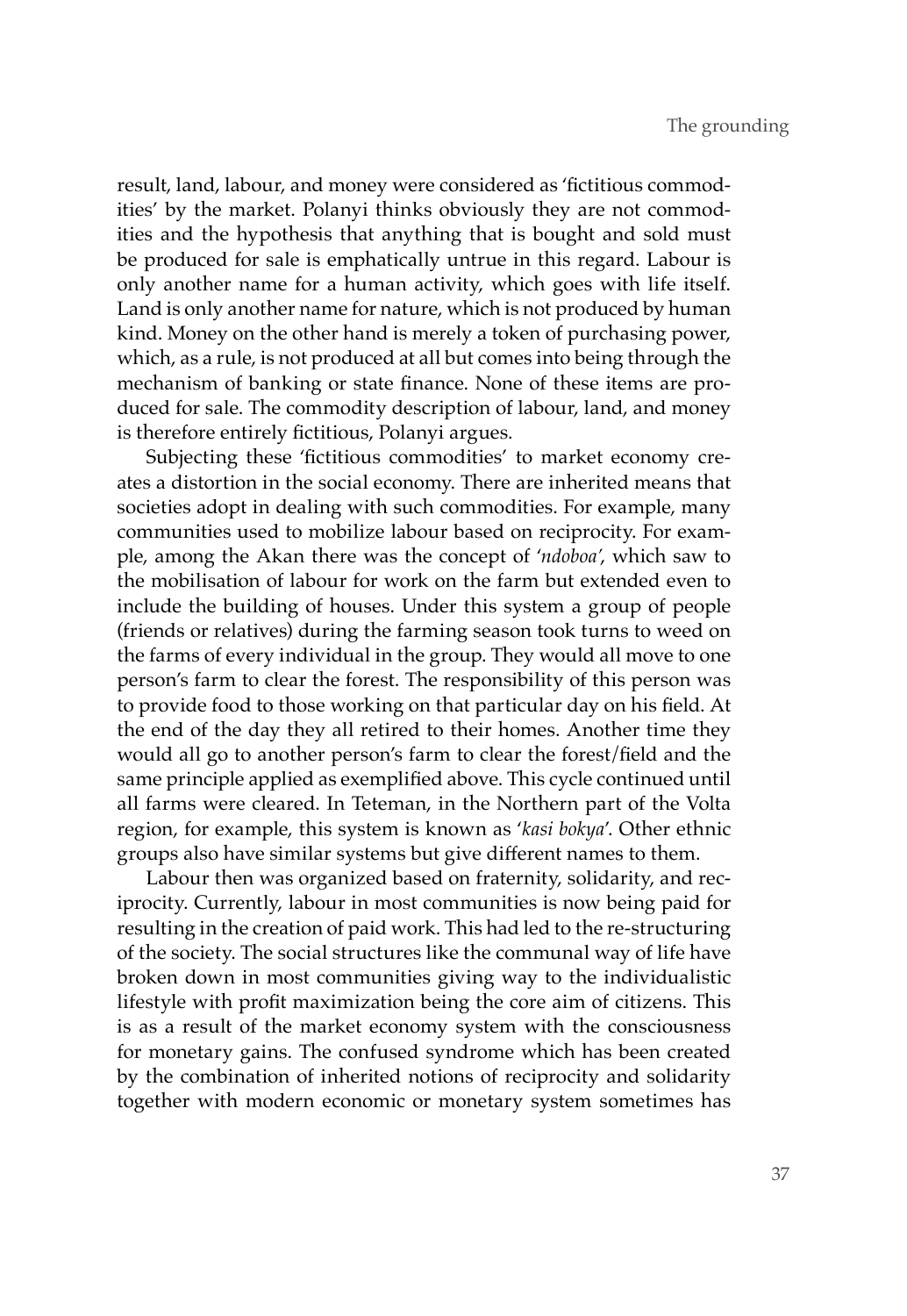result, land, labour, and money were considered as 'fictitious commodities' by the market. Polanyi thinks obviously they are not commodities and the hypothesis that anything that is bought and sold must be produced for sale is emphatically untrue in this regard. Labour is only another name for a human activity, which goes with life itself. Land is only another name for nature, which is not produced by human kind. Money on the other hand is merely a token of purchasing power, which, as a rule, is not produced at all but comes into being through the mechanism of banking or state finance. None of these items are produced for sale. The commodity description of labour, land, and money is therefore entirely fictitious, Polanyi argues.

Subjecting these 'fictitious commodities' to market economy creates a distortion in the social economy. There are inherited means that societies adopt in dealing with such commodities. For example, many communities used to mobilize labour based on reciprocity. For example, among the Akan there was the concept of '*ndoboa'*, which saw to the mobilisation of labour for work on the farm but extended even to include the building of houses. Under this system a group of people (friends or relatives) during the farming season took turns to weed on the farms of every individual in the group. They would all move to one person's farm to clear the forest. The responsibility of this person was to provide food to those working on that particular day on his field. At the end of the day they all retired to their homes. Another time they would all go to another person's farm to clear the forest/field and the same principle applied as exemplified above. This cycle continued until all farms were cleared. In Teteman, in the Northern part of the Volta region, for example, this system is known as '*kasi bokya*'. Other ethnic groups also have similar systems but give different names to them.

Labour then was organized based on fraternity, solidarity, and reciprocity. Currently, labour in most communities is now being paid for resulting in the creation of paid work. This had led to the re-structuring of the society. The social structures like the communal way of life have broken down in most communities giving way to the individualistic lifestyle with profit maximization being the core aim of citizens. This is as a result of the market economy system with the consciousness for monetary gains. The confused syndrome which has been created by the combination of inherited notions of reciprocity and solidarity together with modern economic or monetary system sometimes has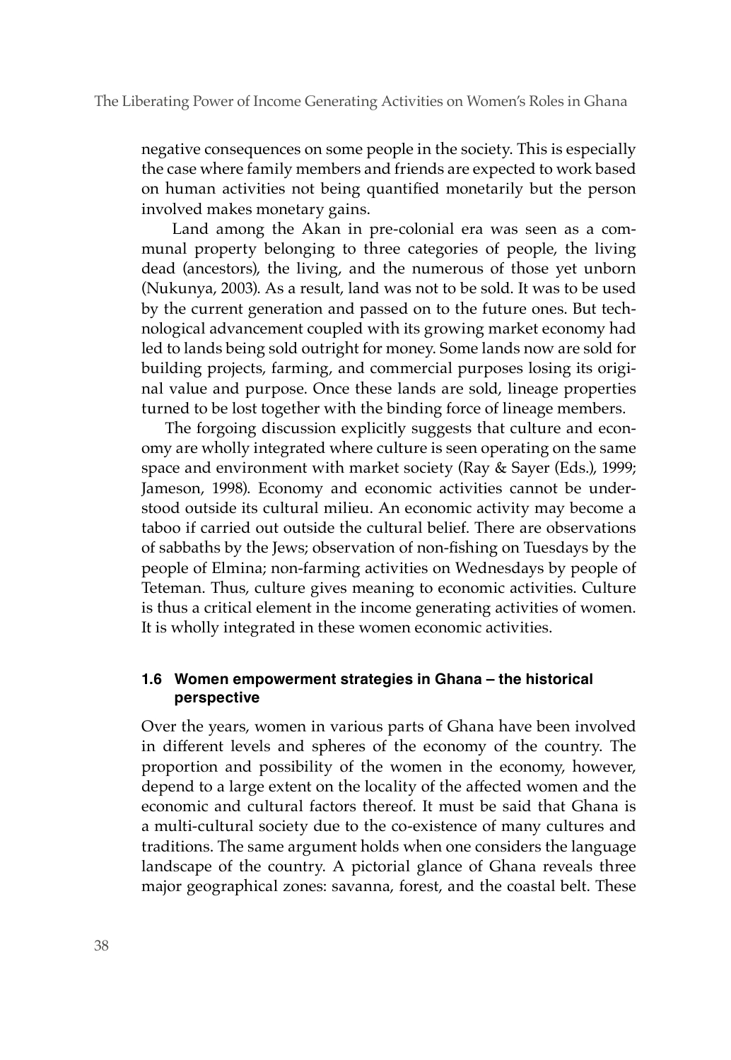negative consequences on some people in the society. This is especially the case where family members and friends are expected to work based on human activities not being quantified monetarily but the person involved makes monetary gains.

Land among the Akan in pre-colonial era was seen as a communal property belonging to three categories of people, the living dead (ancestors), the living, and the numerous of those yet unborn (Nukunya, 2003). As a result, land was not to be sold. It was to be used by the current generation and passed on to the future ones. But technological advancement coupled with its growing market economy had led to lands being sold outright for money. Some lands now are sold for building projects, farming, and commercial purposes losing its original value and purpose. Once these lands are sold, lineage properties turned to be lost together with the binding force of lineage members.

The forgoing discussion explicitly suggests that culture and economy are wholly integrated where culture is seen operating on the same space and environment with market society (Ray & Sayer (Eds.), 1999; Jameson, 1998). Economy and economic activities cannot be understood outside its cultural milieu. An economic activity may become a taboo if carried out outside the cultural belief. There are observations of sabbaths by the Jews; observation of non-fishing on Tuesdays by the people of Elmina; non-farming activities on Wednesdays by people of Teteman. Thus, culture gives meaning to economic activities. Culture is thus a critical element in the income generating activities of women. It is wholly integrated in these women economic activities.

### 1.6 Women empowerment strategies in Ghana – the historical perspective

Over the years, women in various parts of Ghana have been involved in different levels and spheres of the economy of the country. The proportion and possibility of the women in the economy, however, depend to a large extent on the locality of the affected women and the economic and cultural factors thereof. It must be said that Ghana is a multi-cultural society due to the co-existence of many cultures and traditions. The same argument holds when one considers the language landscape of the country. A pictorial glance of Ghana reveals three major geographical zones: savanna, forest, and the coastal belt. These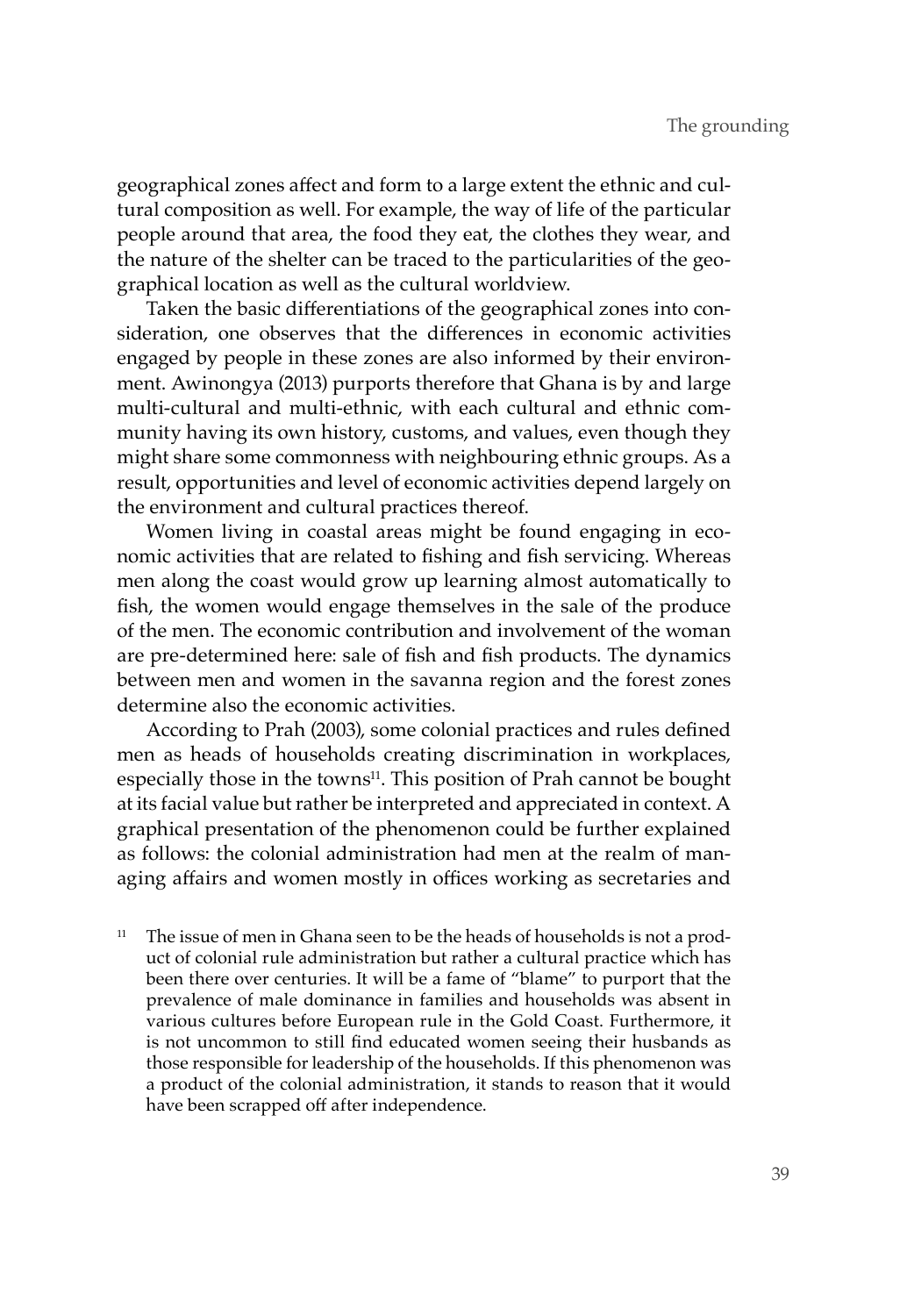geographical zones affect and form to a large extent the ethnic and cultural composition as well. For example, the way of life of the particular people around that area, the food they eat, the clothes they wear, and the nature of the shelter can be traced to the particularities of the geographical location as well as the cultural worldview.

Taken the basic differentiations of the geographical zones into consideration, one observes that the differences in economic activities engaged by people in these zones are also informed by their environment. Awinongya (2013) purports therefore that Ghana is by and large multi-cultural and multi-ethnic, with each cultural and ethnic community having its own history, customs, and values, even though they might share some commonness with neighbouring ethnic groups. As a result, opportunities and level of economic activities depend largely on the environment and cultural practices thereof.

Women living in coastal areas might be found engaging in economic activities that are related to fishing and fish servicing. Whereas men along the coast would grow up learning almost automatically to fish, the women would engage themselves in the sale of the produce of the men. The economic contribution and involvement of the woman are pre-determined here: sale of fish and fish products. The dynamics between men and women in the savanna region and the forest zones determine also the economic activities.

According to Prah (2003), some colonial practices and rules defined men as heads of households creating discrimination in workplaces, especially those in the towns[11]. This position of Prah cannot be bought at its facial value but rather be interpreted and appreciated in context. A graphical presentation of the phenomenon could be further explained as follows: the colonial administration had men at the realm of managing affairs and women mostly in offices working as secretaries and

[11] The issue of men in Ghana seen to be the heads of households is not a product of colonial rule administration but rather a cultural practice which has been there over centuries. It will be a fame of "blame" to purport that the prevalence of male dominance in families and households was absent in various cultures before European rule in the Gold Coast. Furthermore, it is not uncommon to still find educated women seeing their husbands as those responsible for leadership of the households. If this phenomenon was a product of the colonial administration, it stands to reason that it would have been scrapped off after independence.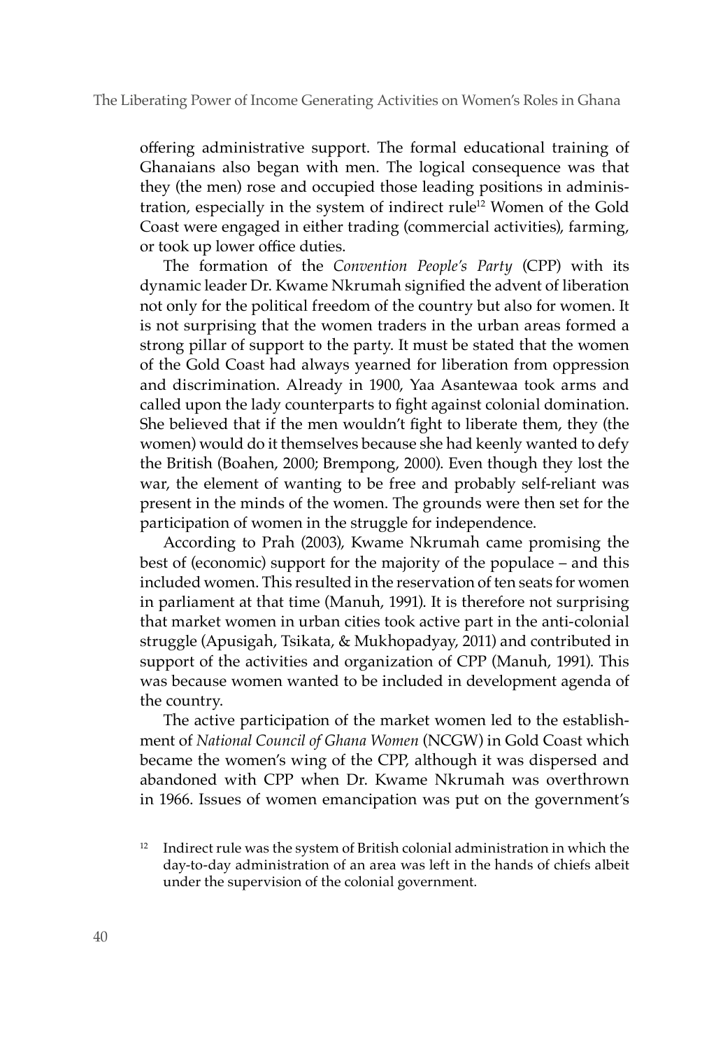offering administrative support. The formal educational training of Ghanaians also began with men. The logical consequence was that they (the men) rose and occupied those leading positions in administration, especially in the system of indirect rule[12] Women of the Gold Coast were engaged in either trading (commercial activities), farming, or took up lower office duties.

The formation of the *Convention People's Party* (CPP) with its dynamic leader Dr. Kwame Nkrumah signified the advent of liberation not only for the political freedom of the country but also for women. It is not surprising that the women traders in the urban areas formed a strong pillar of support to the party. It must be stated that the women of the Gold Coast had always yearned for liberation from oppression and discrimination. Already in 1900, Yaa Asantewaa took arms and called upon the lady counterparts to fight against colonial domination. She believed that if the men wouldn't fight to liberate them, they (the women) would do it themselves because she had keenly wanted to defy the British (Boahen, 2000; Brempong, 2000). Even though they lost the war, the element of wanting to be free and probably self-reliant was present in the minds of the women. The grounds were then set for the participation of women in the struggle for independence.

According to Prah (2003), Kwame Nkrumah came promising the best of (economic) support for the majority of the populace – and this included women. This resulted in the reservation of ten seats for women in parliament at that time (Manuh, 1991). It is therefore not surprising that market women in urban cities took active part in the anti-colonial struggle (Apusigah, Tsikata, & Mukhopadyay, 2011) and contributed in support of the activities and organization of CPP (Manuh, 1991). This was because women wanted to be included in development agenda of the country.

The active participation of the market women led to the establishment of *National Council of Ghana Women* (NCGW) in Gold Coast which became the women's wing of the CPP, although it was dispersed and abandoned with CPP when Dr. Kwame Nkrumah was overthrown in 1966. Issues of women emancipation was put on the government's

[12] Indirect rule was the system of British colonial administration in which the day-to-day administration of an area was left in the hands of chiefs albeit under the supervision of the colonial government.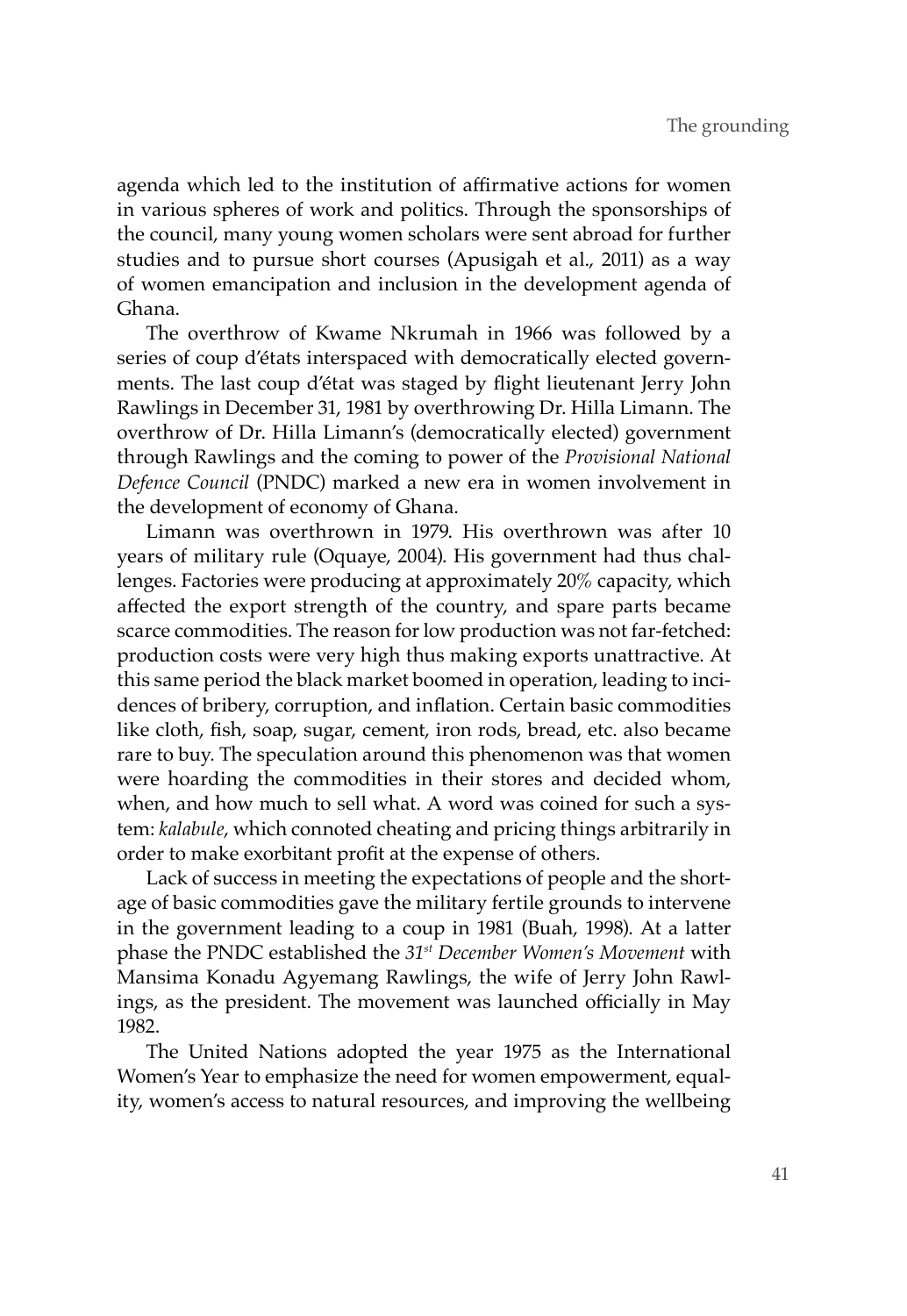agenda which led to the institution of affirmative actions for women in various spheres of work and politics. Through the sponsorships of the council, many young women scholars were sent abroad for further studies and to pursue short courses (Apusigah et al., 2011) as a way of women emancipation and inclusion in the development agenda of Ghana.

The overthrow of Kwame Nkrumah in 1966 was followed by a series of coup d'états interspaced with democratically elected governments. The last coup d'état was staged by flight lieutenant Jerry John Rawlings in December 31, 1981 by overthrowing Dr. Hilla Limann. The overthrow of Dr. Hilla Limann's (democratically elected) government through Rawlings and the coming to power of the *Provisional National Defence Council* (PNDC) marked a new era in women involvement in the development of economy of Ghana.

Limann was overthrown in 1979. His overthrown was after 10 years of military rule (Oquaye, 2004). His government had thus challenges. Factories were producing at approximately 20% capacity, which affected the export strength of the country, and spare parts became scarce commodities. The reason for low production was not far-fetched: production costs were very high thus making exports unattractive. At this same period the black market boomed in operation, leading to incidences of bribery, corruption, and inflation. Certain basic commodities like cloth, fish, soap, sugar, cement, iron rods, bread, etc. also became rare to buy. The speculation around this phenomenon was that women were hoarding the commodities in their stores and decided whom, when, and how much to sell what. A word was coined for such a system: *kalabule*, which connoted cheating and pricing things arbitrarily in order to make exorbitant profit at the expense of others.

Lack of success in meeting the expectations of people and the shortage of basic commodities gave the military fertile grounds to intervene in the government leading to a coup in 1981 (Buah, 1998). At a latter phase the PNDC established the *31st December Women's Movement* with Mansima Konadu Agyemang Rawlings, the wife of Jerry John Rawlings, as the president. The movement was launched officially in May 1982.

The United Nations adopted the year 1975 as the International Women's Year to emphasize the need for women empowerment, equality, women's access to natural resources, and improving the wellbeing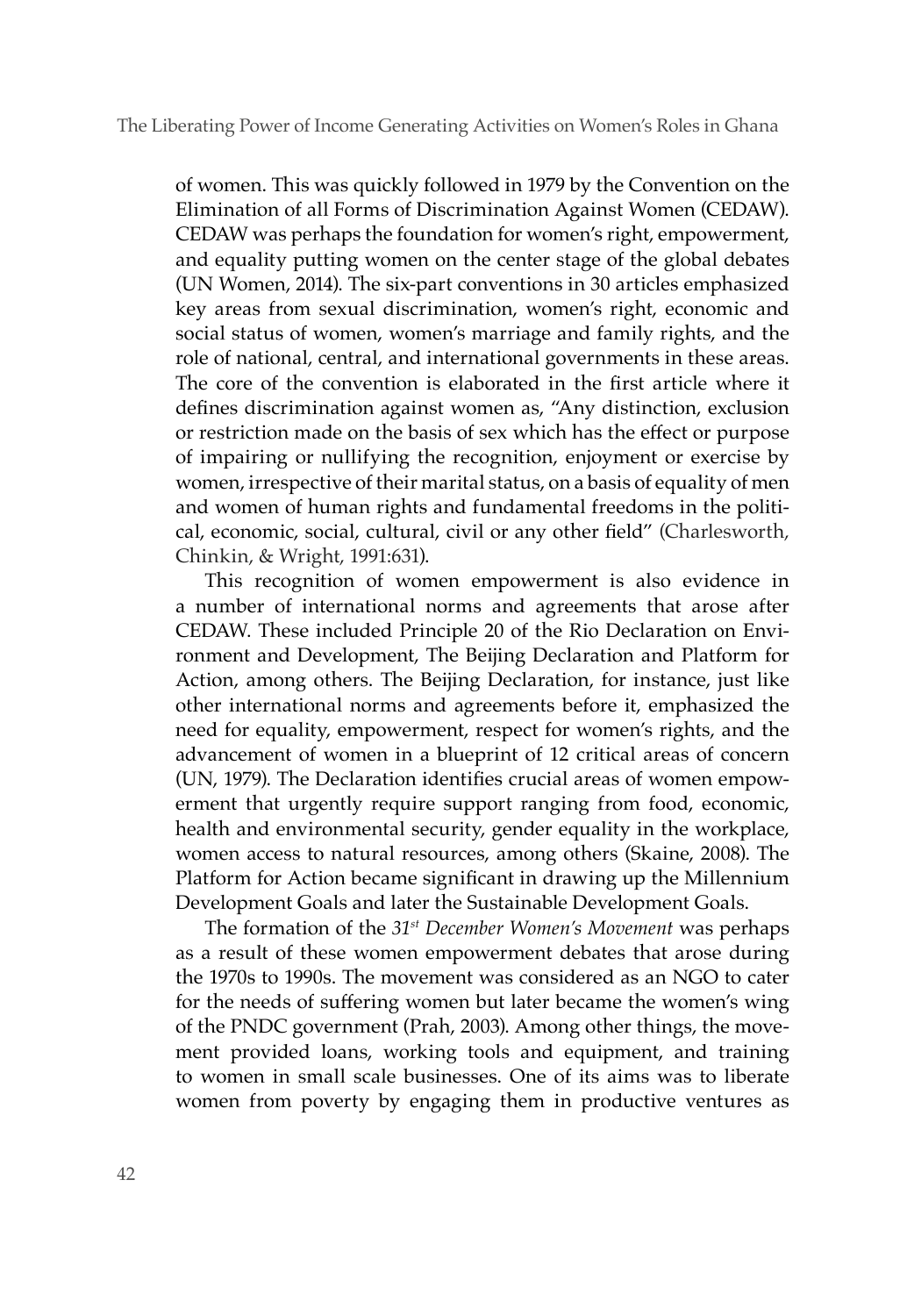of women. This was quickly followed in 1979 by the Convention on the Elimination of all Forms of Discrimination Against Women (CEDAW). CEDAW was perhaps the foundation for women's right, empowerment, and equality putting women on the center stage of the global debates (UN Women, 2014). The six-part conventions in 30 articles emphasized key areas from sexual discrimination, women's right, economic and social status of women, women's marriage and family rights, and the role of national, central, and international governments in these areas. The core of the convention is elaborated in the first article where it defines discrimination against women as, "Any distinction, exclusion or restriction made on the basis of sex which has the effect or purpose of impairing or nullifying the recognition, enjoyment or exercise by women, irrespective of their marital status, on a basis of equality of men and women of human rights and fundamental freedoms in the political, economic, social, cultural, civil or any other field" (Charlesworth, Chinkin, & Wright, 1991:631).

This recognition of women empowerment is also evidence in a number of international norms and agreements that arose after CEDAW. These included Principle 20 of the Rio Declaration on Environment and Development, The Beijing Declaration and Platform for Action, among others. The Beijing Declaration, for instance, just like other international norms and agreements before it, emphasized the need for equality, empowerment, respect for women's rights, and the advancement of women in a blueprint of 12 critical areas of concern (UN, 1979). The Declaration identifies crucial areas of women empowerment that urgently require support ranging from food, economic, health and environmental security, gender equality in the workplace, women access to natural resources, among others (Skaine, 2008). The Platform for Action became significant in drawing up the Millennium Development Goals and later the Sustainable Development Goals.

The formation of the *31st December Women's Movement* was perhaps as a result of these women empowerment debates that arose during the 1970s to 1990s. The movement was considered as an NGO to cater for the needs of suffering women but later became the women's wing of the PNDC government (Prah, 2003). Among other things, the movement provided loans, working tools and equipment, and training to women in small scale businesses. One of its aims was to liberate women from poverty by engaging them in productive ventures as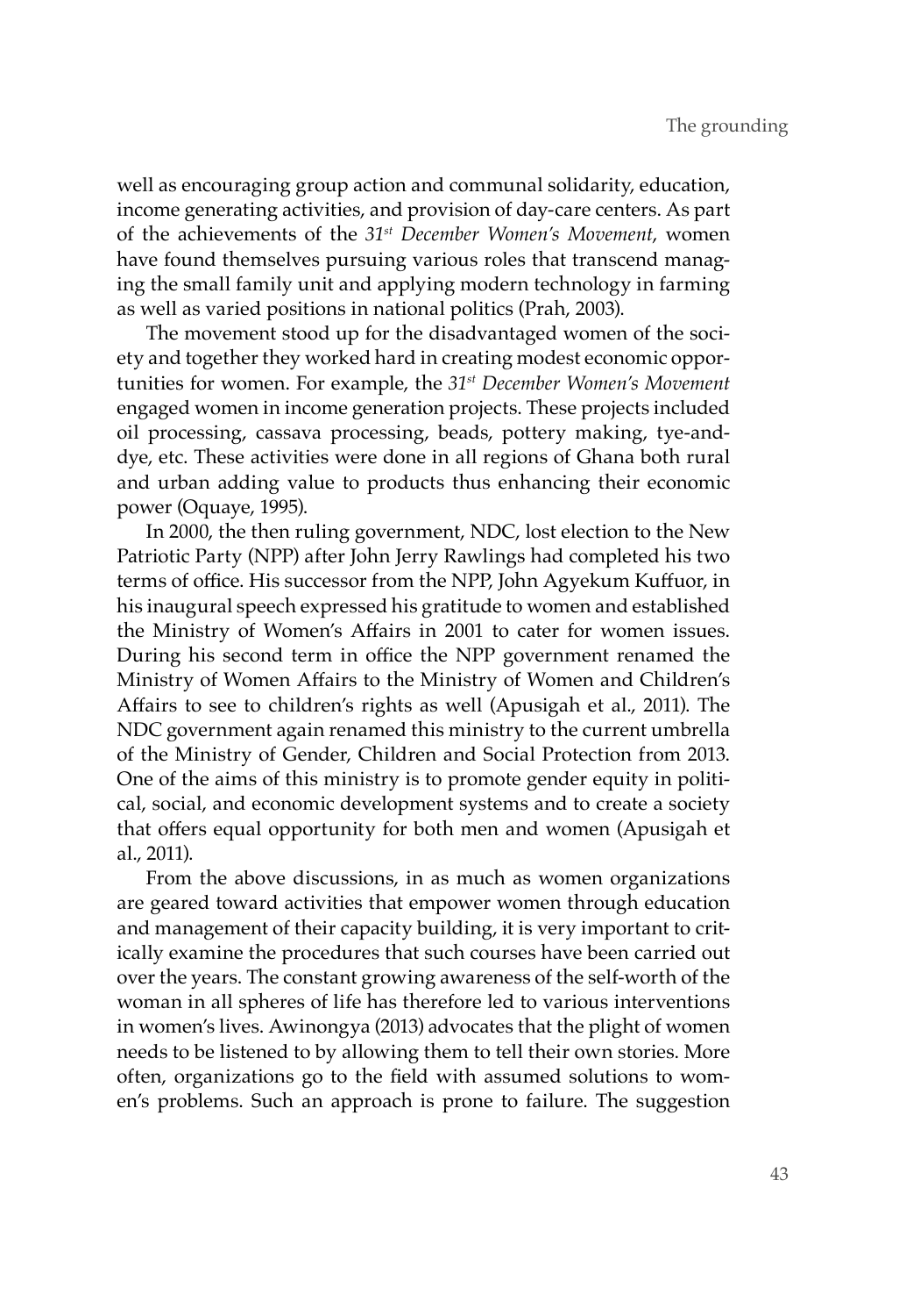well as encouraging group action and communal solidarity, education, income generating activities, and provision of day-care centers. As part of the achievements of the *31st December Women's Movement*, women have found themselves pursuing various roles that transcend managing the small family unit and applying modern technology in farming as well as varied positions in national politics (Prah, 2003).

The movement stood up for the disadvantaged women of the society and together they worked hard in creating modest economic opportunities for women. For example, the *31st December Women's Movement* engaged women in income generation projects. These projects included oil processing, cassava processing, beads, pottery making, tye-and-dye, etc. These activities were done in all regions of Ghana both rural and urban adding value to products thus enhancing their economic power (Oquaye, 1995).

In 2000, the then ruling government, NDC, lost election to the New Patriotic Party (NPP) after John Jerry Rawlings had completed his two terms of office. His successor from the NPP, John Agyekum Kuffuor, in his inaugural speech expressed his gratitude to women and established the Ministry of Women's Affairs in 2001 to cater for women issues. During his second term in office the NPP government renamed the Ministry of Women Affairs to the Ministry of Women and Children's Affairs to see to children's rights as well (Apusigah et al., 2011). The NDC government again renamed this ministry to the current umbrella of the Ministry of Gender, Children and Social Protection from 2013. One of the aims of this ministry is to promote gender equity in political, social, and economic development systems and to create a society that offers equal opportunity for both men and women (Apusigah et al., 2011).

From the above discussions, in as much as women organizations are geared toward activities that empower women through education and management of their capacity building, it is very important to critically examine the procedures that such courses have been carried out over the years. The constant growing awareness of the self-worth of the woman in all spheres of life has therefore led to various interventions in women's lives. Awinongya (2013) advocates that the plight of women needs to be listened to by allowing them to tell their own stories. More often, organizations go to the field with assumed solutions to women's problems. Such an approach is prone to failure. The suggestion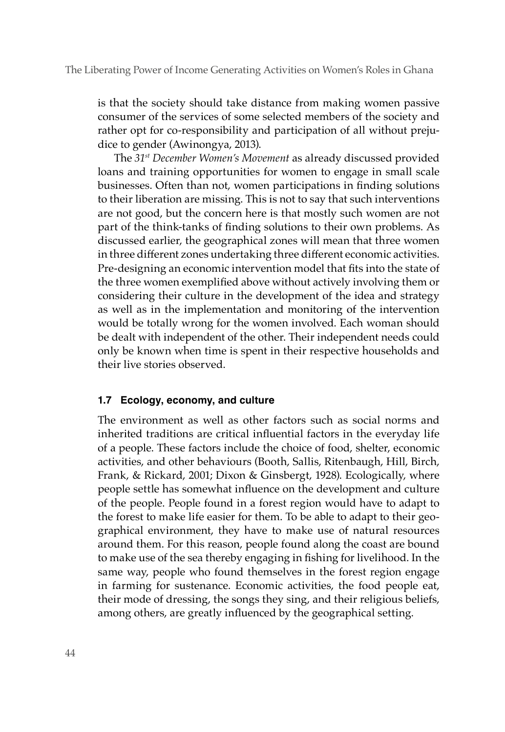is that the society should take distance from making women passive consumer of the services of some selected members of the society and rather opt for co-responsibility and participation of all without prejudice to gender (Awinongya, 2013).

The *31st December Women's Movement* as already discussed provided loans and training opportunities for women to engage in small scale businesses. Often than not, women participations in finding solutions to their liberation are missing. This is not to say that such interventions are not good, but the concern here is that mostly such women are not part of the think-tanks of finding solutions to their own problems. As discussed earlier, the geographical zones will mean that three women in three different zones undertaking three different economic activities. Pre-designing an economic intervention model that fits into the state of the three women exemplified above without actively involving them or considering their culture in the development of the idea and strategy as well as in the implementation and monitoring of the intervention would be totally wrong for the women involved. Each woman should be dealt with independent of the other. Their independent needs could only be known when time is spent in their respective households and their live stories observed.

### 1.7 Ecology, economy, and culture

The environment as well as other factors such as social norms and inherited traditions are critical influential factors in the everyday life of a people. These factors include the choice of food, shelter, economic activities, and other behaviours (Booth, Sallis, Ritenbaugh, Hill, Birch, Frank, & Rickard, 2001; Dixon & Ginsbergt, 1928). Ecologically, where people settle has somewhat influence on the development and culture of the people. People found in a forest region would have to adapt to the forest to make life easier for them. To be able to adapt to their geographical environment, they have to make use of natural resources around them. For this reason, people found along the coast are bound to make use of the sea thereby engaging in fishing for livelihood. In the same way, people who found themselves in the forest region engage in farming for sustenance. Economic activities, the food people eat, their mode of dressing, the songs they sing, and their religious beliefs, among others, are greatly influenced by the geographical setting.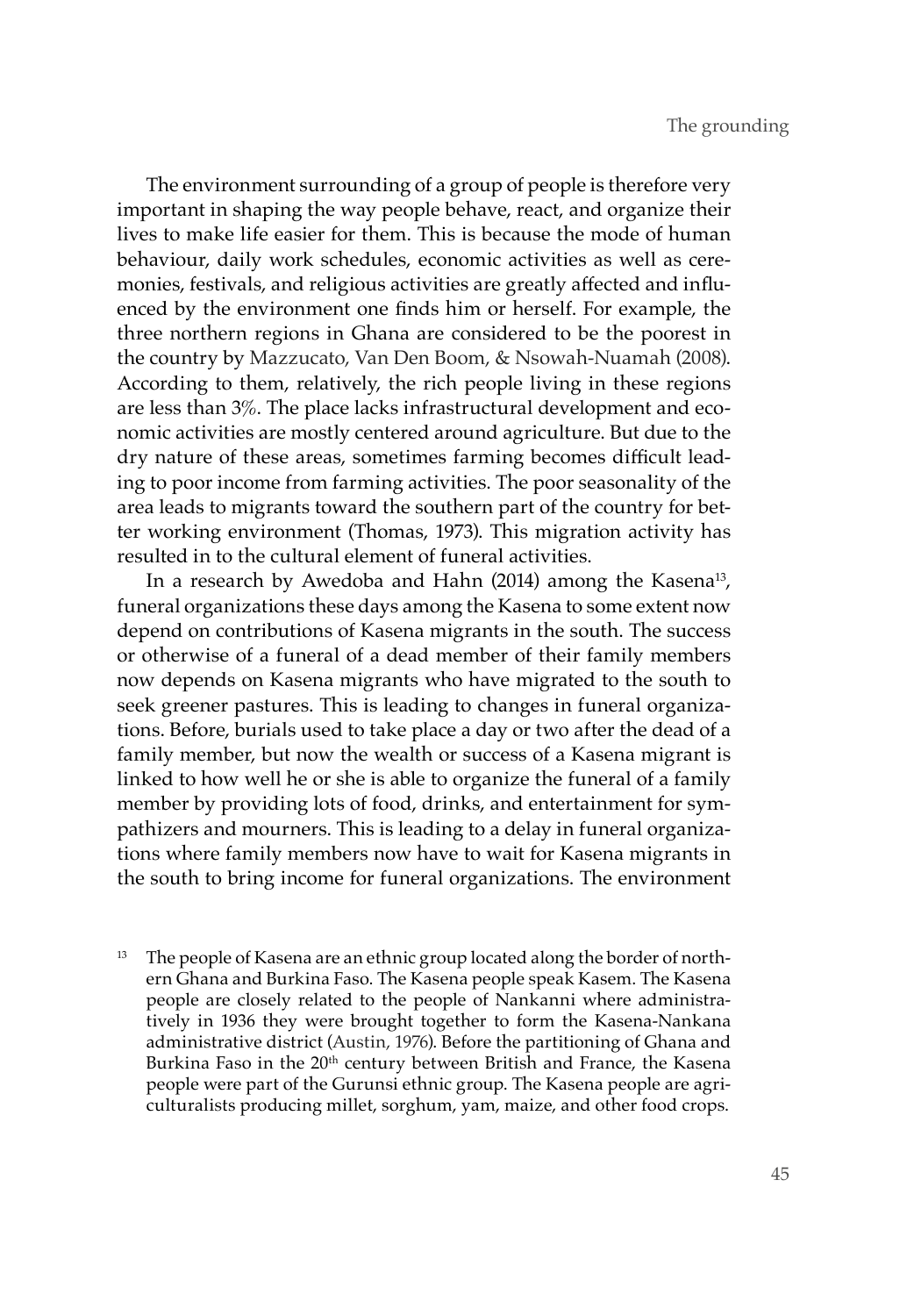The environment surrounding of a group of people is therefore very important in shaping the way people behave, react, and organize their lives to make life easier for them. This is because the mode of human behaviour, daily work schedules, economic activities as well as ceremonies, festivals, and religious activities are greatly affected and influenced by the environment one finds him or herself. For example, the three northern regions in Ghana are considered to be the poorest in the country by Mazzucato, Van Den Boom, & Nsowah-Nuamah (2008). According to them, relatively, the rich people living in these regions are less than 3%. The place lacks infrastructural development and economic activities are mostly centered around agriculture. But due to the dry nature of these areas, sometimes farming becomes difficult leading to poor income from farming activities. The poor seasonality of the area leads to migrants toward the southern part of the country for better working environment (Thomas, 1973). This migration activity has resulted in to the cultural element of funeral activities.

In a research by Awedoba and Hahn (2014) among the Kasena[13], funeral organizations these days among the Kasena to some extent now depend on contributions of Kasena migrants in the south. The success or otherwise of a funeral of a dead member of their family members now depends on Kasena migrants who have migrated to the south to seek greener pastures. This is leading to changes in funeral organizations. Before, burials used to take place a day or two after the dead of a family member, but now the wealth or success of a Kasena migrant is linked to how well he or she is able to organize the funeral of a family member by providing lots of food, drinks, and entertainment for sympathizers and mourners. This is leading to a delay in funeral organizations where family members now have to wait for Kasena migrants in the south to bring income for funeral organizations. The environment

[13] The people of Kasena are an ethnic group located along the border of northern Ghana and Burkina Faso. The Kasena people speak Kasem. The Kasena people are closely related to the people of Nankanni where administratively in 1936 they were brought together to form the Kasena-Nankana administrative district (Austin, 1976). Before the partitioning of Ghana and Burkina Faso in the 20th century between British and France, the Kasena people were part of the Gurunsi ethnic group. The Kasena people are agriculturalists producing millet, sorghum, yam, maize, and other food crops.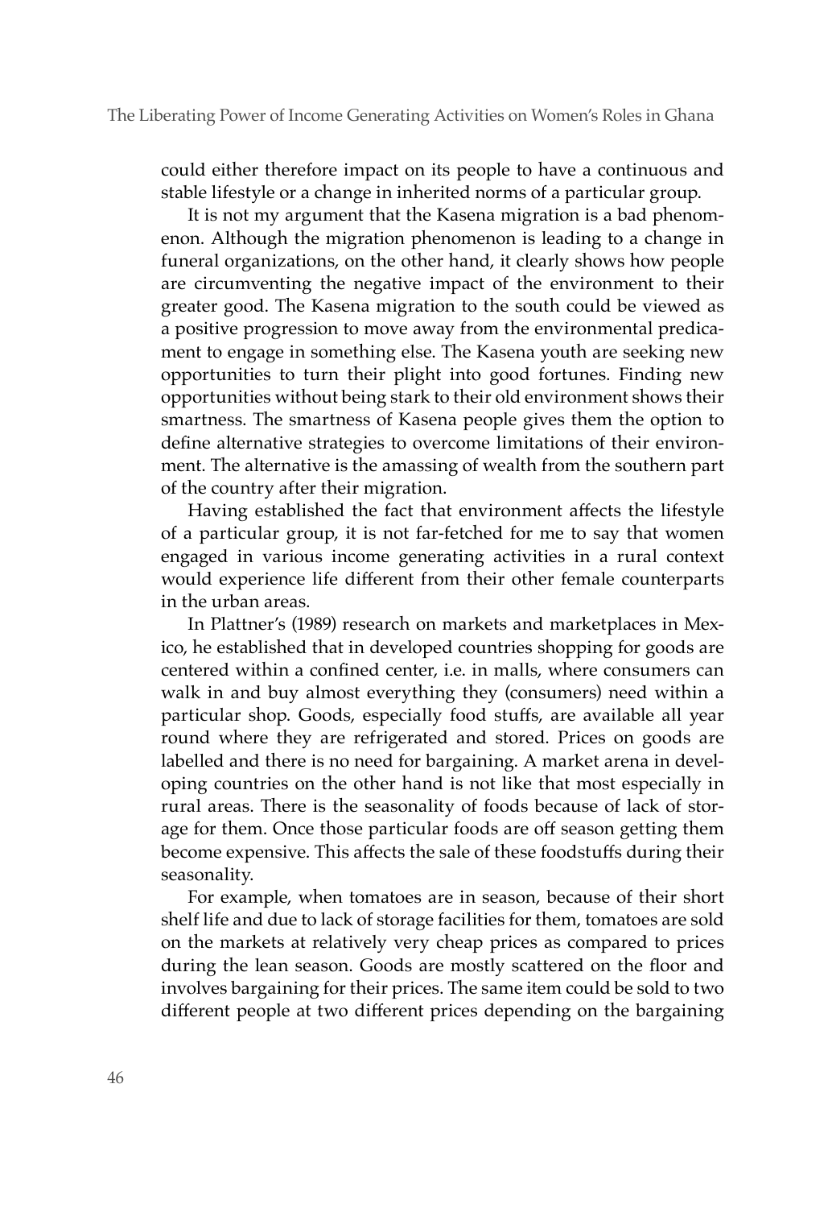could either therefore impact on its people to have a continuous and stable lifestyle or a change in inherited norms of a particular group.

It is not my argument that the Kasena migration is a bad phenomenon. Although the migration phenomenon is leading to a change in funeral organizations, on the other hand, it clearly shows how people are circumventing the negative impact of the environment to their greater good. The Kasena migration to the south could be viewed as a positive progression to move away from the environmental predicament to engage in something else. The Kasena youth are seeking new opportunities to turn their plight into good fortunes. Finding new opportunities without being stark to their old environment shows their smartness. The smartness of Kasena people gives them the option to define alternative strategies to overcome limitations of their environment. The alternative is the amassing of wealth from the southern part of the country after their migration.

Having established the fact that environment affects the lifestyle of a particular group, it is not far-fetched for me to say that women engaged in various income generating activities in a rural context would experience life different from their other female counterparts in the urban areas.

In Plattner's (1989) research on markets and marketplaces in Mexico, he established that in developed countries shopping for goods are centered within a confined center, i.e. in malls, where consumers can walk in and buy almost everything they (consumers) need within a particular shop. Goods, especially food stuffs, are available all year round where they are refrigerated and stored. Prices on goods are labelled and there is no need for bargaining. A market arena in developing countries on the other hand is not like that most especially in rural areas. There is the seasonality of foods because of lack of storage for them. Once those particular foods are off season getting them become expensive. This affects the sale of these foodstuffs during their seasonality.

For example, when tomatoes are in season, because of their short shelf life and due to lack of storage facilities for them, tomatoes are sold on the markets at relatively very cheap prices as compared to prices during the lean season. Goods are mostly scattered on the floor and involves bargaining for their prices. The same item could be sold to two different people at two different prices depending on the bargaining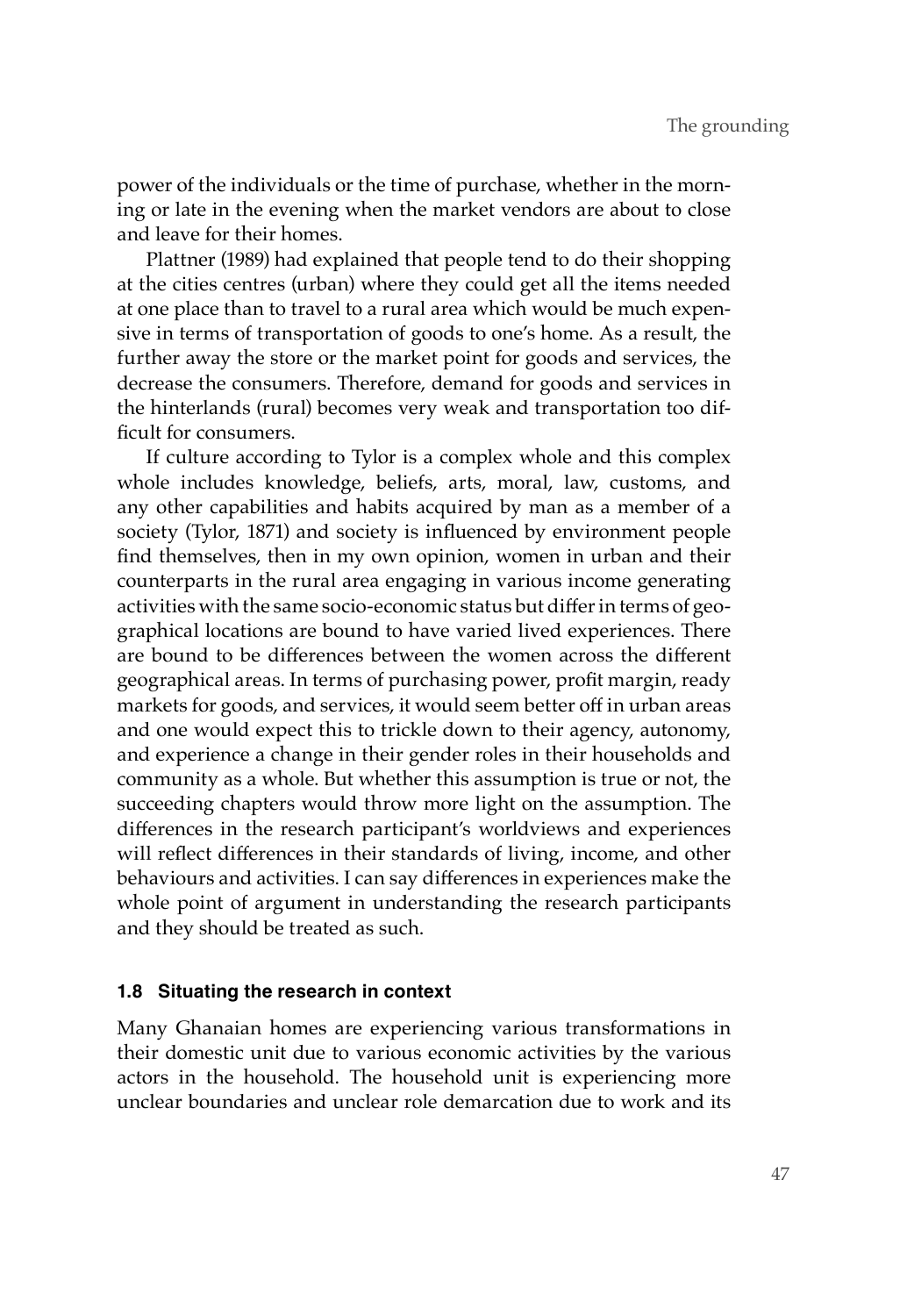power of the individuals or the time of purchase, whether in the morning or late in the evening when the market vendors are about to close and leave for their homes.

Plattner (1989) had explained that people tend to do their shopping at the cities centres (urban) where they could get all the items needed at one place than to travel to a rural area which would be much expensive in terms of transportation of goods to one's home. As a result, the further away the store or the market point for goods and services, the decrease the consumers. Therefore, demand for goods and services in the hinterlands (rural) becomes very weak and transportation too difficult for consumers.

If culture according to Tylor is a complex whole and this complex whole includes knowledge, beliefs, arts, moral, law, customs, and any other capabilities and habits acquired by man as a member of a society (Tylor, 1871) and society is influenced by environment people find themselves, then in my own opinion, women in urban and their counterparts in the rural area engaging in various income generating activities with the same socio-economic status but differ in terms of geographical locations are bound to have varied lived experiences. There are bound to be differences between the women across the different geographical areas. In terms of purchasing power, profit margin, ready markets for goods, and services, it would seem better off in urban areas and one would expect this to trickle down to their agency, autonomy, and experience a change in their gender roles in their households and community as a whole. But whether this assumption is true or not, the succeeding chapters would throw more light on the assumption. The differences in the research participant's worldviews and experiences will reflect differences in their standards of living, income, and other behaviours and activities. I can say differences in experiences make the whole point of argument in understanding the research participants and they should be treated as such.

### 1.8 Situating the research in context

Many Ghanaian homes are experiencing various transformations in their domestic unit due to various economic activities by the various actors in the household. The household unit is experiencing more unclear boundaries and unclear role demarcation due to work and its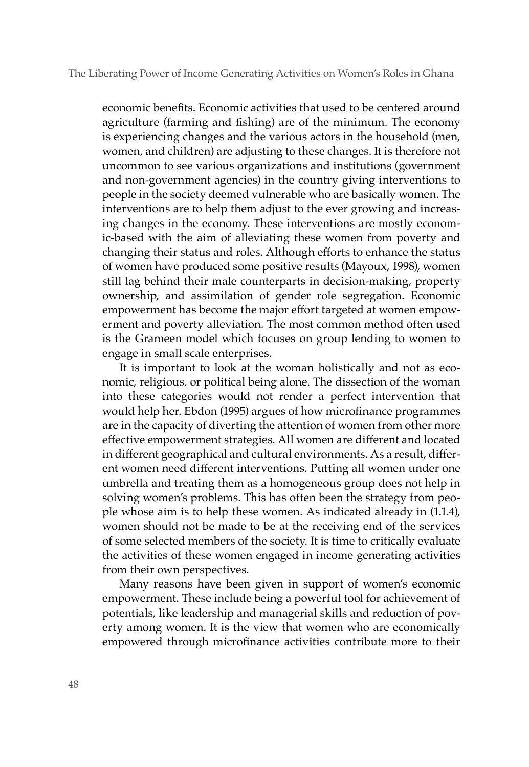economic benefits. Economic activities that used to be centered around agriculture (farming and fishing) are of the minimum. The economy is experiencing changes and the various actors in the household (men, women, and children) are adjusting to these changes. It is therefore not uncommon to see various organizations and institutions (government and non-government agencies) in the country giving interventions to people in the society deemed vulnerable who are basically women. The interventions are to help them adjust to the ever growing and increasing changes in the economy. These interventions are mostly economic-based with the aim of alleviating these women from poverty and changing their status and roles. Although efforts to enhance the status of women have produced some positive results (Mayoux, 1998), women still lag behind their male counterparts in decision-making, property ownership, and assimilation of gender role segregation. Economic empowerment has become the major effort targeted at women empowerment and poverty alleviation. The most common method often used is the Grameen model which focuses on group lending to women to engage in small scale enterprises.

It is important to look at the woman holistically and not as economic, religious, or political being alone. The dissection of the woman into these categories would not render a perfect intervention that would help her. Ebdon (1995) argues of how microfinance programmes are in the capacity of diverting the attention of women from other more effective empowerment strategies. All women are different and located in different geographical and cultural environments. As a result, different women need different interventions. Putting all women under one umbrella and treating them as a homogeneous group does not help in solving women's problems. This has often been the strategy from people whose aim is to help these women. As indicated already in (1.1.4), women should not be made to be at the receiving end of the services of some selected members of the society. It is time to critically evaluate the activities of these women engaged in income generating activities from their own perspectives.

Many reasons have been given in support of women's economic empowerment. These include being a powerful tool for achievement of potentials, like leadership and managerial skills and reduction of poverty among women. It is the view that women who are economically empowered through microfinance activities contribute more to their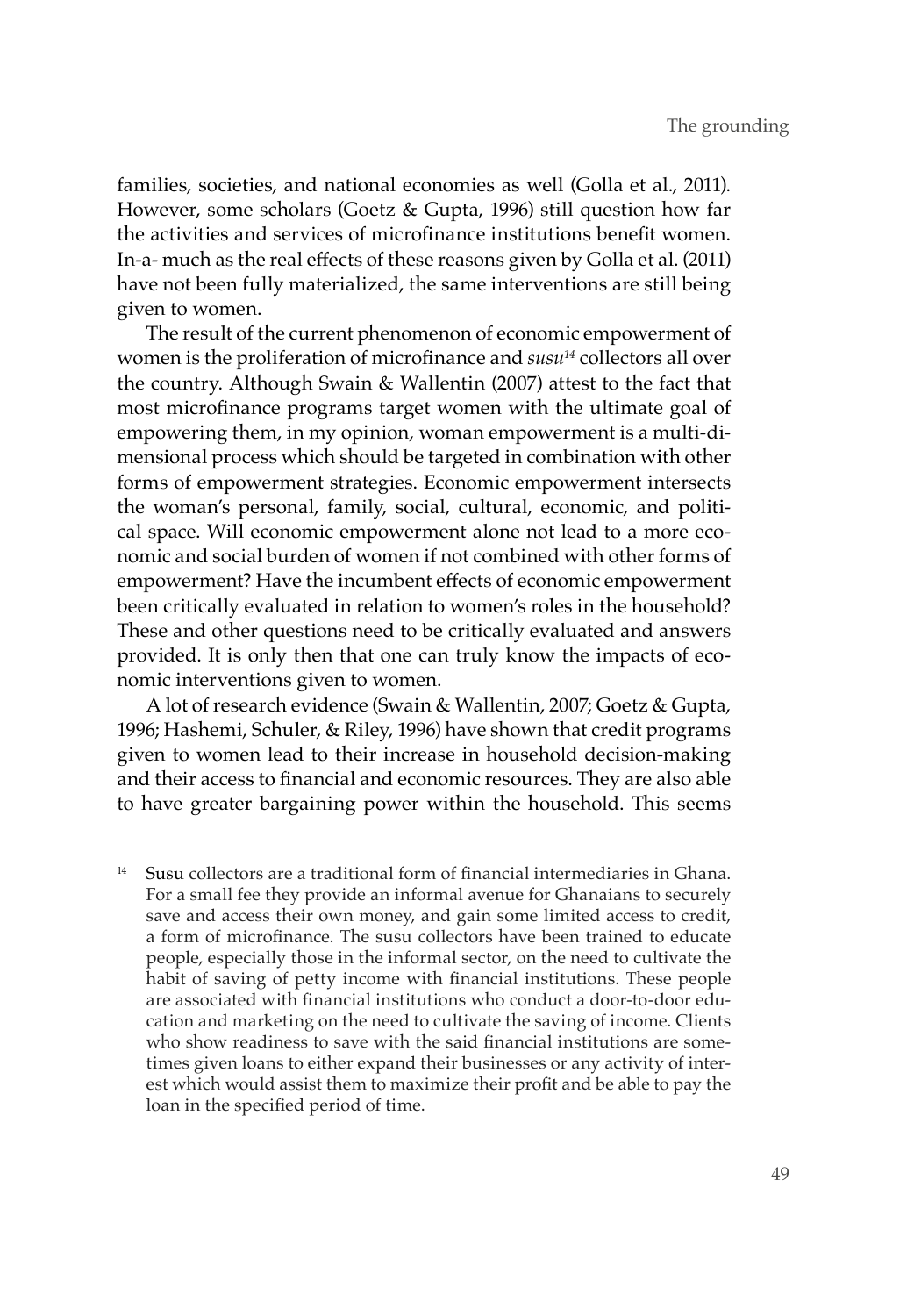families, societies, and national economies as well (Golla et al., 2011). However, some scholars (Goetz & Gupta, 1996) still question how far the activities and services of microfinance institutions benefit women. In-a- much as the real effects of these reasons given by Golla et al. (2011) have not been fully materialized, the same interventions are still being given to women.

The result of the current phenomenon of economic empowerment of women is the proliferation of microfinance and *susu*[14] collectors all over the country. Although Swain & Wallentin (2007) attest to the fact that most microfinance programs target women with the ultimate goal of empowering them, in my opinion, woman empowerment is a multi-dimensional process which should be targeted in combination with other forms of empowerment strategies. Economic empowerment intersects the woman's personal, family, social, cultural, economic, and political space. Will economic empowerment alone not lead to a more economic and social burden of women if not combined with other forms of empowerment? Have the incumbent effects of economic empowerment been critically evaluated in relation to women's roles in the household? These and other questions need to be critically evaluated and answers provided. It is only then that one can truly know the impacts of economic interventions given to women.

A lot of research evidence (Swain & Wallentin, 2007; Goetz & Gupta, 1996; Hashemi, Schuler, & Riley, 1996) have shown that credit programs given to women lead to their increase in household decision-making and their access to financial and economic resources. They are also able to have greater bargaining power within the household. This seems

[14] Susu collectors are a traditional form of financial intermediaries in Ghana. For a small fee they provide an informal avenue for Ghanaians to securely save and access their own money, and gain some limited access to credit, a form of microfinance. The susu collectors have been trained to educate people, especially those in the informal sector, on the need to cultivate the habit of saving of petty income with financial institutions. These people are associated with financial institutions who conduct a door-to-door education and marketing on the need to cultivate the saving of income. Clients who show readiness to save with the said financial institutions are sometimes given loans to either expand their businesses or any activity of interest which would assist them to maximize their profit and be able to pay the loan in the specified period of time.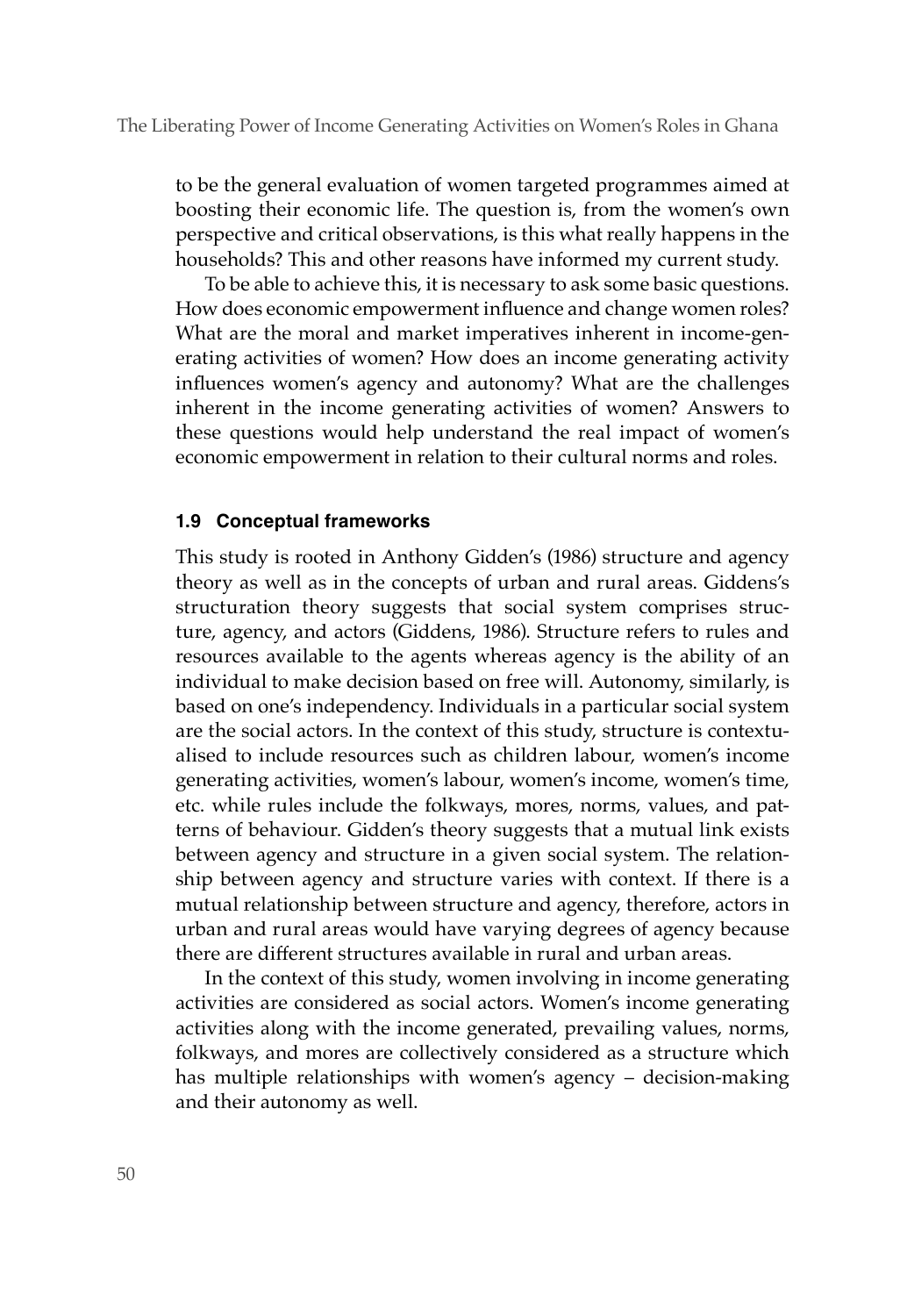to be the general evaluation of women targeted programmes aimed at boosting their economic life. The question is, from the women's own perspective and critical observations, is this what really happens in the households? This and other reasons have informed my current study.

To be able to achieve this, it is necessary to ask some basic questions. How does economic empowerment influence and change women roles? What are the moral and market imperatives inherent in income-generating activities of women? How does an income generating activity influences women's agency and autonomy? What are the challenges inherent in the income generating activities of women? Answers to these questions would help understand the real impact of women's economic empowerment in relation to their cultural norms and roles.

### 1.9 Conceptual frameworks

This study is rooted in Anthony Gidden's (1986) structure and agency theory as well as in the concepts of urban and rural areas. Giddens's structuration theory suggests that social system comprises structure, agency, and actors (Giddens, 1986). Structure refers to rules and resources available to the agents whereas agency is the ability of an individual to make decision based on free will. Autonomy, similarly, is based on one's independency. Individuals in a particular social system are the social actors. In the context of this study, structure is contextualised to include resources such as children labour, women's income generating activities, women's labour, women's income, women's time, etc. while rules include the folkways, mores, norms, values, and patterns of behaviour. Gidden's theory suggests that a mutual link exists between agency and structure in a given social system. The relationship between agency and structure varies with context. If there is a mutual relationship between structure and agency, therefore, actors in urban and rural areas would have varying degrees of agency because there are different structures available in rural and urban areas.

In the context of this study, women involving in income generating activities are considered as social actors. Women's income generating activities along with the income generated, prevailing values, norms, folkways, and mores are collectively considered as a structure which has multiple relationships with women's agency – decision-making and their autonomy as well.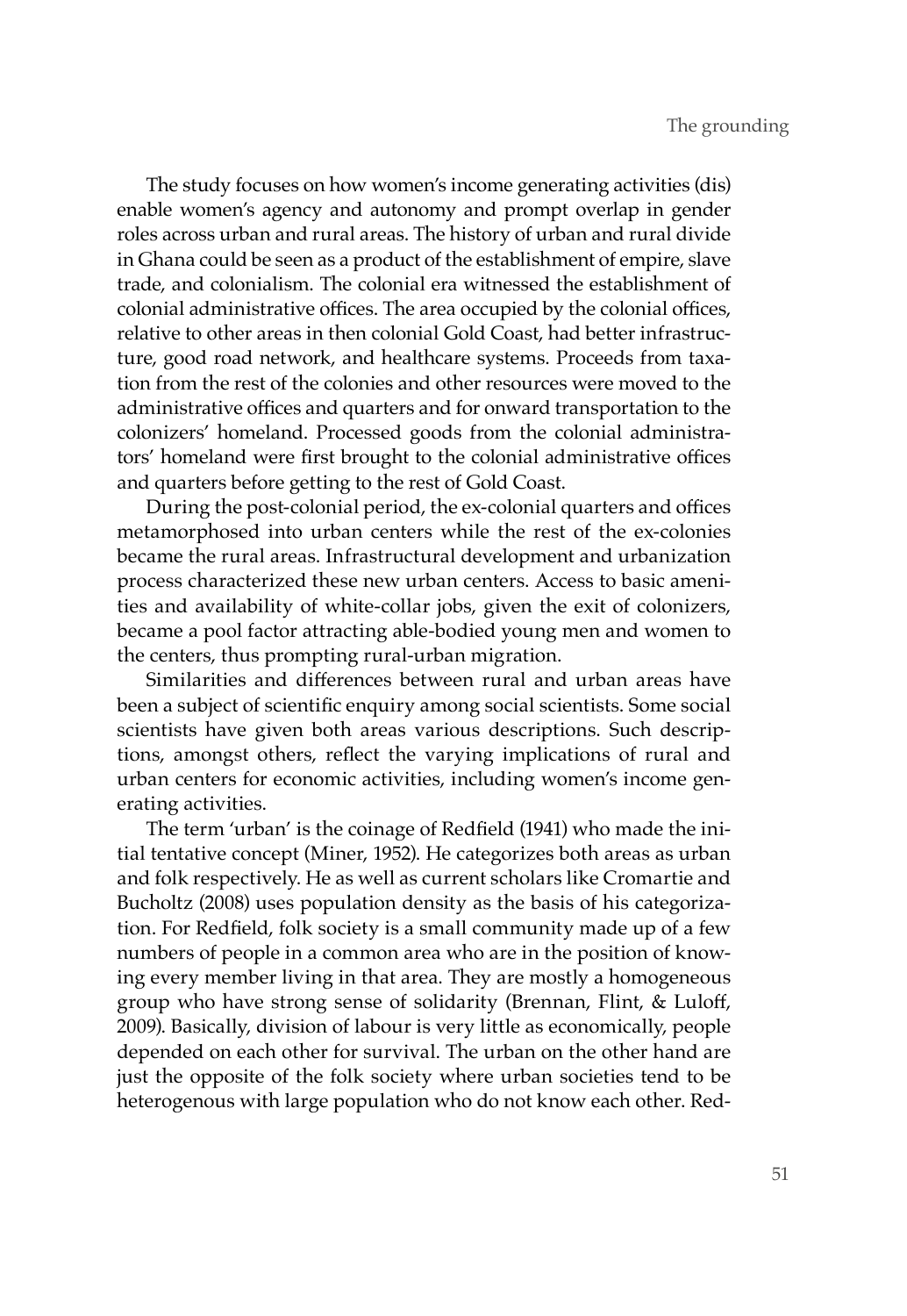The study focuses on how women's income generating activities (dis) enable women's agency and autonomy and prompt overlap in gender roles across urban and rural areas. The history of urban and rural divide in Ghana could be seen as a product of the establishment of empire, slave trade, and colonialism. The colonial era witnessed the establishment of colonial administrative offices. The area occupied by the colonial offices, relative to other areas in then colonial Gold Coast, had better infrastructure, good road network, and healthcare systems. Proceeds from taxation from the rest of the colonies and other resources were moved to the administrative offices and quarters and for onward transportation to the colonizers' homeland. Processed goods from the colonial administrators' homeland were first brought to the colonial administrative offices and quarters before getting to the rest of Gold Coast.

During the post-colonial period, the ex-colonial quarters and offices metamorphosed into urban centers while the rest of the ex-colonies became the rural areas. Infrastructural development and urbanization process characterized these new urban centers. Access to basic amenities and availability of white-collar jobs, given the exit of colonizers, became a pool factor attracting able-bodied young men and women to the centers, thus prompting rural-urban migration.

Similarities and differences between rural and urban areas have been a subject of scientific enquiry among social scientists. Some social scientists have given both areas various descriptions. Such descriptions, amongst others, reflect the varying implications of rural and urban centers for economic activities, including women's income generating activities.

The term 'urban' is the coinage of Redfield (1941) who made the initial tentative concept (Miner, 1952). He categorizes both areas as urban and folk respectively. He as well as current scholars like Cromartie and Bucholtz (2008) uses population density as the basis of his categorization. For Redfield, folk society is a small community made up of a few numbers of people in a common area who are in the position of knowing every member living in that area. They are mostly a homogeneous group who have strong sense of solidarity (Brennan, Flint, & Luloff, 2009). Basically, division of labour is very little as economically, people depended on each other for survival. The urban on the other hand are just the opposite of the folk society where urban societies tend to be heterogenous with large population who do not know each other. Red-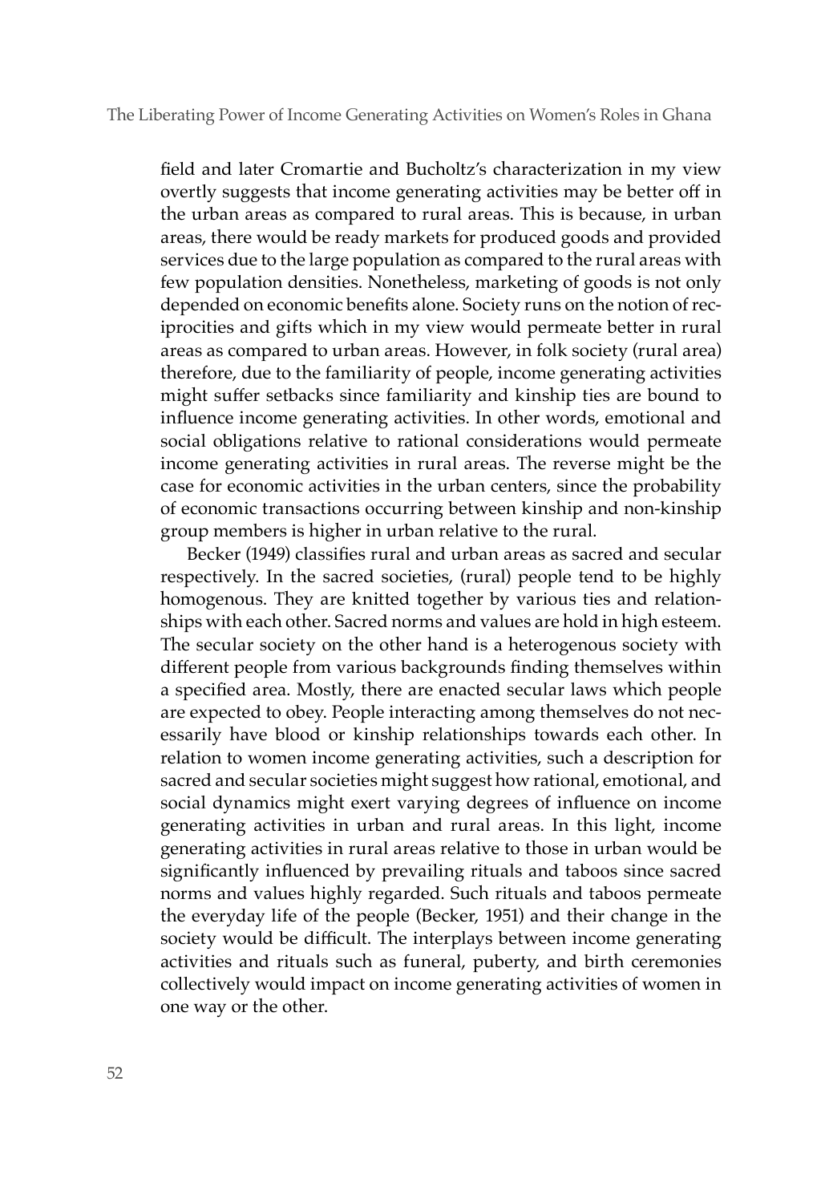field and later Cromartie and Bucholtz's characterization in my view overtly suggests that income generating activities may be better off in the urban areas as compared to rural areas. This is because, in urban areas, there would be ready markets for produced goods and provided services due to the large population as compared to the rural areas with few population densities. Nonetheless, marketing of goods is not only depended on economic benefits alone. Society runs on the notion of reciprocities and gifts which in my view would permeate better in rural areas as compared to urban areas. However, in folk society (rural area) therefore, due to the familiarity of people, income generating activities might suffer setbacks since familiarity and kinship ties are bound to influence income generating activities. In other words, emotional and social obligations relative to rational considerations would permeate income generating activities in rural areas. The reverse might be the case for economic activities in the urban centers, since the probability of economic transactions occurring between kinship and non-kinship group members is higher in urban relative to the rural.

Becker (1949) classifies rural and urban areas as sacred and secular respectively. In the sacred societies, (rural) people tend to be highly homogenous. They are knitted together by various ties and relationships with each other. Sacred norms and values are hold in high esteem. The secular society on the other hand is a heterogenous society with different people from various backgrounds finding themselves within a specified area. Mostly, there are enacted secular laws which people are expected to obey. People interacting among themselves do not necessarily have blood or kinship relationships towards each other. In relation to women income generating activities, such a description for sacred and secular societies might suggest how rational, emotional, and social dynamics might exert varying degrees of influence on income generating activities in urban and rural areas. In this light, income generating activities in rural areas relative to those in urban would be significantly influenced by prevailing rituals and taboos since sacred norms and values highly regarded. Such rituals and taboos permeate the everyday life of the people (Becker, 1951) and their change in the society would be difficult. The interplays between income generating activities and rituals such as funeral, puberty, and birth ceremonies collectively would impact on income generating activities of women in one way or the other.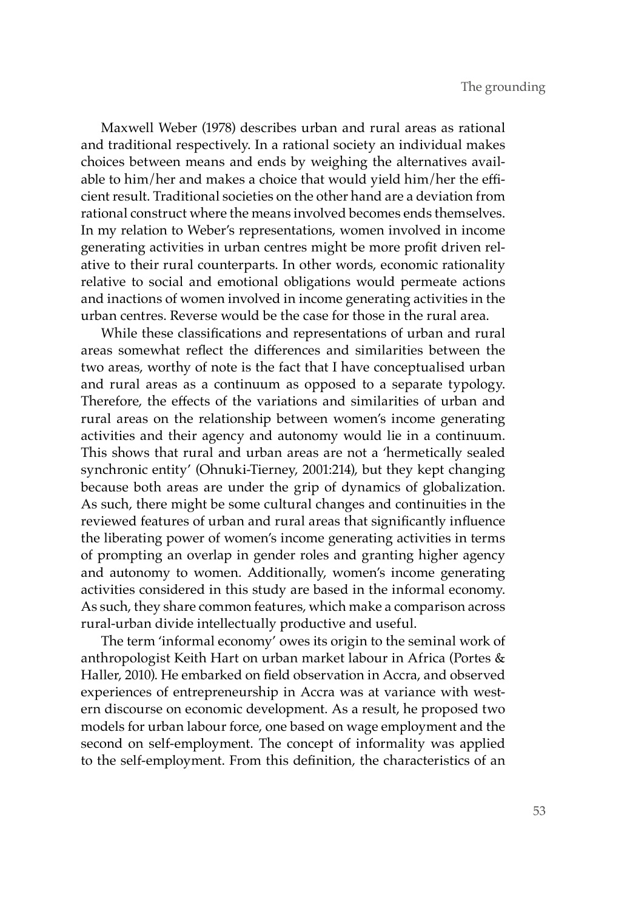Maxwell Weber (1978) describes urban and rural areas as rational and traditional respectively. In a rational society an individual makes choices between means and ends by weighing the alternatives available to him/her and makes a choice that would yield him/her the efficient result. Traditional societies on the other hand are a deviation from rational construct where the means involved becomes ends themselves. In my relation to Weber's representations, women involved in income generating activities in urban centres might be more profit driven relative to their rural counterparts. In other words, economic rationality relative to social and emotional obligations would permeate actions and inactions of women involved in income generating activities in the urban centres. Reverse would be the case for those in the rural area.

While these classifications and representations of urban and rural areas somewhat reflect the differences and similarities between the two areas, worthy of note is the fact that I have conceptualised urban and rural areas as a continuum as opposed to a separate typology. Therefore, the effects of the variations and similarities of urban and rural areas on the relationship between women's income generating activities and their agency and autonomy would lie in a continuum. This shows that rural and urban areas are not a 'hermetically sealed synchronic entity' (Ohnuki-Tierney, 2001:214), but they kept changing because both areas are under the grip of dynamics of globalization. As such, there might be some cultural changes and continuities in the reviewed features of urban and rural areas that significantly influence the liberating power of women's income generating activities in terms of prompting an overlap in gender roles and granting higher agency and autonomy to women. Additionally, women's income generating activities considered in this study are based in the informal economy. As such, they share common features, which make a comparison across rural-urban divide intellectually productive and useful.

The term 'informal economy' owes its origin to the seminal work of anthropologist Keith Hart on urban market labour in Africa (Portes & Haller, 2010). He embarked on field observation in Accra, and observed experiences of entrepreneurship in Accra was at variance with western discourse on economic development. As a result, he proposed two models for urban labour force, one based on wage employment and the second on self-employment. The concept of informality was applied to the self-employment. From this definition, the characteristics of an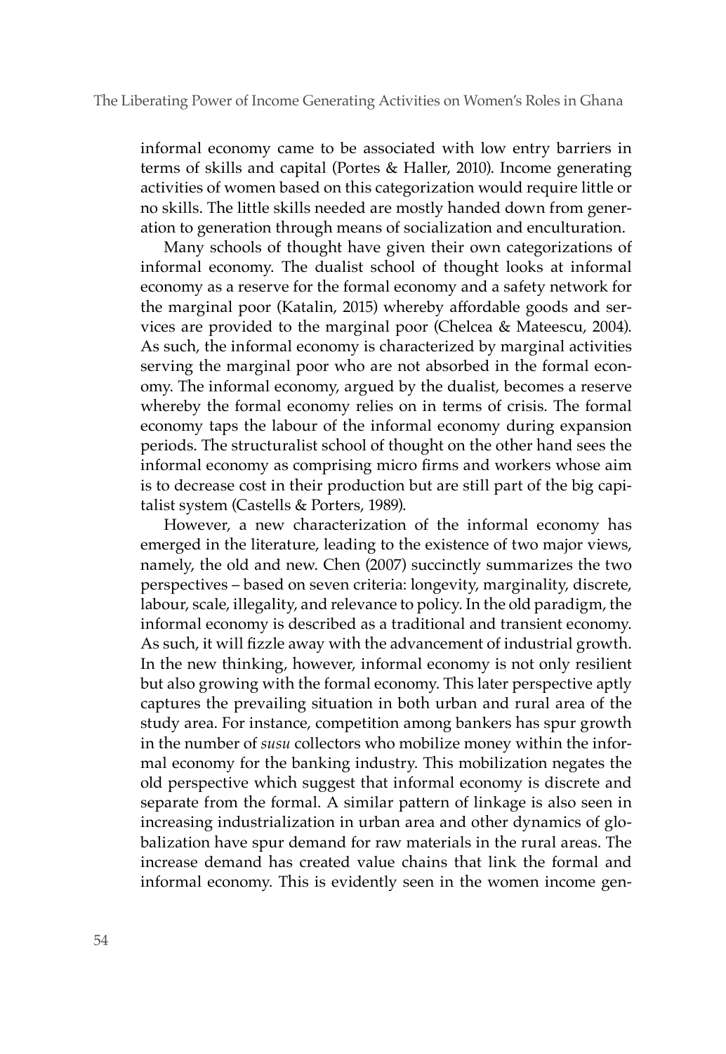informal economy came to be associated with low entry barriers in terms of skills and capital (Portes & Haller, 2010). Income generating activities of women based on this categorization would require little or no skills. The little skills needed are mostly handed down from generation to generation through means of socialization and enculturation.

Many schools of thought have given their own categorizations of informal economy. The dualist school of thought looks at informal economy as a reserve for the formal economy and a safety network for the marginal poor (Katalin, 2015) whereby affordable goods and services are provided to the marginal poor (Chelcea & Mateescu, 2004). As such, the informal economy is characterized by marginal activities serving the marginal poor who are not absorbed in the formal economy. The informal economy, argued by the dualist, becomes a reserve whereby the formal economy relies on in terms of crisis. The formal economy taps the labour of the informal economy during expansion periods. The structuralist school of thought on the other hand sees the informal economy as comprising micro firms and workers whose aim is to decrease cost in their production but are still part of the big capitalist system (Castells & Porters, 1989).

However, a new characterization of the informal economy has emerged in the literature, leading to the existence of two major views, namely, the old and new. Chen (2007) succinctly summarizes the two perspectives – based on seven criteria: longevity, marginality, discrete, labour, scale, illegality, and relevance to policy. In the old paradigm, the informal economy is described as a traditional and transient economy. As such, it will fizzle away with the advancement of industrial growth. In the new thinking, however, informal economy is not only resilient but also growing with the formal economy. This later perspective aptly captures the prevailing situation in both urban and rural area of the study area. For instance, competition among bankers has spur growth in the number of *susu* collectors who mobilize money within the informal economy for the banking industry. This mobilization negates the old perspective which suggest that informal economy is discrete and separate from the formal. A similar pattern of linkage is also seen in increasing industrialization in urban area and other dynamics of globalization have spur demand for raw materials in the rural areas. The increase demand has created value chains that link the formal and informal economy. This is evidently seen in the women income gen-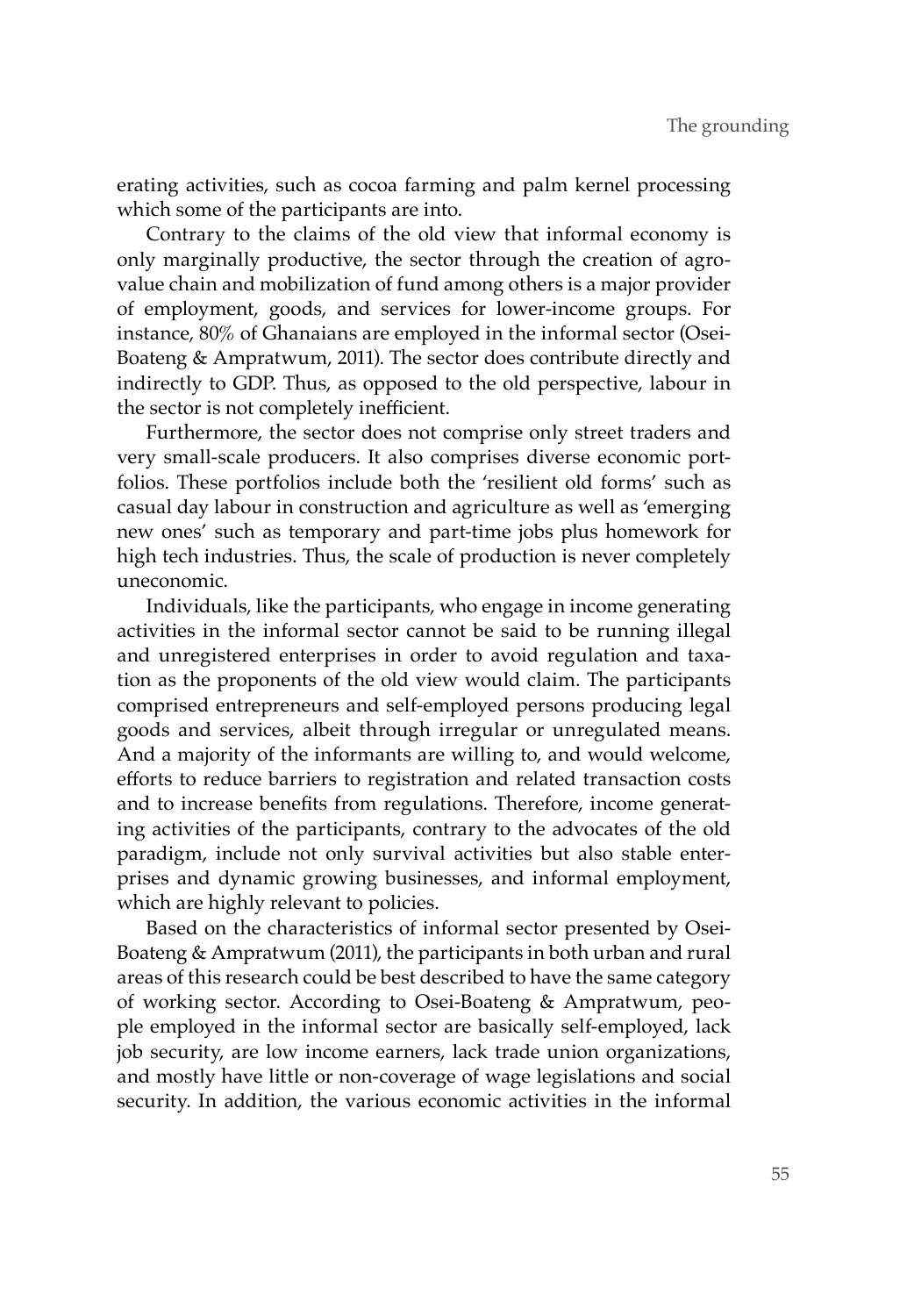erating activities, such as cocoa farming and palm kernel processing which some of the participants are into.

Contrary to the claims of the old view that informal economy is only marginally productive, the sector through the creation of agro-value chain and mobilization of fund among others is a major provider of employment, goods, and services for lower-income groups. For instance, 80% of Ghanaians are employed in the informal sector (Osei-Boateng & Ampratwum, 2011). The sector does contribute directly and indirectly to GDP. Thus, as opposed to the old perspective, labour in the sector is not completely inefficient.

Furthermore, the sector does not comprise only street traders and very small-scale producers. It also comprises diverse economic portfolios. These portfolios include both the 'resilient old forms' such as casual day labour in construction and agriculture as well as 'emerging new ones' such as temporary and part-time jobs plus homework for high tech industries. Thus, the scale of production is never completely uneconomic.

Individuals, like the participants, who engage in income generating activities in the informal sector cannot be said to be running illegal and unregistered enterprises in order to avoid regulation and taxation as the proponents of the old view would claim. The participants comprised entrepreneurs and self-employed persons producing legal goods and services, albeit through irregular or unregulated means. And a majority of the informants are willing to, and would welcome, efforts to reduce barriers to registration and related transaction costs and to increase benefits from regulations. Therefore, income generating activities of the participants, contrary to the advocates of the old paradigm, include not only survival activities but also stable enterprises and dynamic growing businesses, and informal employment, which are highly relevant to policies.

Based on the characteristics of informal sector presented by Osei-Boateng & Ampratwum (2011), the participants in both urban and rural areas of this research could be best described to have the same category of working sector. According to Osei-Boateng & Ampratwum, people employed in the informal sector are basically self-employed, lack job security, are low income earners, lack trade union organizations, and mostly have little or non-coverage of wage legislations and social security. In addition, the various economic activities in the informal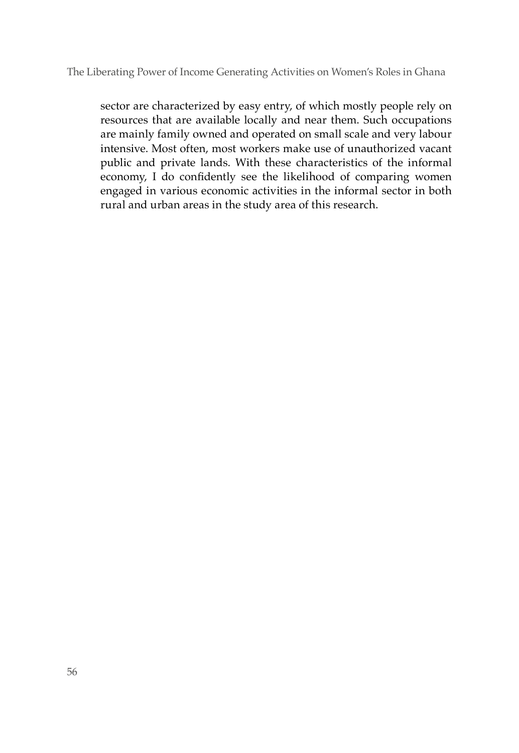sector are characterized by easy entry, of which mostly people rely on resources that are available locally and near them. Such occupations are mainly family owned and operated on small scale and very labour intensive. Most often, most workers make use of unauthorized vacant public and private lands. With these characteristics of the informal economy, I do confidently see the likelihood of comparing women engaged in various economic activities in the informal sector in both rural and urban areas in the study area of this research.